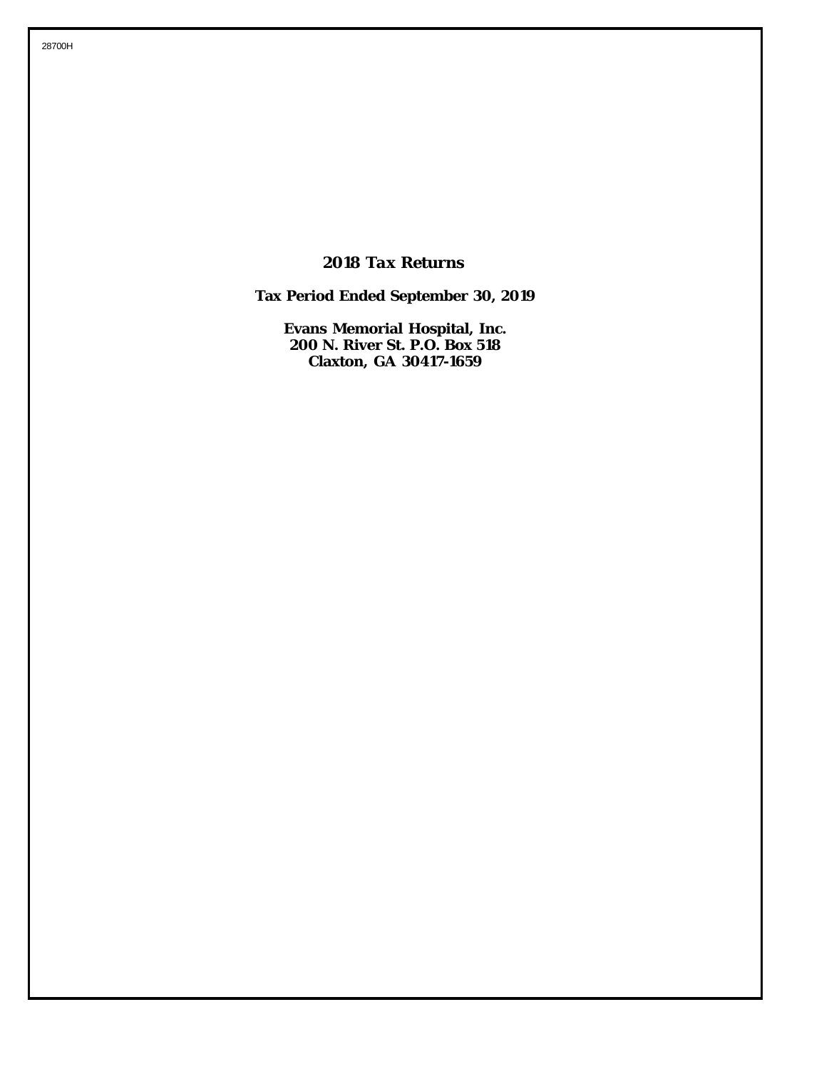28700H

# 2018 Tax Returns

## Tax Period Ended September 30, 2019

**Evans Memorial Hospital, Inc.**
**200 N. River St. P.O. Box 518**
**Claxton, GA 30417-1659**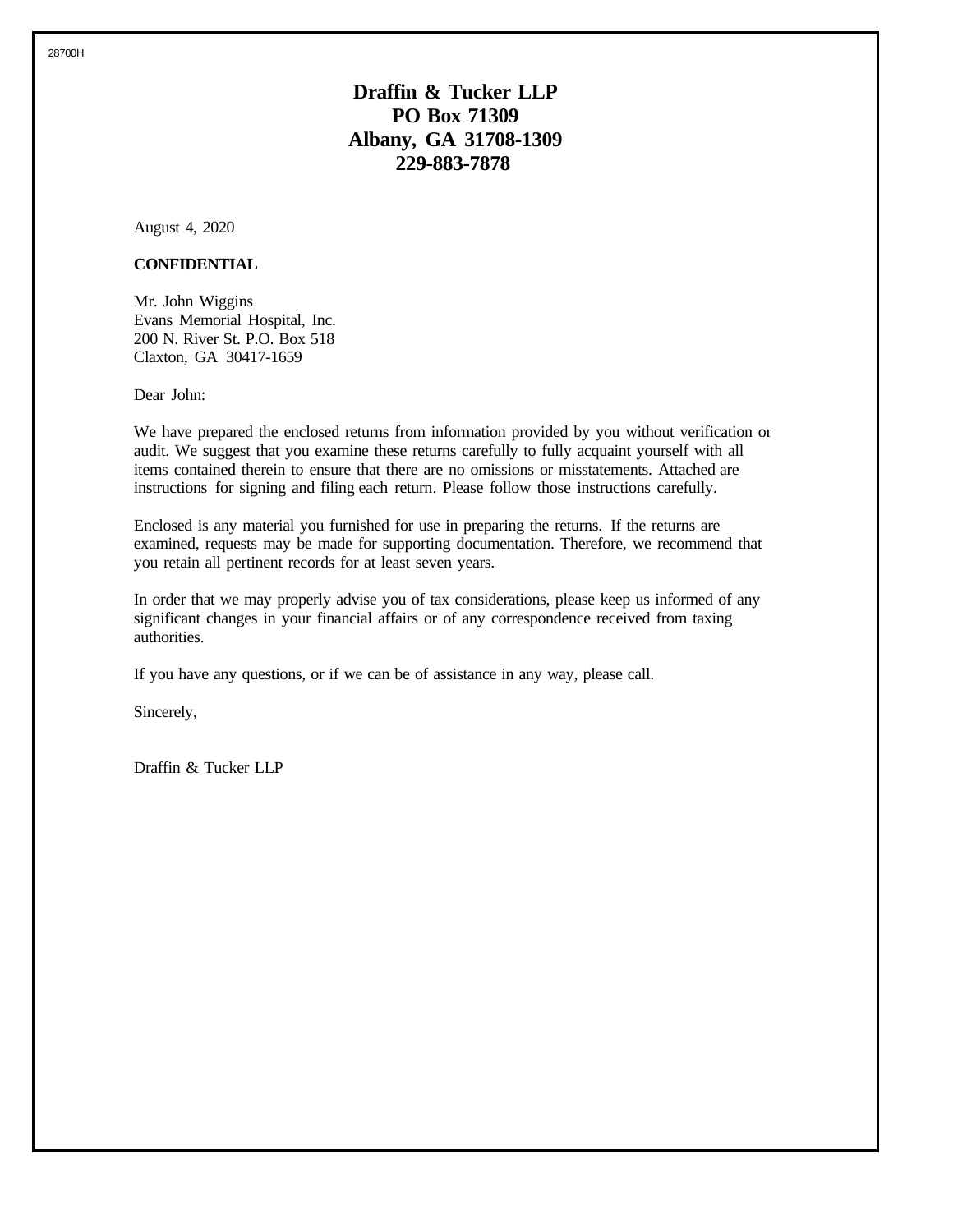28700H

# Draffin & Tucker LLP
## PO Box 71309
## Albany, GA 31708-1309
## 229-883-7878

August 4, 2020

**CONFIDENTIAL**

Mr. John Wiggins
Evans Memorial Hospital, Inc.
200 N. River St. P.O. Box 518
Claxton, GA 30417-1659

Dear John:

We have prepared the enclosed returns from information provided by you without verification or audit. We suggest that you examine these returns carefully to fully acquaint yourself with all items contained therein to ensure that there are no omissions or misstatements. Attached are instructions for signing and filing each return. Please follow those instructions carefully.

Enclosed is any material you furnished for use in preparing the returns. If the returns are examined, requests may be made for supporting documentation. Therefore, we recommend that you retain all pertinent records for at least seven years.

In order that we may properly advise you of tax considerations, please keep us informed of any significant changes in your financial affairs or of any correspondence received from taxing authorities.

If you have any questions, or if we can be of assistance in any way, please call.

Sincerely,

Draffin & Tucker LLP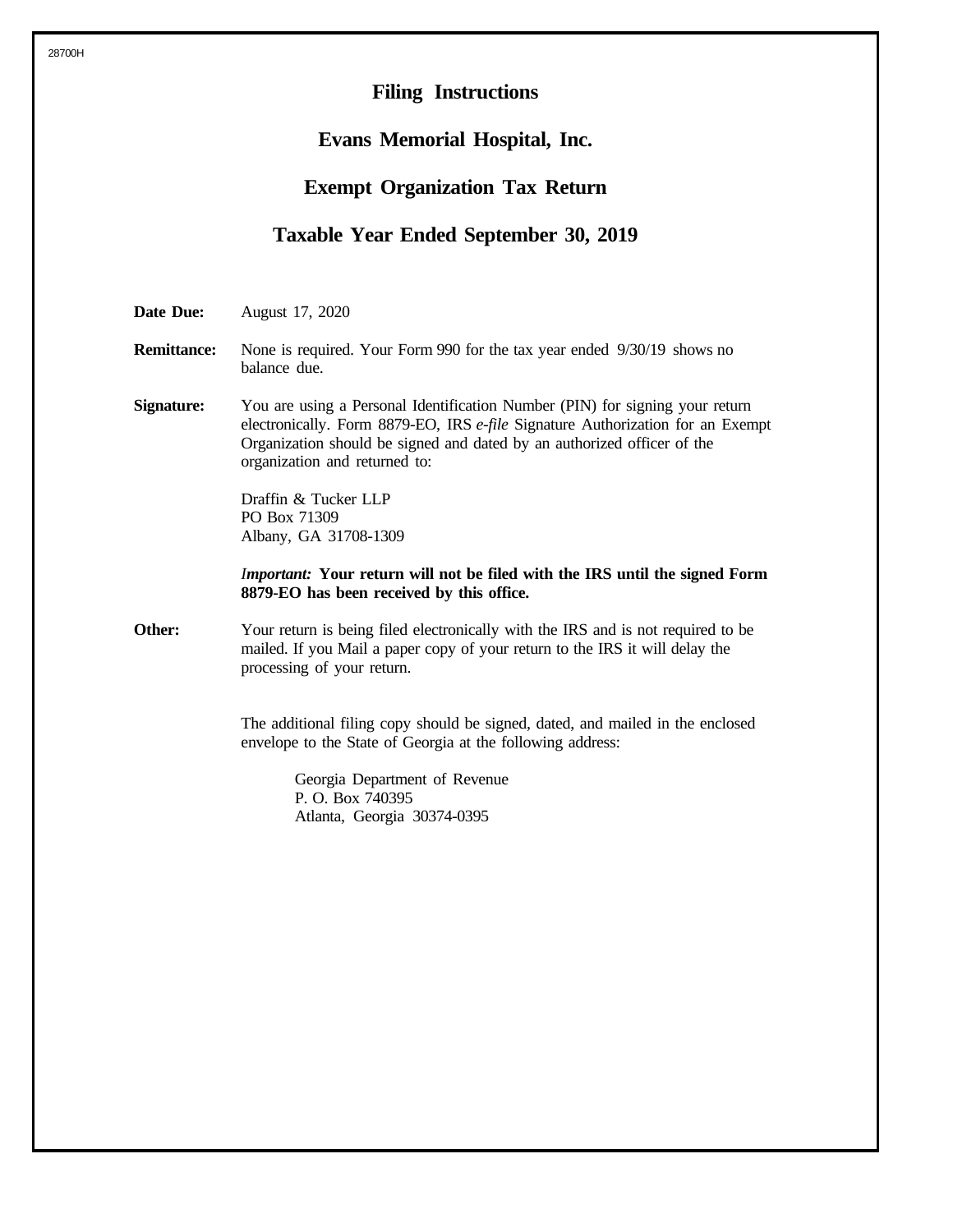28700H

# Filing Instructions

## Evans Memorial Hospital, Inc.

## Exempt Organization Tax Return

## Taxable Year Ended September 30, 2019

**Date Due:** August 17, 2020

**Remittance:** None is required. Your Form 990 for the tax year ended 9/30/19 shows no balance due.

**Signature:** You are using a Personal Identification Number (PIN) for signing your return electronically. Form 8879-EO, IRS *e-file* Signature Authorization for an Exempt Organization should be signed and dated by an authorized officer of the organization and returned to:

Draffin & Tucker LLP
PO Box 71309
Albany, GA 31708-1309

***Important:* Your return will not be filed with the IRS until the signed Form 8879-EO has been received by this office.**

**Other:** Your return is being filed electronically with the IRS and is not required to be mailed. If you Mail a paper copy of your return to the IRS it will delay the processing of your return.

The additional filing copy should be signed, dated, and mailed in the enclosed envelope to the State of Georgia at the following address:

Georgia Department of Revenue
P. O. Box 740395
Atlanta, Georgia 30374-0395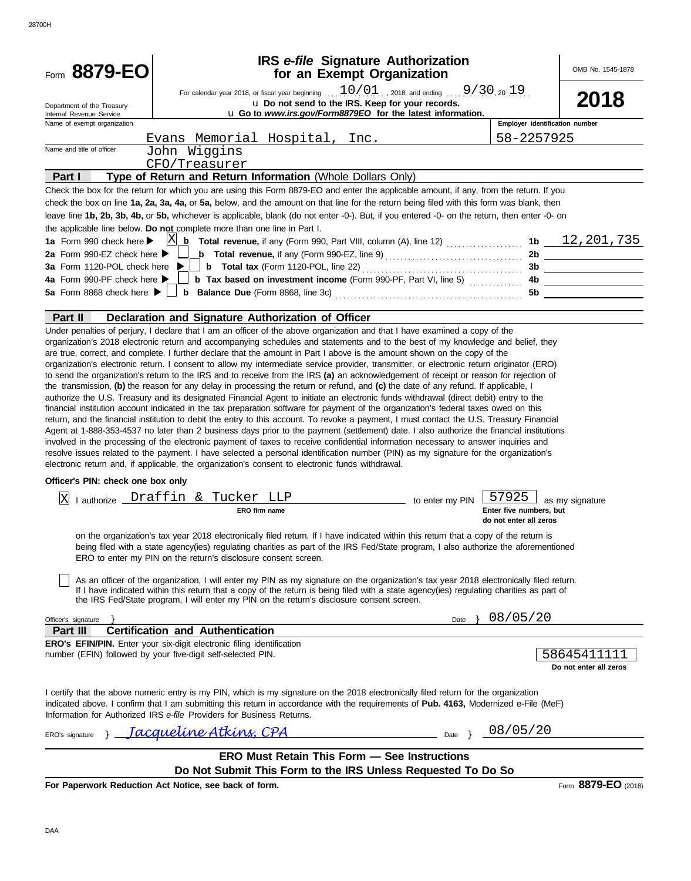Form **8879-EO**

Department of the Treasury
Internal Revenue Service

# IRS *e-file* Signature Authorization for an Exempt Organization

For calendar year 2018, or fiscal year beginning 10/01 , 2018, and ending 9/30 , 20 19

u Do not send to the IRS. Keep for your records.

u Go to *www.irs.gov/Form8879EO* for the latest information.

OMB No. 1545-1878

**2018**

Name of exempt organization: Evans Memorial Hospital, Inc.

Employer identification number: 58-2257925

Name and title of officer: John Wiggins
CFO/Treasurer

## Part I — Type of Return and Return Information (Whole Dollars Only)

Check the box for the return for which you are using this Form 8879-EO and enter the applicable amount, if any, from the return. If you check the box on line **1a, 2a, 3a, 4a,** or **5a,** below, and the amount on that line for the return being filed with this form was blank, then leave line **1b, 2b, 3b, 4b,** or **5b,** whichever is applicable, blank (do not enter -0-). But, if you entered -0- on the return, then enter -0- on the applicable line below. **Do not** complete more than one line in Part I.

| | | | |
|---|---|---|---|
| **1a** Form 990 check here ▶ [X] | **b Total revenue,** if any (Form 990, Part VIII, column (A), line 12) | **1b** | 12,201,735 |
| **2a** Form 990-EZ check here ▶ [ ] | **b Total revenue,** if any (Form 990-EZ, line 9) | **2b** | |
| **3a** Form 1120-POL check here ▶ [ ] | **b Total tax** (Form 1120-POL, line 22) | **3b** | |
| **4a** Form 990-PF check here ▶ [ ] | **b Tax based on investment income** (Form 990-PF, Part VI, line 5) | **4b** | |
| **5a** Form 8868 check here ▶ [ ] | **b Balance Due** (Form 8868, line 3c) | **5b** | |

## Part II — Declaration and Signature Authorization of Officer

Under penalties of perjury, I declare that I am an officer of the above organization and that I have examined a copy of the organization's 2018 electronic return and accompanying schedules and statements and to the best of my knowledge and belief, they are true, correct, and complete. I further declare that the amount in Part I above is the amount shown on the copy of the organization's electronic return. I consent to allow my intermediate service provider, transmitter, or electronic return originator (ERO) to send the organization's return to the IRS and to receive from the IRS **(a)** an acknowledgement of receipt or reason for rejection of the transmission, **(b)** the reason for any delay in processing the return or refund, and **(c)** the date of any refund. If applicable, I authorize the U.S. Treasury and its designated Financial Agent to initiate an electronic funds withdrawal (direct debit) entry to the financial institution account indicated in the tax preparation software for payment of the organization's federal taxes owed on this return, and the financial institution to debit the entry to this account. To revoke a payment, I must contact the U.S. Treasury Financial Agent at 1-888-353-4537 no later than 2 business days prior to the payment (settlement) date. I also authorize the financial institutions involved in the processing of the electronic payment of taxes to receive confidential information necessary to answer inquiries and resolve issues related to the payment. I have selected a personal identification number (PIN) as my signature for the organization's electronic return and, if applicable, the organization's consent to electronic funds withdrawal.

**Officer's PIN: check one box only**

[X] I authorize Draffin & Tucker LLP (**ERO firm name**) to enter my PIN 57925 as my signature (**Enter five numbers, but do not enter all zeros**)

on the organization's tax year 2018 electronically filed return. If I have indicated within this return that a copy of the return is being filed with a state agency(ies) regulating charities as part of the IRS Fed/State program, I also authorize the aforementioned ERO to enter my PIN on the return's disclosure consent screen.

[ ] As an officer of the organization, I will enter my PIN as my signature on the organization's tax year 2018 electronically filed return. If I have indicated within this return that a copy of the return is being filed with a state agency(ies) regulating charities as part of the IRS Fed/State program, I will enter my PIN on the return's disclosure consent screen.

Officer's signature } Date } 08/05/20

## Part III — Certification and Authentication

**ERO's EFIN/PIN.** Enter your six-digit electronic filing identification number (EFIN) followed by your five-digit self-selected PIN.

58645411111
**Do not enter all zeros**

I certify that the above numeric entry is my PIN, which is my signature on the 2018 electronically filed return for the organization indicated above. I confirm that I am submitting this return in accordance with the requirements of **Pub. 4163,** Modernized e-File (MeF) Information for Authorized IRS *e-file* Providers for Business Returns.

ERO's signature } *Jacqueline Atkins, CPA* Date } 08/05/20

**ERO Must Retain This Form — See Instructions**

**Do Not Submit This Form to the IRS Unless Requested To Do So**

**For Paperwork Reduction Act Notice, see back of form.** Form **8879-EO** (2018)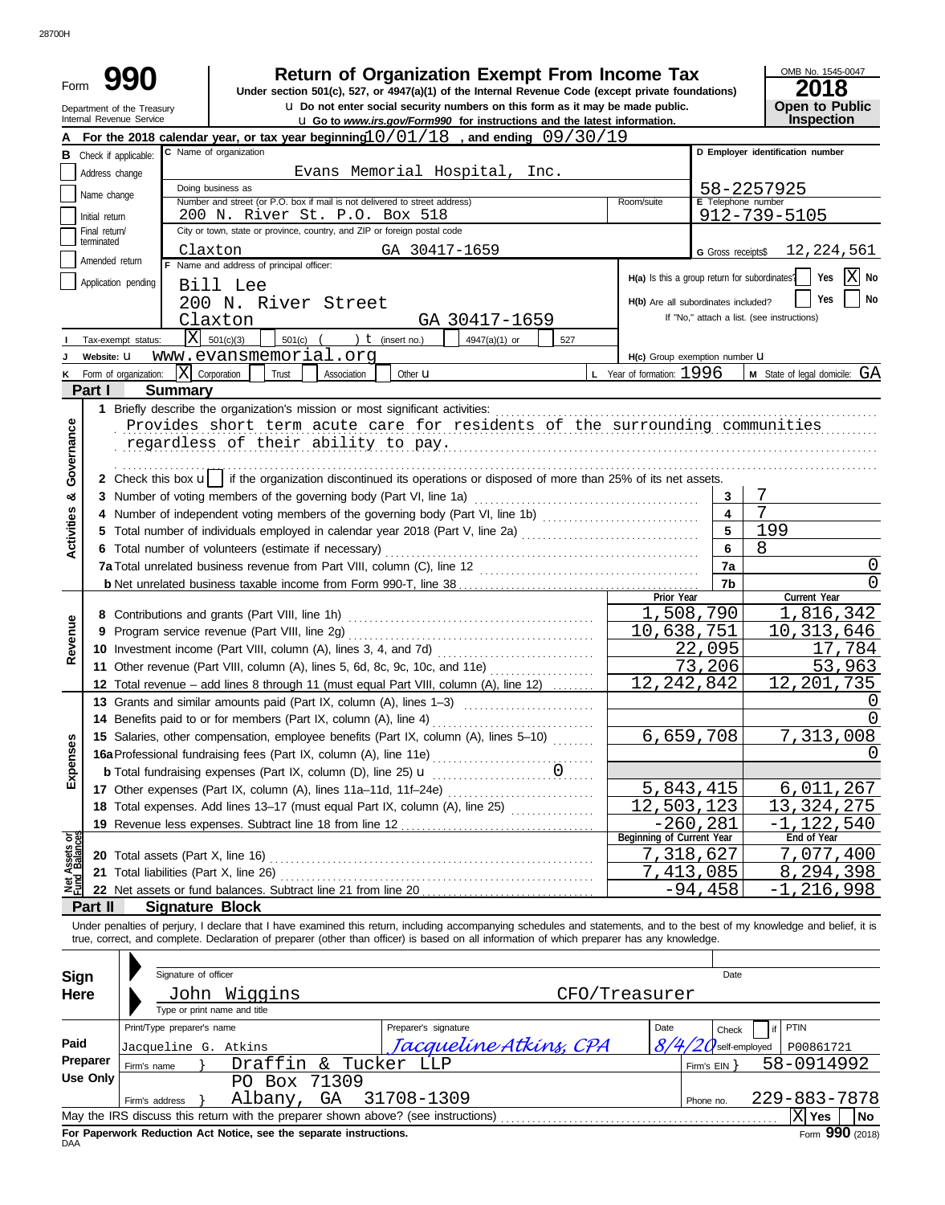28700H

# Form 990 — Return of Organization Exempt From Income Tax

Under section 501(c), 527, or 4947(a)(1) of the Internal Revenue Code (except private foundations)

u Do not enter social security numbers on this form as it may be made public.

u Go to *www.irs.gov/Form990* for instructions and the latest information.

Department of the Treasury
Internal Revenue Service

OMB No. 1545-0047

**2018**

**Open to Public Inspection**

**A** For the 2018 calendar year, or tax year beginning 10/01/18 , and ending 09/30/19

**B** Check if applicable:
- Address change
- Name change
- Initial return
- Final return/terminated
- Amended return
- Application pending

**C** Name of organization: Evans Memorial Hospital, Inc.

Doing business as

Number and street (or P.O. box if mail is not delivered to street address): 200 N. River St. P.O. Box 518 — Room/suite

City or town, state or province, country, and ZIP or foreign postal code: Claxton GA 30417-1659

**D** Employer identification number: 58-2257925

**E** Telephone number: 912-739-5105

**G** Gross receipts$ 12,224,561

**F** Name and address of principal officer:
Bill Lee
200 N. River Street
Claxton GA 30417-1659

H(a) Is this a group return for subordinates? Yes [ ] No [X]

H(b) Are all subordinates included? Yes [ ] No [ ]
If "No," attach a list. (see instructions)

**I** Tax-exempt status: [X] 501(c)(3) [ ] 501(c) ( ) t (insert no.) [ ] 4947(a)(1) or [ ] 527

**J** Website: u www.evansmemorial.org

H(c) Group exemption number u

**K** Form of organization: [X] Corporation [ ] Trust [ ] Association [ ] Other u

**L** Year of formation: 1996

**M** State of legal domicile: GA

## Part I Summary

**Activities & Governance**

1 Briefly describe the organization's mission or most significant activities:
Provides short term acute care for residents of the surrounding communities regardless of their ability to pay.

2 Check this box u [ ] if the organization discontinued its operations or disposed of more than 25% of its net assets.

| | | Line | Value |
|---|---|---|---|
| 3 | Number of voting members of the governing body (Part VI, line 1a) | 3 | 7 |
| 4 | Number of independent voting members of the governing body (Part VI, line 1b) | 4 | 7 |
| 5 | Total number of individuals employed in calendar year 2018 (Part V, line 2a) | 5 | 199 |
| 6 | Total number of volunteers (estimate if necessary) | 6 | 8 |
| 7a | Total unrelated business revenue from Part VIII, column (C), line 12 | 7a | 0 |
| b | Net unrelated business taxable income from Form 990-T, line 38 | 7b | 0 |

| | | Prior Year | Current Year |
|---|---|---|---|
| **Revenue** | | | |
| 8 | Contributions and grants (Part VIII, line 1h) | 1,508,790 | 1,816,342 |
| 9 | Program service revenue (Part VIII, line 2g) | 10,638,751 | 10,313,646 |
| 10 | Investment income (Part VIII, column (A), lines 3, 4, and 7d) | 22,095 | 17,784 |
| 11 | Other revenue (Part VIII, column (A), lines 5, 6d, 8c, 9c, 10c, and 11e) | 73,206 | 53,963 |
| 12 | Total revenue – add lines 8 through 11 (must equal Part VIII, column (A), line 12) | 12,242,842 | 12,201,735 |
| **Expenses** | | | |
| 13 | Grants and similar amounts paid (Part IX, column (A), lines 1–3) | | 0 |
| 14 | Benefits paid to or for members (Part IX, column (A), line 4) | | 0 |
| 15 | Salaries, other compensation, employee benefits (Part IX, column (A), lines 5–10) | 6,659,708 | 7,313,008 |
| 16a | Professional fundraising fees (Part IX, column (A), line 11e) | | 0 |
| b | Total fundraising expenses (Part IX, column (D), line 25) u 0 | | |
| 17 | Other expenses (Part IX, column (A), lines 11a–11d, 11f–24e) | 5,843,415 | 6,011,267 |
| 18 | Total expenses. Add lines 13–17 (must equal Part IX, column (A), line 25) | 12,503,123 | 13,324,275 |
| 19 | Revenue less expenses. Subtract line 18 from line 12 | -260,281 | -1,122,540 |

| **Net Assets or Fund Balances** | | Beginning of Current Year | End of Year |
|---|---|---|---|
| 20 | Total assets (Part X, line 16) | 7,318,627 | 7,077,400 |
| 21 | Total liabilities (Part X, line 26) | 7,413,085 | 8,294,398 |
| 22 | Net assets or fund balances. Subtract line 21 from line 20 | -94,458 | -1,216,998 |

## Part II Signature Block

Under penalties of perjury, I declare that I have examined this return, including accompanying schedules and statements, and to the best of my knowledge and belief, it is true, correct, and complete. Declaration of preparer (other than officer) is based on all information of which preparer has any knowledge.

**Sign Here**

Signature of officer — Date

John Wiggins CFO/Treasurer
Type or print name and title

**Paid Preparer Use Only**

| Print/Type preparer's name | Preparer's signature | Date | Check [ ] if self-employed | PTIN |
|---|---|---|---|---|
| Jacqueline G. Atkins | *Jacqueline Atkins, CPA* | 8/4/20 | | P00861721 |

Firm's name } Draffin & Tucker LLP — Firm's EIN } 58-0914992

Firm's address } PO Box 71309, Albany, GA 31708-1309 — Phone no. 229-883-7878

May the IRS discuss this return with the preparer shown above? (see instructions) [X] Yes [ ] No

**For Paperwork Reduction Act Notice, see the separate instructions.**

DAA

Form **990** (2018)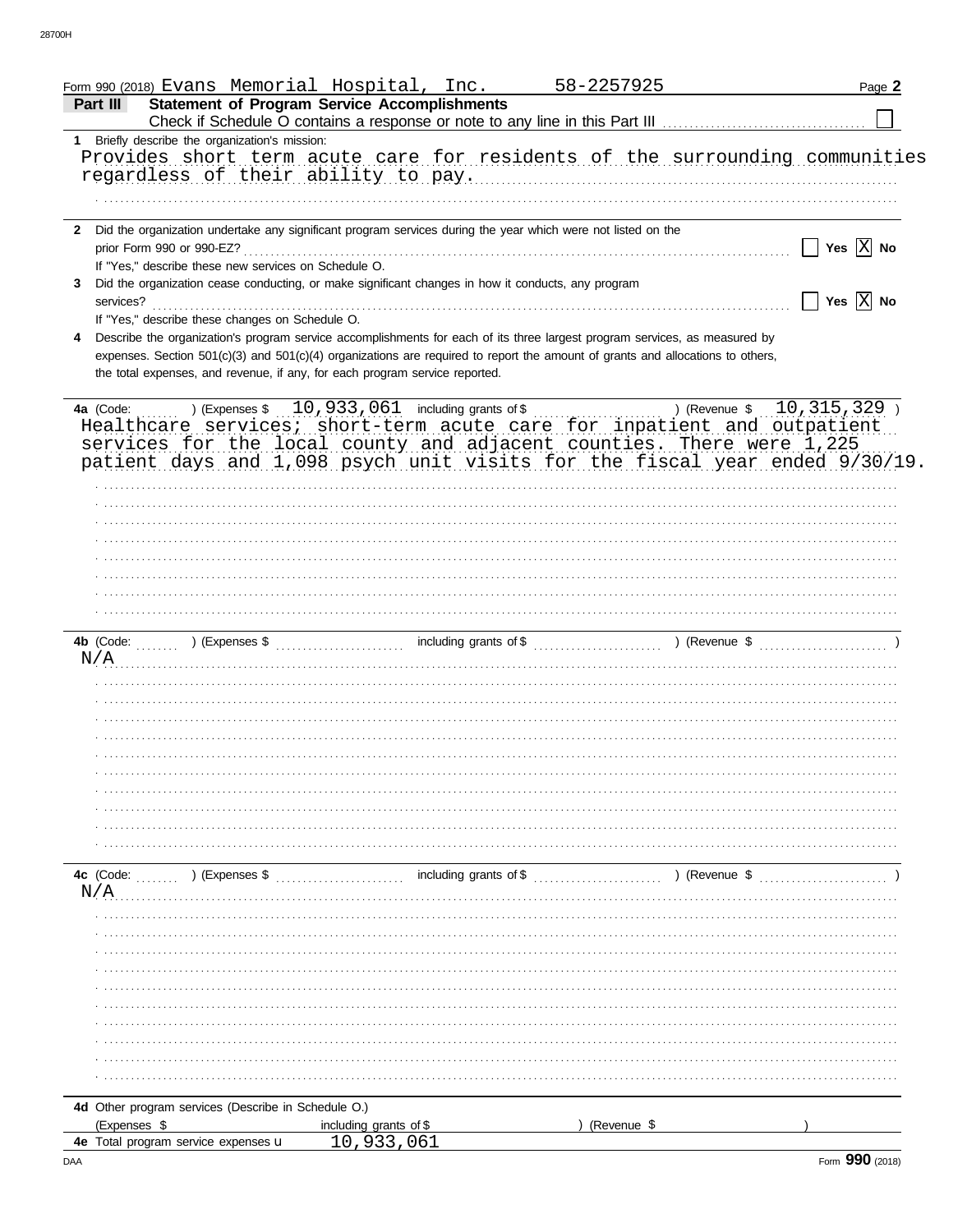Form 990 (2018) Evans Memorial Hospital, Inc. 58-2257925 Page **2**

**Part III** **Statement of Program Service Accomplishments**

Check if Schedule O contains a response or note to any line in this Part III ☐

**1** Briefly describe the organization's mission:

Provides short term acute care for residents of the surrounding communities regardless of their ability to pay.

**2** Did the organization undertake any significant program services during the year which were not listed on the prior Form 990 or 990-EZ? ☐ Yes ☒ No

If "Yes," describe these new services on Schedule O.

**3** Did the organization cease conducting, or make significant changes in how it conducts, any program services? ☐ Yes ☒ No

If "Yes," describe these changes on Schedule O.

**4** Describe the organization's program service accomplishments for each of its three largest program services, as measured by expenses. Section 501(c)(3) and 501(c)(4) organizations are required to report the amount of grants and allocations to others, the total expenses, and revenue, if any, for each program service reported.

**4a** (Code: ) (Expenses $ 10,933,061 including grants of $ ) (Revenue $ 10,315,329 )

Healthcare services; short-term acute care for inpatient and outpatient services for the local county and adjacent counties. There were 1,225 patient days and 1,098 psych unit visits for the fiscal year ended 9/30/19.

**4b** (Code: ) (Expenses $ including grants of $ ) (Revenue $ )

N/A

**4c** (Code: ) (Expenses $ including grants of $ ) (Revenue $ )

N/A

**4d** Other program services (Describe in Schedule O.)

(Expenses $ including grants of $ ) (Revenue $ )

**4e** Total program service expenses 10,933,061

Form **990** (2018)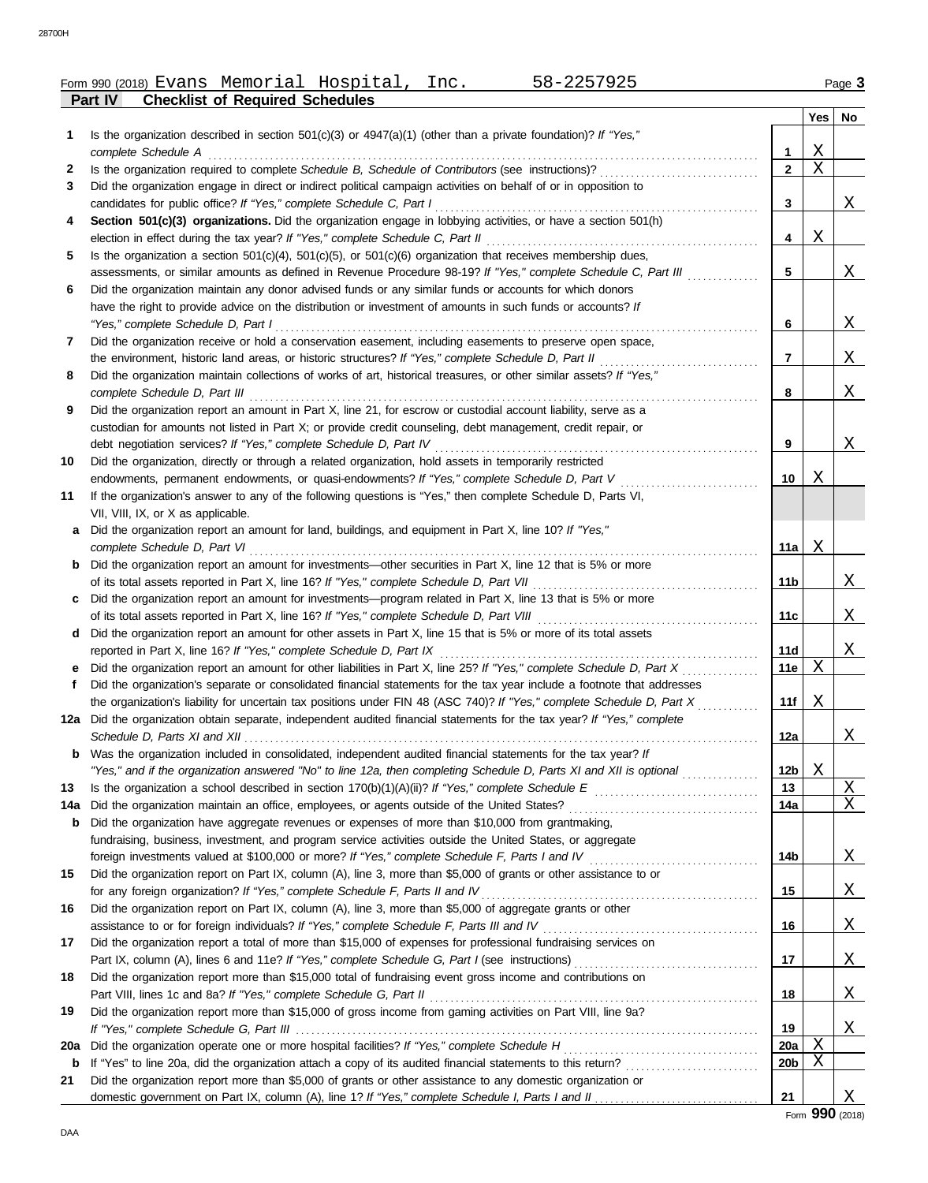Form 990 (2018) Evans Memorial Hospital, Inc. 58-2257925 Page **3**

## Part IV Checklist of Required Schedules

| | | | Yes | No |
|---|---|---|---|---|
| **1** | Is the organization described in section 501(c)(3) or 4947(a)(1) (other than a private foundation)? *If "Yes," complete Schedule A* | **1** | X | |
| **2** | Is the organization required to complete *Schedule B, Schedule of Contributors* (see instructions)? | **2** | X | |
| **3** | Did the organization engage in direct or indirect political campaign activities on behalf of or in opposition to candidates for public office? *If "Yes," complete Schedule C, Part I* | **3** | | X |
| **4** | **Section 501(c)(3) organizations.** Did the organization engage in lobbying activities, or have a section 501(h) election in effect during the tax year? *If "Yes," complete Schedule C, Part II* | **4** | X | |
| **5** | Is the organization a section 501(c)(4), 501(c)(5), or 501(c)(6) organization that receives membership dues, assessments, or similar amounts as defined in Revenue Procedure 98-19? *If "Yes," complete Schedule C, Part III* | **5** | | X |
| **6** | Did the organization maintain any donor advised funds or any similar funds or accounts for which donors have the right to provide advice on the distribution or investment of amounts in such funds or accounts? *If "Yes," complete Schedule D, Part I* | **6** | | X |
| **7** | Did the organization receive or hold a conservation easement, including easements to preserve open space, the environment, historic land areas, or historic structures? *If "Yes," complete Schedule D, Part II* | **7** | | X |
| **8** | Did the organization maintain collections of works of art, historical treasures, or other similar assets? *If "Yes," complete Schedule D, Part III* | **8** | | X |
| **9** | Did the organization report an amount in Part X, line 21, for escrow or custodial account liability, serve as a custodian for amounts not listed in Part X; or provide credit counseling, debt management, credit repair, or debt negotiation services? *If "Yes," complete Schedule D, Part IV* | **9** | | X |
| **10** | Did the organization, directly or through a related organization, hold assets in temporarily restricted endowments, permanent endowments, or quasi-endowments? *If "Yes," complete Schedule D, Part V* | **10** | X | |
| **11** | If the organization's answer to any of the following questions is "Yes," then complete Schedule D, Parts VI, VII, VIII, IX, or X as applicable. | | | |
| **a** | Did the organization report an amount for land, buildings, and equipment in Part X, line 10? *If "Yes," complete Schedule D, Part VI* | **11a** | X | |
| **b** | Did the organization report an amount for investments—other securities in Part X, line 12 that is 5% or more of its total assets reported in Part X, line 16? *If "Yes," complete Schedule D, Part VII* | **11b** | | X |
| **c** | Did the organization report an amount for investments—program related in Part X, line 13 that is 5% or more of its total assets reported in Part X, line 16? *If "Yes," complete Schedule D, Part VIII* | **11c** | | X |
| **d** | Did the organization report an amount for other assets in Part X, line 15 that is 5% or more of its total assets reported in Part X, line 16? *If "Yes," complete Schedule D, Part IX* | **11d** | | X |
| **e** | Did the organization report an amount for other liabilities in Part X, line 25? *If "Yes," complete Schedule D, Part X* | **11e** | X | |
| **f** | Did the organization's separate or consolidated financial statements for the tax year include a footnote that addresses the organization's liability for uncertain tax positions under FIN 48 (ASC 740)? *If "Yes," complete Schedule D, Part X* | **11f** | X | |
| **12a** | Did the organization obtain separate, independent audited financial statements for the tax year? *If "Yes," complete Schedule D, Parts XI and XII* | **12a** | | X |
| **b** | Was the organization included in consolidated, independent audited financial statements for the tax year? *If "Yes," and if the organization answered "No" to line 12a, then completing Schedule D, Parts XI and XII is optional* | **12b** | X | |
| **13** | Is the organization a school described in section 170(b)(1)(A)(ii)? *If "Yes," complete Schedule E* | **13** | | X |
| **14a** | Did the organization maintain an office, employees, or agents outside of the United States? | **14a** | | X |
| **b** | Did the organization have aggregate revenues or expenses of more than $10,000 from grantmaking, fundraising, business, investment, and program service activities outside the United States, or aggregate foreign investments valued at $100,000 or more? *If "Yes," complete Schedule F, Parts I and IV* | **14b** | | X |
| **15** | Did the organization report on Part IX, column (A), line 3, more than $5,000 of grants or other assistance to or for any foreign organization? *If "Yes," complete Schedule F, Parts II and IV* | **15** | | X |
| **16** | Did the organization report on Part IX, column (A), line 3, more than $5,000 of aggregate grants or other assistance to or for foreign individuals? *If "Yes," complete Schedule F, Parts III and IV* | **16** | | X |
| **17** | Did the organization report a total of more than $15,000 of expenses for professional fundraising services on Part IX, column (A), lines 6 and 11e? *If "Yes," complete Schedule G, Part I* (see instructions) | **17** | | X |
| **18** | Did the organization report more than $15,000 total of fundraising event gross income and contributions on Part VIII, lines 1c and 8a? *If "Yes," complete Schedule G, Part II* | **18** | | X |
| **19** | Did the organization report more than $15,000 of gross income from gaming activities on Part VIII, line 9a? *If "Yes," complete Schedule G, Part III* | **19** | | X |
| **20a** | Did the organization operate one or more hospital facilities? *If "Yes," complete Schedule H* | **20a** | X | |
| **b** | If "Yes" to line 20a, did the organization attach a copy of its audited financial statements to this return? | **20b** | X | |
| **21** | Did the organization report more than $5,000 of grants or other assistance to any domestic organization or domestic government on Part IX, column (A), line 1? *If "Yes," complete Schedule I, Parts I and II* | **21** | | X |

Form **990** (2018)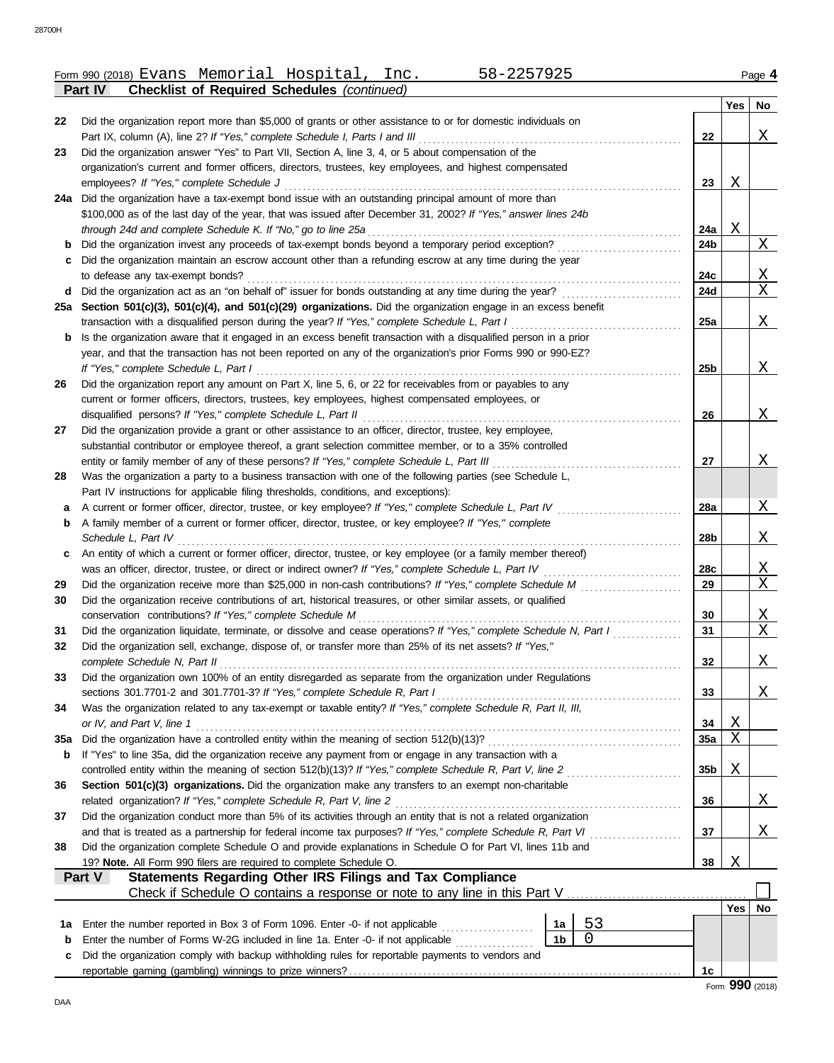Form 990 (2018) Evans Memorial Hospital, Inc. 58-2257925 Page 4

**Part IV Checklist of Required Schedules** *(continued)*

| | | | Yes | No |
|---|---|---|---|---|
| 22 | Did the organization report more than $5,000 of grants or other assistance to or for domestic individuals on Part IX, column (A), line 2? *If "Yes," complete Schedule I, Parts I and III* | 22 | | X |
| 23 | Did the organization answer "Yes" to Part VII, Section A, line 3, 4, or 5 about compensation of the organization's current and former officers, directors, trustees, key employees, and highest compensated employees? *If "Yes," complete Schedule J* | 23 | X | |
| 24a | Did the organization have a tax-exempt bond issue with an outstanding principal amount of more than $100,000 as of the last day of the year, that was issued after December 31, 2002? *If "Yes," answer lines 24b through 24d and complete Schedule K. If "No," go to line 25a* | 24a | X | |
| b | Did the organization invest any proceeds of tax-exempt bonds beyond a temporary period exception? | 24b | | X |
| c | Did the organization maintain an escrow account other than a refunding escrow at any time during the year to defease any tax-exempt bonds? | 24c | | X |
| d | Did the organization act as an "on behalf of" issuer for bonds outstanding at any time during the year? | 24d | | X |
| 25a | **Section 501(c)(3), 501(c)(4), and 501(c)(29) organizations.** Did the organization engage in an excess benefit transaction with a disqualified person during the year? *If "Yes," complete Schedule L, Part I* | 25a | | X |
| b | Is the organization aware that it engaged in an excess benefit transaction with a disqualified person in a prior year, and that the transaction has not been reported on any of the organization's prior Forms 990 or 990-EZ? *If "Yes," complete Schedule L, Part I* | 25b | | X |
| 26 | Did the organization report any amount on Part X, line 5, 6, or 22 for receivables from or payables to any current or former officers, directors, trustees, key employees, highest compensated employees, or disqualified persons? *If "Yes," complete Schedule L, Part II* | 26 | | X |
| 27 | Did the organization provide a grant or other assistance to an officer, director, trustee, key employee, substantial contributor or employee thereof, a grant selection committee member, or to a 35% controlled entity or family member of any of these persons? *If "Yes," complete Schedule L, Part III* | 27 | | X |
| 28 | Was the organization a party to a business transaction with one of the following parties (see Schedule L, Part IV instructions for applicable filing thresholds, conditions, and exceptions): | | | |
| a | A current or former officer, director, trustee, or key employee? *If "Yes," complete Schedule L, Part IV* | 28a | | X |
| b | A family member of a current or former officer, director, trustee, or key employee? *If "Yes," complete Schedule L, Part IV* | 28b | | X |
| c | An entity of which a current or former officer, director, trustee, or key employee (or a family member thereof) was an officer, director, trustee, or direct or indirect owner? *If "Yes," complete Schedule L, Part IV* | 28c | | X |
| 29 | Did the organization receive more than $25,000 in non-cash contributions? *If "Yes," complete Schedule M* | 29 | | X |
| 30 | Did the organization receive contributions of art, historical treasures, or other similar assets, or qualified conservation contributions? *If "Yes," complete Schedule M* | 30 | | X |
| 31 | Did the organization liquidate, terminate, or dissolve and cease operations? *If "Yes," complete Schedule N, Part I* | 31 | | X |
| 32 | Did the organization sell, exchange, dispose of, or transfer more than 25% of its net assets? *If "Yes," complete Schedule N, Part II* | 32 | | X |
| 33 | Did the organization own 100% of an entity disregarded as separate from the organization under Regulations sections 301.7701-2 and 301.7701-3? *If "Yes," complete Schedule R, Part I* | 33 | | X |
| 34 | Was the organization related to any tax-exempt or taxable entity? *If "Yes," complete Schedule R, Part II, III, or IV, and Part V, line 1* | 34 | X | |
| 35a | Did the organization have a controlled entity within the meaning of section 512(b)(13)? | 35a | X | |
| b | If "Yes" to line 35a, did the organization receive any payment from or engage in any transaction with a controlled entity within the meaning of section 512(b)(13)? *If "Yes," complete Schedule R, Part V, line 2* | 35b | X | |
| 36 | **Section 501(c)(3) organizations.** Did the organization make any transfers to an exempt non-charitable related organization? *If "Yes," complete Schedule R, Part V, line 2* | 36 | | X |
| 37 | Did the organization conduct more than 5% of its activities through an entity that is not a related organization and that is treated as a partnership for federal income tax purposes? *If "Yes," complete Schedule R, Part VI* | 37 | | X |
| 38 | Did the organization complete Schedule O and provide explanations in Schedule O for Part VI, lines 11b and 19? **Note.** All Form 990 filers are required to complete Schedule O. | 38 | X | |

**Part V Statements Regarding Other IRS Filings and Tax Compliance**

Check if Schedule O contains a response or note to any line in this Part V ☐

| | | | | | Yes | No |
|---|---|---|---|---|---|---|
| 1a | Enter the number reported in Box 3 of Form 1096. Enter -0- if not applicable | 1a | 53 | | | |
| b | Enter the number of Forms W-2G included in line 1a. Enter -0- if not applicable | 1b | 0 | | | |
| c | Did the organization comply with backup withholding rules for reportable payments to vendors and reportable gaming (gambling) winnings to prize winners? | | | 1c | | |

Form **990** (2018)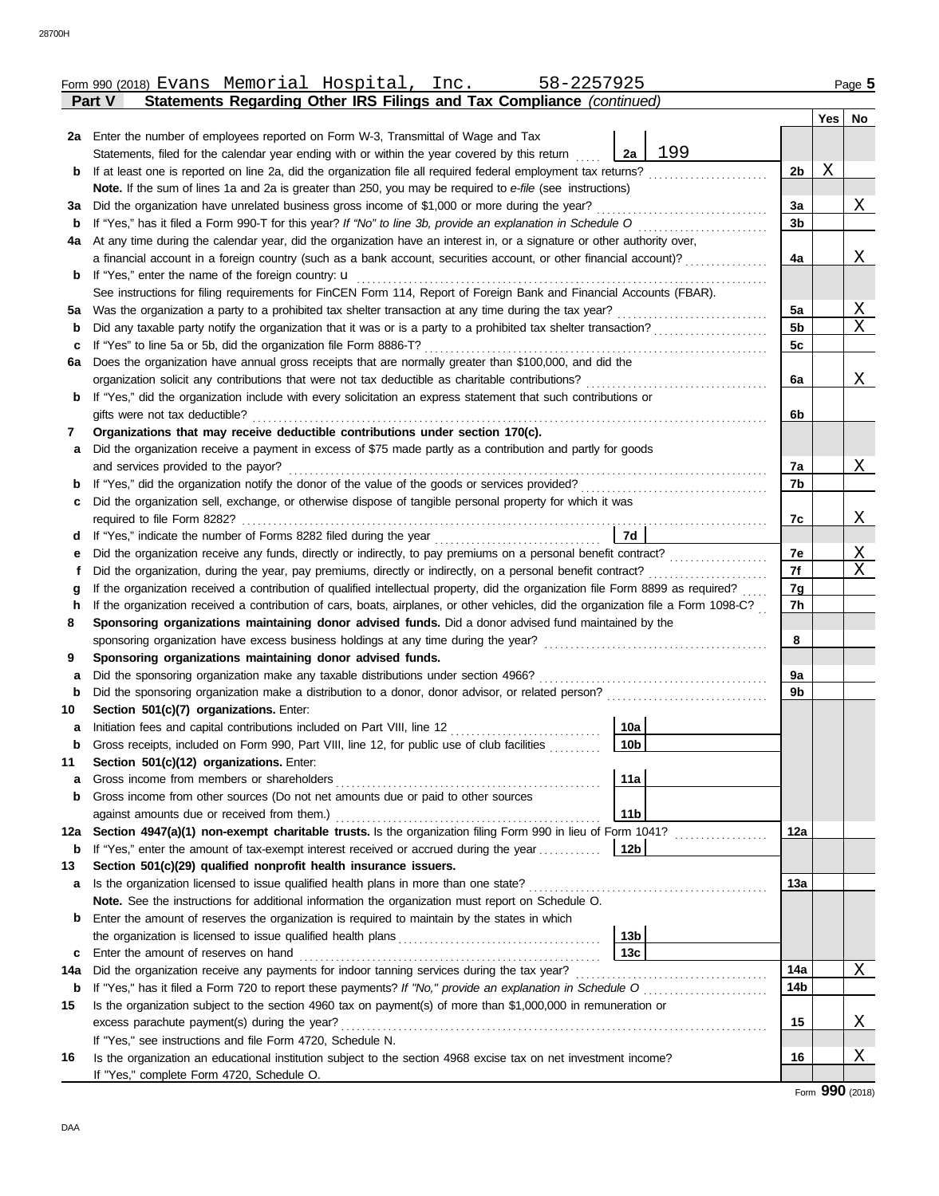Form 990 (2018) Evans Memorial Hospital, Inc. 58-2257925 Page 5

**Part V Statements Regarding Other IRS Filings and Tax Compliance** *(continued)*

| | | | | Yes | No |
|---|---|---|---|---|---|
| **2a** | Enter the number of employees reported on Form W-3, Transmittal of Wage and Tax Statements, filed for the calendar year ending with or within the year covered by this return | 2a 199 | | | |
| **b** | If at least one is reported on line 2a, did the organization file all required federal employment tax returns? | | 2b | X | |
| | **Note.** If the sum of lines 1a and 2a is greater than 250, you may be required to *e-file* (see instructions) | | | | |
| **3a** | Did the organization have unrelated business gross income of $1,000 or more during the year? | | 3a | | X |
| **b** | If "Yes," has it filed a Form 990-T for this year? *If "No" to line 3b, provide an explanation in Schedule O* | | 3b | | |
| **4a** | At any time during the calendar year, did the organization have an interest in, or a signature or other authority over, a financial account in a foreign country (such as a bank account, securities account, or other financial account)? | | 4a | | X |
| **b** | If "Yes," enter the name of the foreign country: u | | | | |
| | See instructions for filing requirements for FinCEN Form 114, Report of Foreign Bank and Financial Accounts (FBAR). | | | | |
| **5a** | Was the organization a party to a prohibited tax shelter transaction at any time during the tax year? | | 5a | | X |
| **b** | Did any taxable party notify the organization that it was or is a party to a prohibited tax shelter transaction? | | 5b | | X |
| **c** | If "Yes" to line 5a or 5b, did the organization file Form 8886-T? | | 5c | | |
| **6a** | Does the organization have annual gross receipts that are normally greater than $100,000, and did the organization solicit any contributions that were not tax deductible as charitable contributions? | | 6a | | X |
| **b** | If "Yes," did the organization include with every solicitation an express statement that such contributions or gifts were not tax deductible? | | 6b | | |
| **7** | **Organizations that may receive deductible contributions under section 170(c).** | | | | |
| **a** | Did the organization receive a payment in excess of $75 made partly as a contribution and partly for goods and services provided to the payor? | | 7a | | X |
| **b** | If "Yes," did the organization notify the donor of the value of the goods or services provided? | | 7b | | |
| **c** | Did the organization sell, exchange, or otherwise dispose of tangible personal property for which it was required to file Form 8282? | | 7c | | X |
| **d** | If "Yes," indicate the number of Forms 8282 filed during the year | 7d | | | |
| **e** | Did the organization receive any funds, directly or indirectly, to pay premiums on a personal benefit contract? | | 7e | | X |
| **f** | Did the organization, during the year, pay premiums, directly or indirectly, on a personal benefit contract? | | 7f | | X |
| **g** | If the organization received a contribution of qualified intellectual property, did the organization file Form 8899 as required? | | 7g | | |
| **h** | If the organization received a contribution of cars, boats, airplanes, or other vehicles, did the organization file a Form 1098-C? | | 7h | | |
| **8** | **Sponsoring organizations maintaining donor advised funds.** Did a donor advised fund maintained by the sponsoring organization have excess business holdings at any time during the year? | | 8 | | |
| **9** | **Sponsoring organizations maintaining donor advised funds.** | | | | |
| **a** | Did the sponsoring organization make any taxable distributions under section 4966? | | 9a | | |
| **b** | Did the sponsoring organization make a distribution to a donor, donor advisor, or related person? | | 9b | | |
| **10** | **Section 501(c)(7) organizations.** Enter: | | | | |
| **a** | Initiation fees and capital contributions included on Part VIII, line 12 | 10a | | | |
| **b** | Gross receipts, included on Form 990, Part VIII, line 12, for public use of club facilities | 10b | | | |
| **11** | **Section 501(c)(12) organizations.** Enter: | | | | |
| **a** | Gross income from members or shareholders | 11a | | | |
| **b** | Gross income from other sources (Do not net amounts due or paid to other sources against amounts due or received from them.) | 11b | | | |
| **12a** | **Section 4947(a)(1) non-exempt charitable trusts.** Is the organization filing Form 990 in lieu of Form 1041? | | 12a | | |
| **b** | If "Yes," enter the amount of tax-exempt interest received or accrued during the year | 12b | | | |
| **13** | **Section 501(c)(29) qualified nonprofit health insurance issuers.** | | | | |
| **a** | Is the organization licensed to issue qualified health plans in more than one state? | | 13a | | |
| | **Note.** See the instructions for additional information the organization must report on Schedule O. | | | | |
| **b** | Enter the amount of reserves the organization is required to maintain by the states in which the organization is licensed to issue qualified health plans | 13b | | | |
| **c** | Enter the amount of reserves on hand | 13c | | | |
| **14a** | Did the organization receive any payments for indoor tanning services during the tax year? | | 14a | | X |
| **b** | If "Yes," has it filed a Form 720 to report these payments? *If "No," provide an explanation in Schedule O* | | 14b | | |
| **15** | Is the organization subject to the section 4960 tax on payment(s) of more than $1,000,000 in remuneration or excess parachute payment(s) during the year? | | 15 | | X |
| | If "Yes," see instructions and file Form 4720, Schedule N. | | | | |
| **16** | Is the organization an educational institution subject to the section 4968 excise tax on net investment income? | | 16 | | X |
| | If "Yes," complete Form 4720, Schedule O. | | | | |

Form **990** (2018)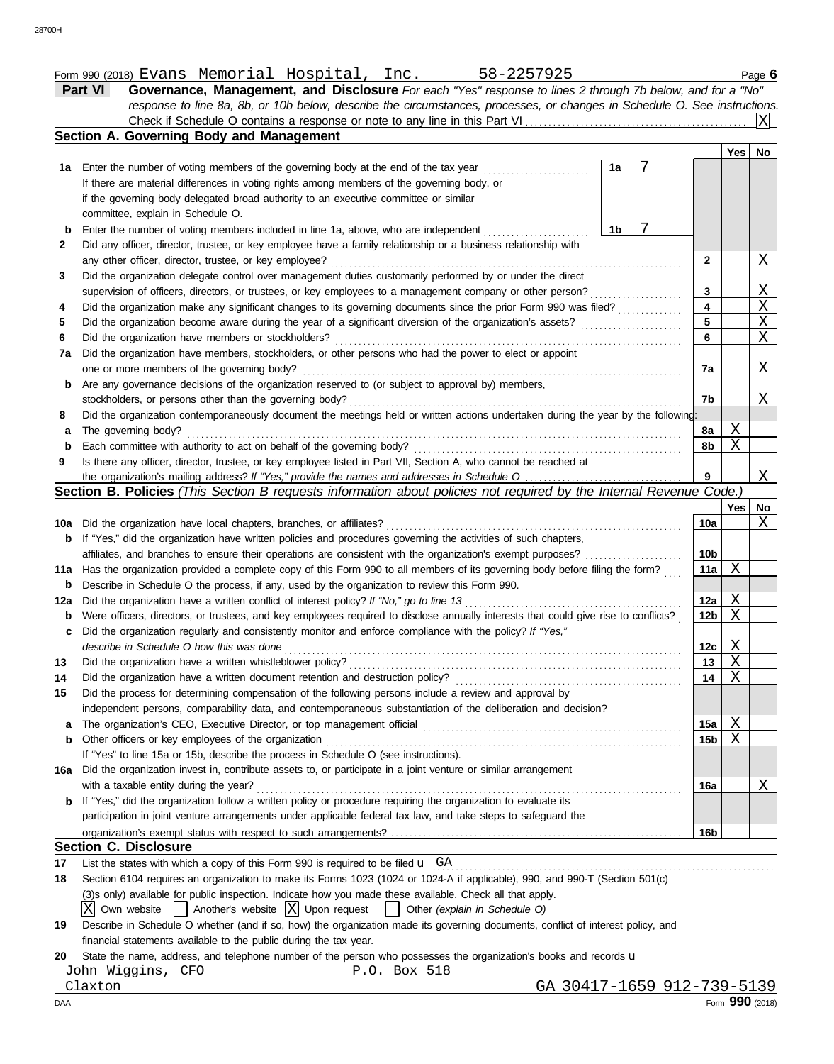Form 990 (2018) Evans Memorial Hospital, Inc. 58-2257925 Page **6**

**Part VI** **Governance, Management, and Disclosure** *For each "Yes" response to lines 2 through 7b below, and for a "No" response to line 8a, 8b, or 10b below, describe the circumstances, processes, or changes in Schedule O. See instructions.*

Check if Schedule O contains a response or note to any line in this Part VI . . . . . . . . [X]

## Section A. Governing Body and Management

| | | | Yes | No |
|---|---|---|---|---|
| **1a** | Enter the number of voting members of the governing body at the end of the tax year . . . **1a** 7 | | | |
| | If there are material differences in voting rights among members of the governing body, or if the governing body delegated broad authority to an executive committee or similar committee, explain in Schedule O. | | | |
| **b** | Enter the number of voting members included in line 1a, above, who are independent . . . **1b** 7 | | | |
| **2** | Did any officer, director, trustee, or key employee have a family relationship or a business relationship with any other officer, director, trustee, or key employee? | **2** | | X |
| **3** | Did the organization delegate control over management duties customarily performed by or under the direct supervision of officers, directors, or trustees, or key employees to a management company or other person? | **3** | | X |
| **4** | Did the organization make any significant changes to its governing documents since the prior Form 990 was filed? | **4** | | X |
| **5** | Did the organization become aware during the year of a significant diversion of the organization's assets? | **5** | | X |
| **6** | Did the organization have members or stockholders? | **6** | | X |
| **7a** | Did the organization have members, stockholders, or other persons who had the power to elect or appoint one or more members of the governing body? | **7a** | | X |
| **b** | Are any governance decisions of the organization reserved to (or subject to approval by) members, stockholders, or persons other than the governing body? | **7b** | | X |
| **8** | Did the organization contemporaneously document the meetings held or written actions undertaken during the year by the following: | | | |
| **a** | The governing body? | **8a** | X | |
| **b** | Each committee with authority to act on behalf of the governing body? | **8b** | X | |
| **9** | Is there any officer, director, trustee, or key employee listed in Part VII, Section A, who cannot be reached at the organization's mailing address? *If "Yes," provide the names and addresses in Schedule O* | **9** | | X |

## Section B. Policies *(This Section B requests information about policies not required by the Internal Revenue Code.)*

| | | | Yes | No |
|---|---|---|---|---|
| **10a** | Did the organization have local chapters, branches, or affiliates? | **10a** | | X |
| **b** | If "Yes," did the organization have written policies and procedures governing the activities of such chapters, affiliates, and branches to ensure their operations are consistent with the organization's exempt purposes? | **10b** | | |
| **11a** | Has the organization provided a complete copy of this Form 990 to all members of its governing body before filing the form? | **11a** | X | |
| **b** | Describe in Schedule O the process, if any, used by the organization to review this Form 990. | | | |
| **12a** | Did the organization have a written conflict of interest policy? *If "No," go to line 13* | **12a** | X | |
| **b** | Were officers, directors, or trustees, and key employees required to disclose annually interests that could give rise to conflicts? | **12b** | X | |
| **c** | Did the organization regularly and consistently monitor and enforce compliance with the policy? *If "Yes," describe in Schedule O how this was done* | **12c** | X | |
| **13** | Did the organization have a written whistleblower policy? | **13** | X | |
| **14** | Did the organization have a written document retention and destruction policy? | **14** | X | |
| **15** | Did the process for determining compensation of the following persons include a review and approval by independent persons, comparability data, and contemporaneous substantiation of the deliberation and decision? | | | |
| **a** | The organization's CEO, Executive Director, or top management official | **15a** | X | |
| **b** | Other officers or key employees of the organization | **15b** | X | |
| | If "Yes" to line 15a or 15b, describe the process in Schedule O (see instructions). | | | |
| **16a** | Did the organization invest in, contribute assets to, or participate in a joint venture or similar arrangement with a taxable entity during the year? | **16a** | | X |
| **b** | If "Yes," did the organization follow a written policy or procedure requiring the organization to evaluate its participation in joint venture arrangements under applicable federal tax law, and take steps to safeguard the organization's exempt status with respect to such arrangements? | **16b** | | |

## Section C. Disclosure

**17** List the states with which a copy of this Form 990 is required to be filed u GA

**18** Section 6104 requires an organization to make its Forms 1023 (1024 or 1024-A if applicable), 990, and 990-T (Section 501(c)(3)s only) available for public inspection. Indicate how you made these available. Check all that apply.

[X] Own website [ ] Another's website [X] Upon request [ ] Other *(explain in Schedule O)*

**19** Describe in Schedule O whether (and if so, how) the organization made its governing documents, conflict of interest policy, and financial statements available to the public during the tax year.

**20** State the name, address, and telephone number of the person who possesses the organization's books and records u

John Wiggins, CFO P.O. Box 518
Claxton GA 30417-1659 912-739-5139

Form **990** (2018)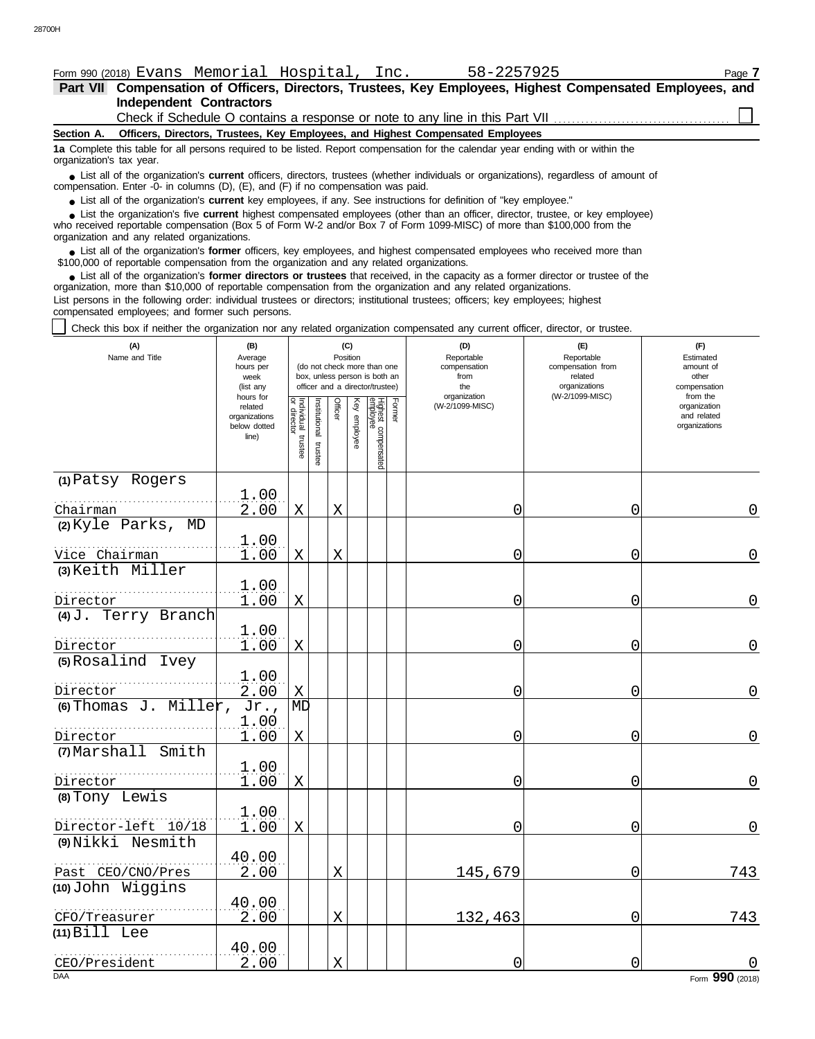Form 990 (2018) Evans Memorial Hospital, Inc. 58-2257925 Page **7**

**Part VII** **Compensation of Officers, Directors, Trustees, Key Employees, Highest Compensated Employees, and Independent Contractors**

Check if Schedule O contains a response or note to any line in this Part VII ☐

**Section A. Officers, Directors, Trustees, Key Employees, and Highest Compensated Employees**

**1a** Complete this table for all persons required to be listed. Report compensation for the calendar year ending with or within the organization's tax year.

- List all of the organization's **current** officers, directors, trustees (whether individuals or organizations), regardless of amount of compensation. Enter -0- in columns (D), (E), and (F) if no compensation was paid.
- List all of the organization's **current** key employees, if any. See instructions for definition of "key employee."
- List the organization's five **current** highest compensated employees (other than an officer, director, trustee, or key employee) who received reportable compensation (Box 5 of Form W-2 and/or Box 7 of Form 1099-MISC) of more than $100,000 from the organization and any related organizations.
- List all of the organization's **former** officers, key employees, and highest compensated employees who received more than $100,000 of reportable compensation from the organization and any related organizations.
- List all of the organization's **former directors or trustees** that received, in the capacity as a former director or trustee of the organization, more than $10,000 of reportable compensation from the organization and any related organizations.

List persons in the following order: individual trustees or directors; institutional trustees; officers; key employees; highest compensated employees; and former such persons.

☐ Check this box if neither the organization nor any related organization compensated any current officer, director, or trustee.

| (A) Name and Title | (B) Average hours per week (list any hours for related organizations below dotted line) | (C) Position: Individual trustee or director | Institutional trustee | Officer | Key employee | Highest compensated employee | Former | (D) Reportable compensation from the organization (W-2/1099-MISC) | (E) Reportable compensation from related organizations (W-2/1099-MISC) | (F) Estimated amount of other compensation from the organization and related organizations |
|---|---|---|---|---|---|---|---|---|---|---|
| (1) Patsy Rogers<br>Chairman | 1.00<br>2.00 | X | | X | | | | 0 | 0 | 0 |
| (2) Kyle Parks, MD<br>Vice Chairman | 1.00<br>1.00 | X | | X | | | | 0 | 0 | 0 |
| (3) Keith Miller<br>Director | 1.00<br>1.00 | X | | | | | | 0 | 0 | 0 |
| (4) J. Terry Branch<br>Director | 1.00<br>1.00 | X | | | | | | 0 | 0 | 0 |
| (5) Rosalind Ivey<br>Director | 1.00<br>2.00 | X | | | | | | 0 | 0 | 0 |
| (6) Thomas J. Miller, Jr., MD<br>Director | 1.00<br>1.00 | X | | | | | | 0 | 0 | 0 |
| (7) Marshall Smith<br>Director | 1.00<br>1.00 | X | | | | | | 0 | 0 | 0 |
| (8) Tony Lewis<br>Director-left 10/18 | 1.00<br>1.00 | X | | | | | | 0 | 0 | 0 |
| (9) Nikki Nesmith<br>Past CEO/CNO/Pres | 40.00<br>2.00 | | | X | | | | 145,679 | 0 | 743 |
| (10) John Wiggins<br>CFO/Treasurer | 40.00<br>2.00 | | | X | | | | 132,463 | 0 | 743 |
| (11) Bill Lee<br>CEO/President | 40.00<br>2.00 | | | X | | | | 0 | 0 | 0 |

Form **990** (2018)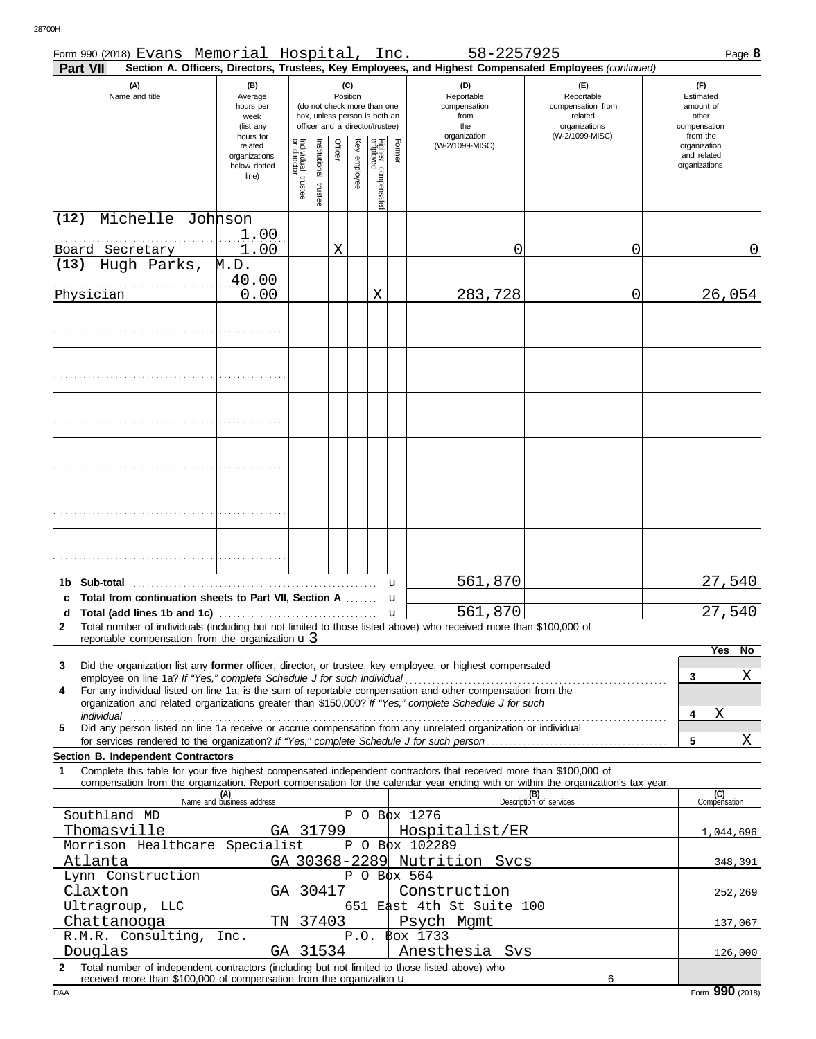Form 990 (2018) Evans Memorial Hospital, Inc. 58-2257925 Page **8**

**Part VII** **Section A. Officers, Directors, Trustees, Key Employees, and Highest Compensated Employees** *(continued)*

| (A) Name and title | (B) Average hours per week (list any hours for related organizations below dotted line) | (C) Position: Individual trustee or director | Institutional trustee | Officer | Key employee | Highest compensated employee | Former | (D) Reportable compensation from the organization (W-2/1099-MISC) | (E) Reportable compensation from related organizations (W-2/1099-MISC) | (F) Estimated amount of other compensation from the organization and related organizations |
|---|---|---|---|---|---|---|---|---|---|---|
| (12) Michelle Johnson<br>Board Secretary | 1.00<br>1.00 | | | X | | | | 0 | 0 | 0 |
| (13) Hugh Parks, M.D.<br>Physician | 40.00<br>0.00 | | | | | X | | 283,728 | 0 | 26,054 |
| | | | | | | | | | | |
| | | | | | | | | | | |
| | | | | | | | | | | |
| | | | | | | | | | | |
| | | | | | | | | | | |
| | | | | | | | | | | |
| **1b Sub-total** | | | | | | | | 561,870 | | 27,540 |
| **c Total from continuation sheets to Part VII, Section A** | | | | | | | | | | |
| **d Total (add lines 1b and 1c)** | | | | | | | | 561,870 | | 27,540 |

**2** Total number of individuals (including but not limited to those listed above) who received more than $100,000 of reportable compensation from the organization u 3

| | | Yes | No |
|---|---|---|---|
| **3** Did the organization list any **former** officer, director, or trustee, key employee, or highest compensated employee on line 1a? *If "Yes," complete Schedule J for such individual* | 3 | | X |
| **4** For any individual listed on line 1a, is the sum of reportable compensation and other compensation from the organization and related organizations greater than $150,000? *If "Yes," complete Schedule J for such individual* | 4 | X | |
| **5** Did any person listed on line 1a receive or accrue compensation from any unrelated organization or individual for services rendered to the organization? *If "Yes," complete Schedule J for such person* | 5 | | X |

**Section B. Independent Contractors**

**1** Complete this table for your five highest compensated independent contractors that received more than $100,000 of compensation from the organization. Report compensation for the calendar year ending with or within the organization's tax year.

| (A) Name and business address | (B) Description of services | (C) Compensation |
|---|---|---|
| Southland MD, P O Box 1276, Thomasville GA 31799 | Hospitalist/ER | 1,044,696 |
| Morrison Healthcare Specialist, P O Box 102289, Atlanta GA 30368-2289 | Nutrition Svcs | 348,391 |
| Lynn Construction, P O Box 564, Claxton GA 30417 | Construction | 252,269 |
| Ultragroup, LLC, 651 East 4th St Suite 100, Chattanooga TN 37403 | Psych Mgmt | 137,067 |
| R.M.R. Consulting, Inc., P.O. Box 1733, Douglas GA 31534 | Anesthesia Svs | 126,000 |

**2** Total number of independent contractors (including but not limited to those listed above) who received more than $100,000 of compensation from the organization u 6

Form **990** (2018)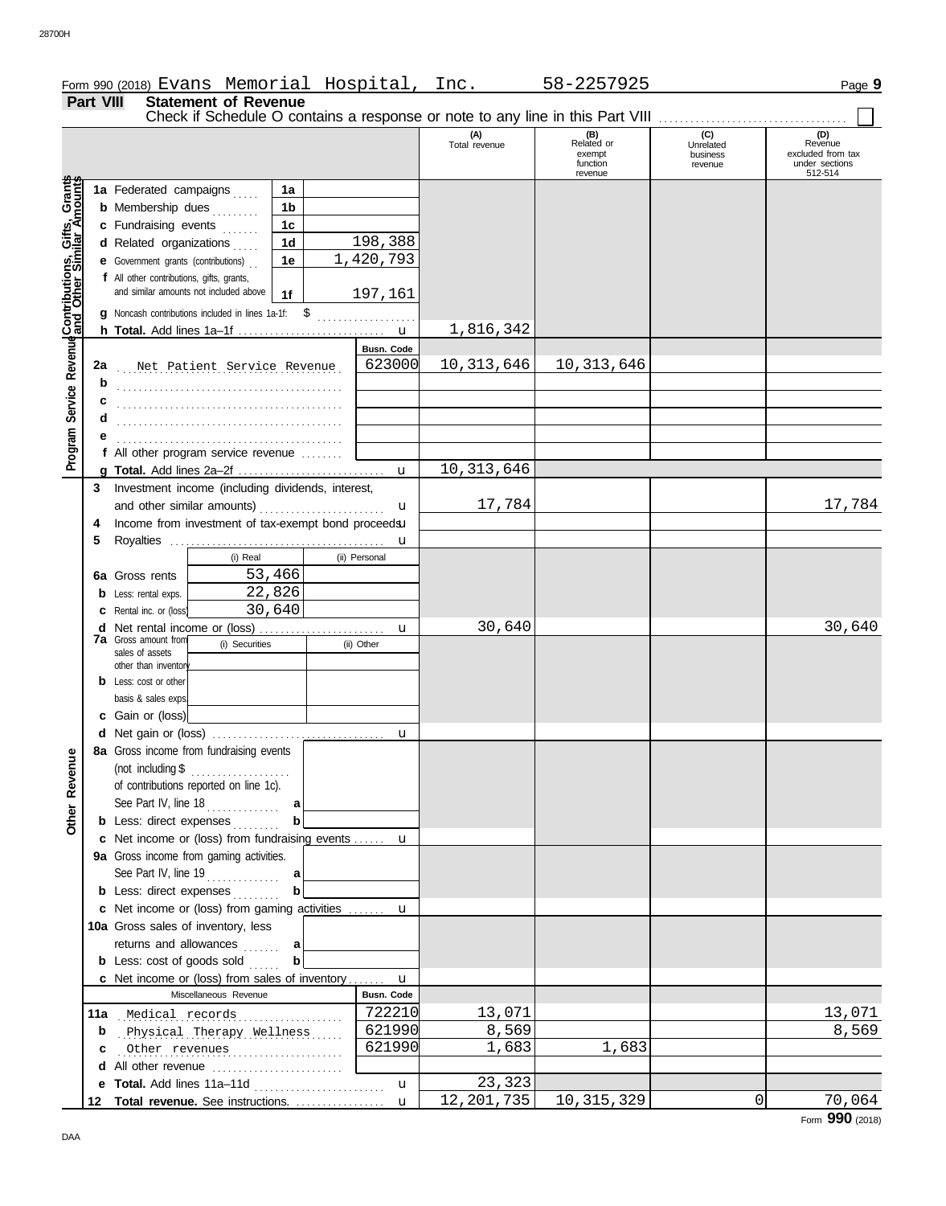Form 990 (2018) Evans Memorial Hospital, Inc. 58-2257925 Page **9**

## Part VIII Statement of Revenue

Check if Schedule O contains a response or note to any line in this Part VIII ☐

| | | | | (A) Total revenue | (B) Related or exempt function revenue | (C) Unrelated business revenue | (D) Revenue excluded from tax under sections 512-514 |
|---|---|---|---|---|---|---|---|
| **Contributions, Gifts, Grants and Other Similar Amounts** | 1a Federated campaigns | 1a | | | | | |
| | b Membership dues | 1b | | | | | |
| | c Fundraising events | 1c | | | | | |
| | d Related organizations | 1d | 198,388 | | | | |
| | e Government grants (contributions) | 1e | 1,420,793 | | | | |
| | f All other contributions, gifts, grants, and similar amounts not included above | 1f | 197,161 | | | | |
| | g Noncash contributions included in lines 1a-1f: $ | | | | | | |
| | h **Total.** Add lines 1a–1f | | u | 1,816,342 | | | |
| **Program Service Revenue** | | | Busn. Code | | | | |
| | 2a Net Patient Service Revenue | | 623000 | 10,313,646 | 10,313,646 | | |
| | b | | | | | | |
| | c | | | | | | |
| | d | | | | | | |
| | e | | | | | | |
| | f All other program service revenue | | | | | | |
| | g **Total.** Add lines 2a–2f | | u | 10,313,646 | | | |
| **Other Revenue** | 3 Investment income (including dividends, interest, and other similar amounts) | | u | 17,784 | | | 17,784 |
| | 4 Income from investment of tax-exempt bond proceeds | | u | | | | |
| | 5 Royalties | | u | | | | |
| | | (i) Real | (ii) Personal | | | | |
| | 6a Gross rents | 53,466 | | | | | |
| | b Less: rental exps. | 22,826 | | | | | |
| | c Rental inc. or (loss) | 30,640 | | | | | |
| | d Net rental income or (loss) | | u | 30,640 | | | 30,640 |
| | | (i) Securities | (ii) Other | | | | |
| | 7a Gross amount from sales of assets other than inventory | | | | | | |
| | b Less: cost or other basis & sales exps. | | | | | | |
| | c Gain or (loss) | | | | | | |
| | d Net gain or (loss) | | u | | | | |
| | 8a Gross income from fundraising events (not including $ of contributions reported on line 1c). See Part IV, line 18 | a | | | | | |
| | b Less: direct expenses | b | | | | | |
| | c Net income or (loss) from fundraising events | | u | | | | |
| | 9a Gross income from gaming activities. See Part IV, line 19 | a | | | | | |
| | b Less: direct expenses | b | | | | | |
| | c Net income or (loss) from gaming activities | | u | | | | |
| | 10a Gross sales of inventory, less returns and allowances | a | | | | | |
| | b Less: cost of goods sold | b | | | | | |
| | c Net income or (loss) from sales of inventory | | u | | | | |
| | Miscellaneous Revenue | | Busn. Code | | | | |
| | 11a Medical records | | 722210 | 13,071 | | | 13,071 |
| | b Physical Therapy Wellness | | 621990 | 8,569 | | | 8,569 |
| | c Other revenues | | 621990 | 1,683 | 1,683 | | |
| | d All other revenue | | | | | | |
| | e **Total.** Add lines 11a–11d | | u | 23,323 | | | |
| | 12 **Total revenue.** See instructions. | | u | 12,201,735 | 10,315,329 | 0 | 70,064 |

Form **990** (2018)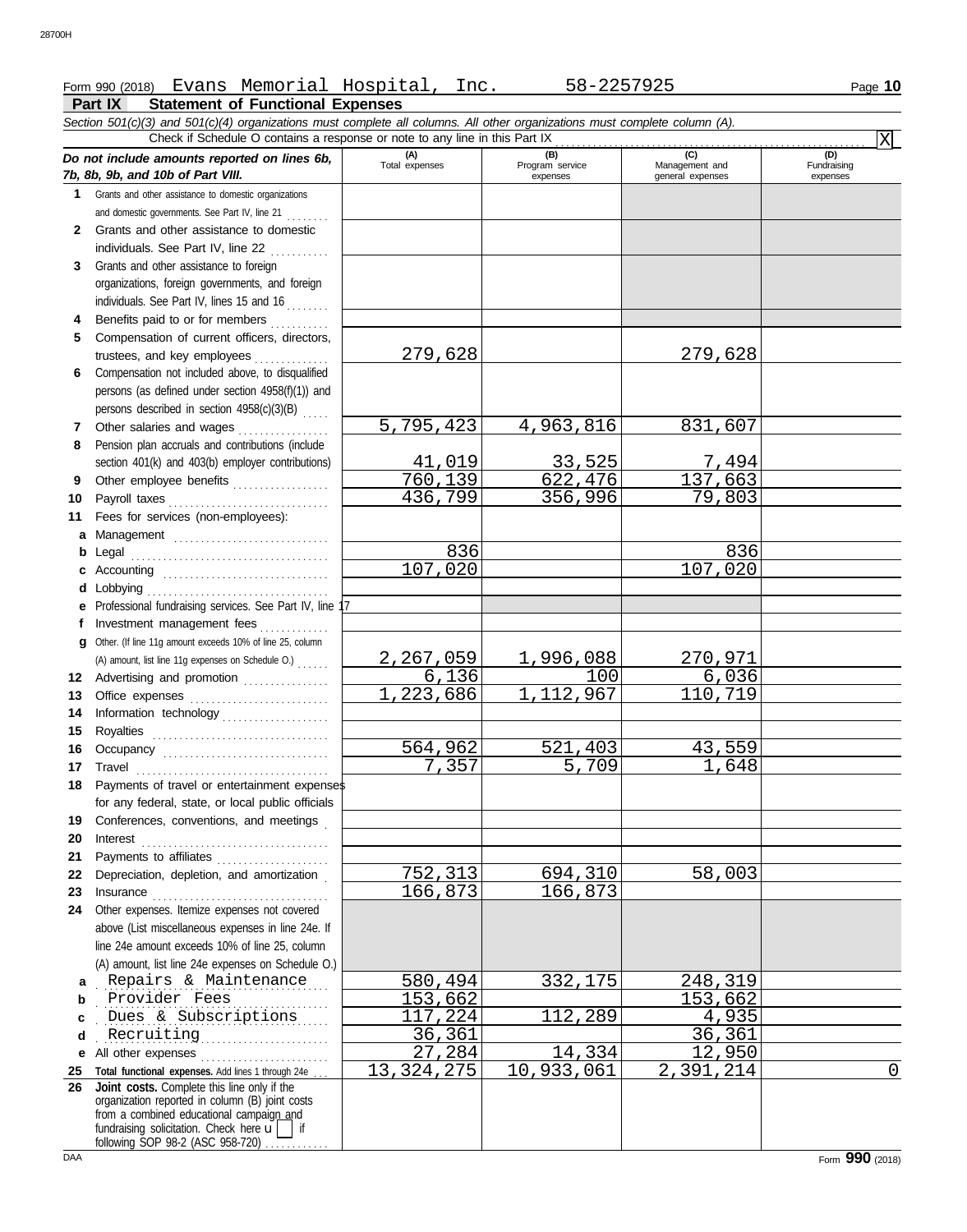Form 990 (2018) Evans Memorial Hospital, Inc. 58-2257925 Page **10**

## Part IX Statement of Functional Expenses

*Section 501(c)(3) and 501(c)(4) organizations must complete all columns. All other organizations must complete column (A).*

Check if Schedule O contains a response or note to any line in this Part IX . . . [X]

| *Do not include amounts reported on lines 6b, 7b, 8b, 9b, and 10b of Part VIII.* | (A) Total expenses | (B) Program service expenses | (C) Management and general expenses | (D) Fundraising expenses |
|---|---|---|---|---|
| **1** Grants and other assistance to domestic organizations and domestic governments. See Part IV, line 21 | | | | |
| **2** Grants and other assistance to domestic individuals. See Part IV, line 22 | | | | |
| **3** Grants and other assistance to foreign organizations, foreign governments, and foreign individuals. See Part IV, lines 15 and 16 | | | | |
| **4** Benefits paid to or for members | | | | |
| **5** Compensation of current officers, directors, trustees, and key employees | 279,628 | | 279,628 | |
| **6** Compensation not included above, to disqualified persons (as defined under section 4958(f)(1)) and persons described in section 4958(c)(3)(B) | | | | |
| **7** Other salaries and wages | 5,795,423 | 4,963,816 | 831,607 | |
| **8** Pension plan accruals and contributions (include section 401(k) and 403(b) employer contributions) | 41,019 | 33,525 | 7,494 | |
| **9** Other employee benefits | 760,139 | 622,476 | 137,663 | |
| **10** Payroll taxes | 436,799 | 356,996 | 79,803 | |
| **11** Fees for services (non-employees): | | | | |
| **a** Management | | | | |
| **b** Legal | 836 | | 836 | |
| **c** Accounting | 107,020 | | 107,020 | |
| **d** Lobbying | | | | |
| **e** Professional fundraising services. See Part IV, line 17 | | | | |
| **f** Investment management fees | | | | |
| **g** Other. (If line 11g amount exceeds 10% of line 25, column (A) amount, list line 11g expenses on Schedule O.) | 2,267,059 | 1,996,088 | 270,971 | |
| **12** Advertising and promotion | 6,136 | 100 | 6,036 | |
| **13** Office expenses | 1,223,686 | 1,112,967 | 110,719 | |
| **14** Information technology | | | | |
| **15** Royalties | | | | |
| **16** Occupancy | 564,962 | 521,403 | 43,559 | |
| **17** Travel | 7,357 | 5,709 | 1,648 | |
| **18** Payments of travel or entertainment expenses for any federal, state, or local public officials | | | | |
| **19** Conferences, conventions, and meetings | | | | |
| **20** Interest | | | | |
| **21** Payments to affiliates | | | | |
| **22** Depreciation, depletion, and amortization | 752,313 | 694,310 | 58,003 | |
| **23** Insurance | 166,873 | 166,873 | | |
| **24** Other expenses. Itemize expenses not covered above (List miscellaneous expenses in line 24e. If line 24e amount exceeds 10% of line 25, column (A) amount, list line 24e expenses on Schedule O.) | | | | |
| **a** Repairs & Maintenance | 580,494 | 332,175 | 248,319 | |
| **b** Provider Fees | 153,662 | | 153,662 | |
| **c** Dues & Subscriptions | 117,224 | 112,289 | 4,935 | |
| **d** Recruiting | 36,361 | | 36,361 | |
| **e** All other expenses | 27,284 | 14,334 | 12,950 | |
| **25** **Total functional expenses.** Add lines 1 through 24e | 13,324,275 | 10,933,061 | 2,391,214 | 0 |
| **26** **Joint costs.** Complete this line only if the organization reported in column (B) joint costs from a combined educational campaign and fundraising solicitation. Check here [ ] if following SOP 98-2 (ASC 958-720) | | | | |

Form **990** (2018)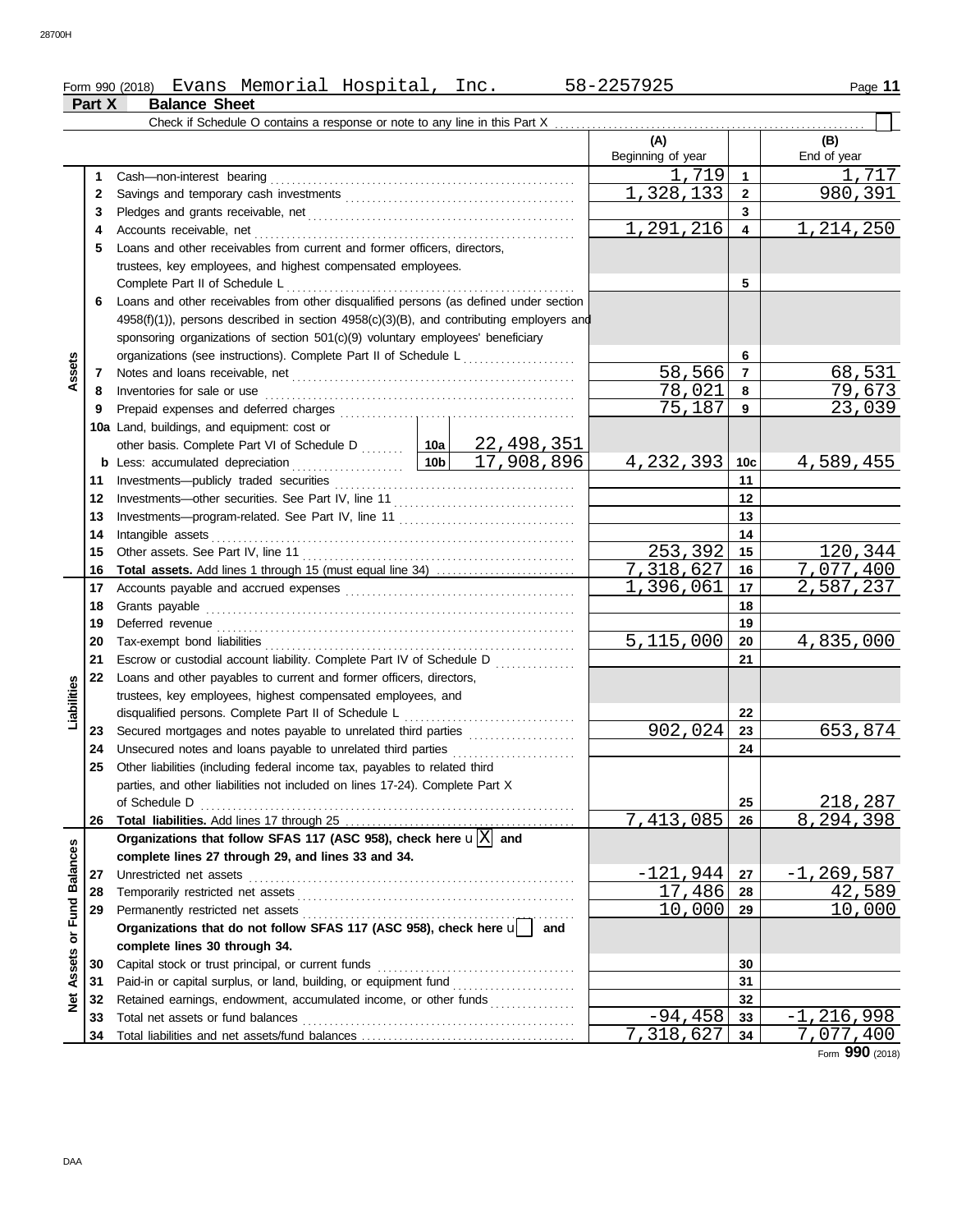Form 990 (2018) Evans Memorial Hospital, Inc. 58-2257925 Page **11**

## Part X Balance Sheet

Check if Schedule O contains a response or note to any line in this Part X ☐

| | | | | (A) Beginning of year | | (B) End of year |
|---|---|---|---|---|---|---|
| **Assets** | 1 | Cash—non-interest bearing | | 1,719 | 1 | 1,717 |
| | 2 | Savings and temporary cash investments | | 1,328,133 | 2 | 980,391 |
| | 3 | Pledges and grants receivable, net | | | 3 | |
| | 4 | Accounts receivable, net | | 1,291,216 | 4 | 1,214,250 |
| | 5 | Loans and other receivables from current and former officers, directors, trustees, key employees, and highest compensated employees. Complete Part II of Schedule L | | | 5 | |
| | 6 | Loans and other receivables from other disqualified persons (as defined under section 4958(f)(1)), persons described in section 4958(c)(3)(B), and contributing employers and sponsoring organizations of section 501(c)(9) voluntary employees' beneficiary organizations (see instructions). Complete Part II of Schedule L | | | 6 | |
| | 7 | Notes and loans receivable, net | | 58,566 | 7 | 68,531 |
| | 8 | Inventories for sale or use | | 78,021 | 8 | 79,673 |
| | 9 | Prepaid expenses and deferred charges | | 75,187 | 9 | 23,039 |
| | 10a | Land, buildings, and equipment: cost or other basis. Complete Part VI of Schedule D | 10a 22,498,351 | | | |
| | b | Less: accumulated depreciation | 10b 17,908,896 | 4,232,393 | 10c | 4,589,455 |
| | 11 | Investments—publicly traded securities | | | 11 | |
| | 12 | Investments—other securities. See Part IV, line 11 | | | 12 | |
| | 13 | Investments—program-related. See Part IV, line 11 | | | 13 | |
| | 14 | Intangible assets | | | 14 | |
| | 15 | Other assets. See Part IV, line 11 | | 253,392 | 15 | 120,344 |
| | 16 | **Total assets.** Add lines 1 through 15 (must equal line 34) | | 7,318,627 | 16 | 7,077,400 |
| **Liabilities** | 17 | Accounts payable and accrued expenses | | 1,396,061 | 17 | 2,587,237 |
| | 18 | Grants payable | | | 18 | |
| | 19 | Deferred revenue | | | 19 | |
| | 20 | Tax-exempt bond liabilities | | 5,115,000 | 20 | 4,835,000 |
| | 21 | Escrow or custodial account liability. Complete Part IV of Schedule D | | | 21 | |
| | 22 | Loans and other payables to current and former officers, directors, trustees, key employees, highest compensated employees, and disqualified persons. Complete Part II of Schedule L | | | 22 | |
| | 23 | Secured mortgages and notes payable to unrelated third parties | | 902,024 | 23 | 653,874 |
| | 24 | Unsecured notes and loans payable to unrelated third parties | | | 24 | |
| | 25 | Other liabilities (including federal income tax, payables to related third parties, and other liabilities not included on lines 17-24). Complete Part X of Schedule D | | | 25 | 218,287 |
| | 26 | **Total liabilities.** Add lines 17 through 25 | | 7,413,085 | 26 | 8,294,398 |
| **Net Assets or Fund Balances** | | **Organizations that follow SFAS 117 (ASC 958), check here** ☒ **and complete lines 27 through 29, and lines 33 and 34.** | | | | |
| | 27 | Unrestricted net assets | | -121,944 | 27 | -1,269,587 |
| | 28 | Temporarily restricted net assets | | 17,486 | 28 | 42,589 |
| | 29 | Permanently restricted net assets | | 10,000 | 29 | 10,000 |
| | | **Organizations that do not follow SFAS 117 (ASC 958), check here** ☐ **and complete lines 30 through 34.** | | | | |
| | 30 | Capital stock or trust principal, or current funds | | | 30 | |
| | 31 | Paid-in or capital surplus, or land, building, or equipment fund | | | 31 | |
| | 32 | Retained earnings, endowment, accumulated income, or other funds | | | 32 | |
| | 33 | Total net assets or fund balances | | -94,458 | 33 | -1,216,998 |
| | 34 | Total liabilities and net assets/fund balances | | 7,318,627 | 34 | 7,077,400 |

Form **990** (2018)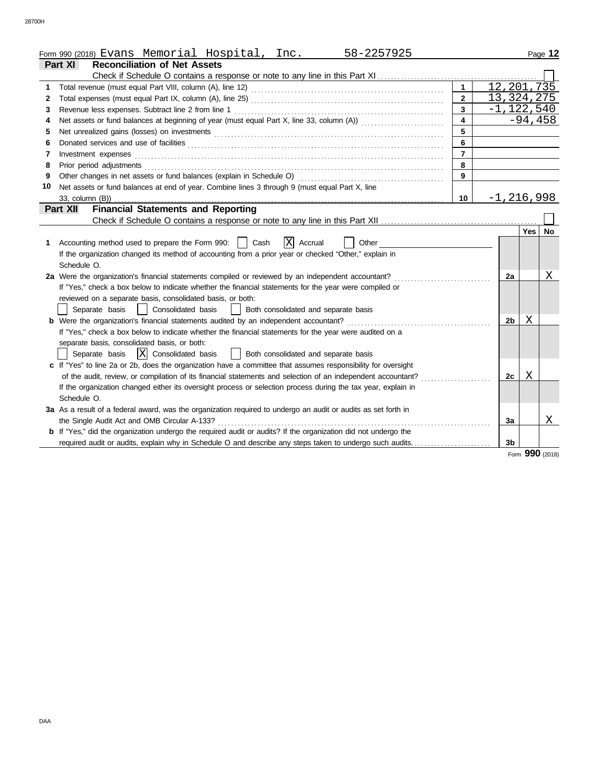Form 990 (2018) Evans Memorial Hospital, Inc. 58-2257925

## Part XI Reconciliation of Net Assets

Check if Schedule O contains a response or note to any line in this Part XI ☐

| | | | |
|---|---|---|---|
| 1 | Total revenue (must equal Part VIII, column (A), line 12) | 1 | 12,201,735 |
| 2 | Total expenses (must equal Part IX, column (A), line 25) | 2 | 13,324,275 |
| 3 | Revenue less expenses. Subtract line 2 from line 1 | 3 | -1,122,540 |
| 4 | Net assets or fund balances at beginning of year (must equal Part X, line 33, column (A)) | 4 | -94,458 |
| 5 | Net unrealized gains (losses) on investments | 5 | |
| 6 | Donated services and use of facilities | 6 | |
| 7 | Investment expenses | 7 | |
| 8 | Prior period adjustments | 8 | |
| 9 | Other changes in net assets or fund balances (explain in Schedule O) | 9 | |
| 10 | Net assets or fund balances at end of year. Combine lines 3 through 9 (must equal Part X, line 33, column (B)) | 10 | -1,216,998 |

## Part XII Financial Statements and Reporting

Check if Schedule O contains a response or note to any line in this Part XII ☐

| | | | Yes | No |
|---|---|---|---|---|
| 1 | Accounting method used to prepare the Form 990: ☐ Cash ☒ Accrual ☐ Other<br>If the organization changed its method of accounting from a prior year or checked "Other," explain in Schedule O. | | | |
| 2a | Were the organization's financial statements compiled or reviewed by an independent accountant?<br>If "Yes," check a box below to indicate whether the financial statements for the year were compiled or reviewed on a separate basis, consolidated basis, or both:<br>☐ Separate basis ☐ Consolidated basis ☐ Both consolidated and separate basis | 2a | | X |
| b | Were the organization's financial statements audited by an independent accountant?<br>If "Yes," check a box below to indicate whether the financial statements for the year were audited on a separate basis, consolidated basis, or both:<br>☐ Separate basis ☒ Consolidated basis ☐ Both consolidated and separate basis | 2b | X | |
| c | If "Yes" to line 2a or 2b, does the organization have a committee that assumes responsibility for oversight of the audit, review, or compilation of its financial statements and selection of an independent accountant?<br>If the organization changed either its oversight process or selection process during the tax year, explain in Schedule O. | 2c | X | |
| 3a | As a result of a federal award, was the organization required to undergo an audit or audits as set forth in the Single Audit Act and OMB Circular A-133? | 3a | | X |
| b | If "Yes," did the organization undergo the required audit or audits? If the organization did not undergo the required audit or audits, explain why in Schedule O and describe any steps taken to undergo such audits. | 3b | | |

Form **990** (2018)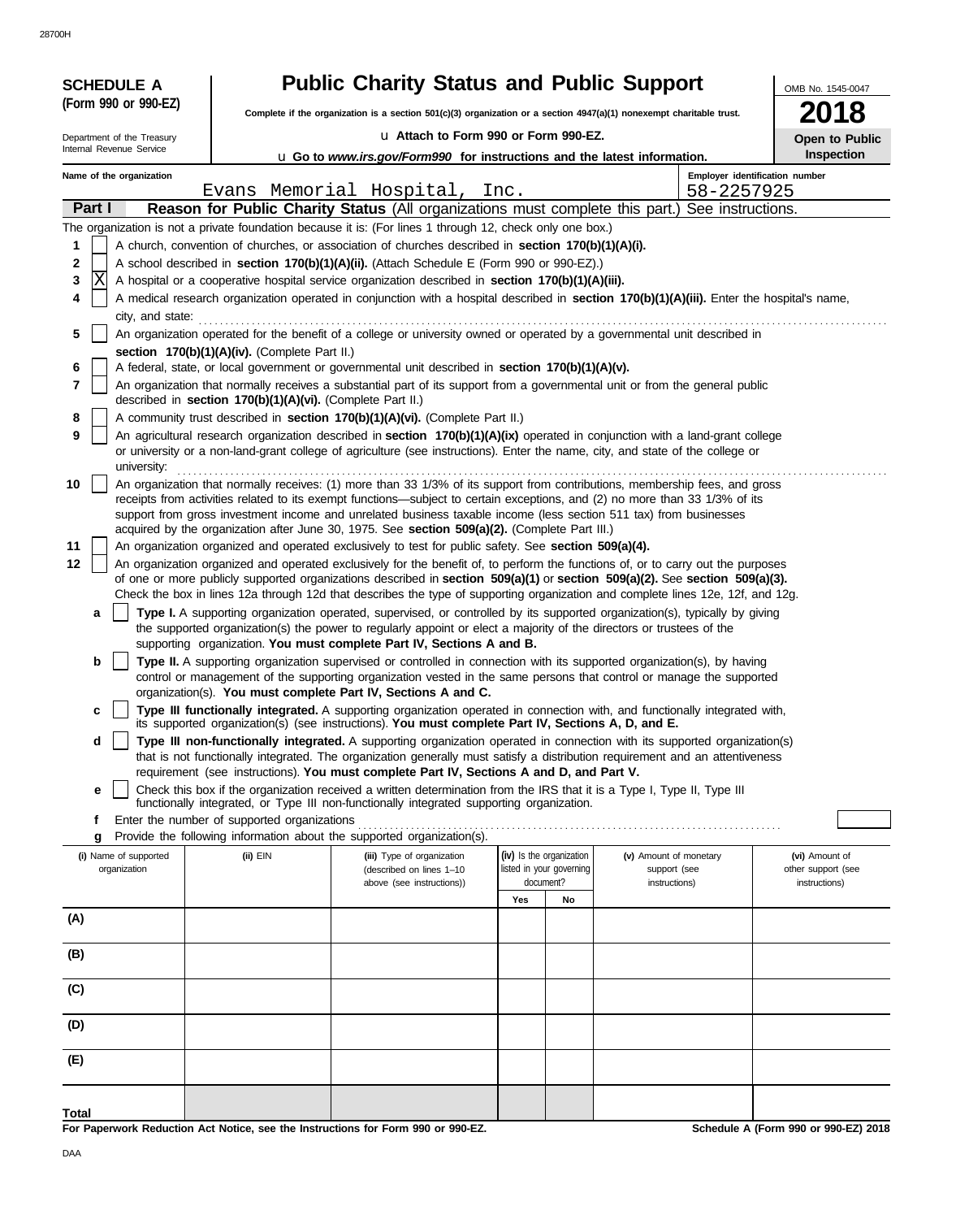**SCHEDULE A (Form 990 or 990-EZ)**

Department of the Treasury
Internal Revenue Service

# Public Charity Status and Public Support

**Complete if the organization is a section 501(c)(3) organization or a section 4947(a)(1) nonexempt charitable trust.**

u **Attach to Form 990 or Form 990-EZ.**

u **Go to *www.irs.gov/Form990* for instructions and the latest information.**

OMB No. 1545-0047

**2018**

**Open to Public Inspection**

**Name of the organization:** Evans Memorial Hospital, Inc.

**Employer identification number:** 58-2257925

## Part I — Reason for Public Charity Status (All organizations must complete this part.) See instructions.

The organization is not a private foundation because it is: (For lines 1 through 12, check only one box.)

1. [ ] A church, convention of churches, or association of churches described in **section 170(b)(1)(A)(i).**
2. [ ] A school described in **section 170(b)(1)(A)(ii).** (Attach Schedule E (Form 990 or 990-EZ).)
3. [X] A hospital or a cooperative hospital service organization described in **section 170(b)(1)(A)(iii).**
4. [ ] A medical research organization operated in conjunction with a hospital described in **section 170(b)(1)(A)(iii).** Enter the hospital's name, city, and state:
5. [ ] An organization operated for the benefit of a college or university owned or operated by a governmental unit described in **section 170(b)(1)(A)(iv).** (Complete Part II.)
6. [ ] A federal, state, or local government or governmental unit described in **section 170(b)(1)(A)(v).**
7. [ ] An organization that normally receives a substantial part of its support from a governmental unit or from the general public described in **section 170(b)(1)(A)(vi).** (Complete Part II.)
8. [ ] A community trust described in **section 170(b)(1)(A)(vi).** (Complete Part II.)
9. [ ] An agricultural research organization described in **section 170(b)(1)(A)(ix)** operated in conjunction with a land-grant college or university or a non-land-grant college of agriculture (see instructions). Enter the name, city, and state of the college or university:
10. [ ] An organization that normally receives: (1) more than 33 1/3% of its support from contributions, membership fees, and gross receipts from activities related to its exempt functions—subject to certain exceptions, and (2) no more than 33 1/3% of its support from gross investment income and unrelated business taxable income (less section 511 tax) from businesses acquired by the organization after June 30, 1975. See **section 509(a)(2).** (Complete Part III.)
11. [ ] An organization organized and operated exclusively to test for public safety. See **section 509(a)(4).**
12. [ ] An organization organized and operated exclusively for the benefit of, to perform the functions of, or to carry out the purposes of one or more publicly supported organizations described in **section 509(a)(1)** or **section 509(a)(2).** See **section 509(a)(3).** Check the box in lines 12a through 12d that describes the type of supporting organization and complete lines 12e, 12f, and 12g.
   - **a** [ ] **Type I.** A supporting organization operated, supervised, or controlled by its supported organization(s), typically by giving the supported organization(s) the power to regularly appoint or elect a majority of the directors or trustees of the supporting organization. **You must complete Part IV, Sections A and B.**
   - **b** [ ] **Type II.** A supporting organization supervised or controlled in connection with its supported organization(s), by having control or management of the supporting organization vested in the same persons that control or manage the supported organization(s). **You must complete Part IV, Sections A and C.**
   - **c** [ ] **Type III functionally integrated.** A supporting organization operated in connection with, and functionally integrated with, its supported organization(s) (see instructions). **You must complete Part IV, Sections A, D, and E.**
   - **d** [ ] **Type III non-functionally integrated.** A supporting organization operated in connection with its supported organization(s) that is not functionally integrated. The organization generally must satisfy a distribution requirement and an attentiveness requirement (see instructions). **You must complete Part IV, Sections A and D, and Part V.**
   - **e** [ ] Check this box if the organization received a written determination from the IRS that it is a Type I, Type II, Type III functionally integrated, or Type III non-functionally integrated supporting organization.
   - **f** Enter the number of supported organizations
   - **g** Provide the following information about the supported organization(s).

| (i) Name of supported organization | (ii) EIN | (iii) Type of organization (described on lines 1–10 above (see instructions)) | (iv) Is the organization listed in your governing document? Yes | No | (v) Amount of monetary support (see instructions) | (vi) Amount of other support (see instructions) |
|---|---|---|---|---|---|---|
| (A) | | | | | | |
| (B) | | | | | | |
| (C) | | | | | | |
| (D) | | | | | | |
| (E) | | | | | | |
| **Total** | | | | | | |

**For Paperwork Reduction Act Notice, see the Instructions for Form 990 or 990-EZ.**

**Schedule A (Form 990 or 990-EZ) 2018**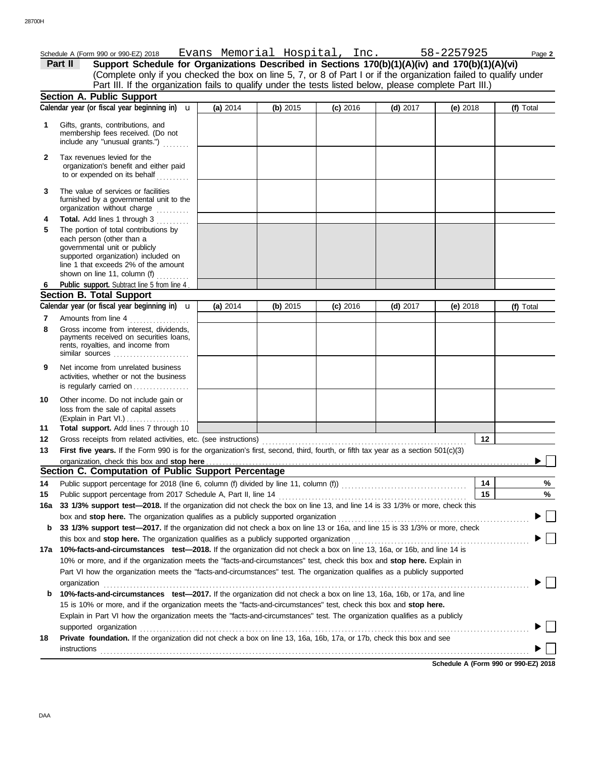Schedule A (Form 990 or 990-EZ) 2018 Evans Memorial Hospital, Inc. 58-2257925 Page **2**

## Part II Support Schedule for Organizations Described in Sections 170(b)(1)(A)(iv) and 170(b)(1)(A)(vi)

(Complete only if you checked the box on line 5, 7, or 8 of Part I or if the organization failed to qualify under Part III. If the organization fails to qualify under the tests listed below, please complete Part III.)

### Section A. Public Support

| Calendar year (or fiscal year beginning in) u | (a) 2014 | (b) 2015 | (c) 2016 | (d) 2017 | (e) 2018 | (f) Total |
|---|---|---|---|---|---|---|
| **1** Gifts, grants, contributions, and membership fees received. (Do not include any "unusual grants.") | | | | | | |
| **2** Tax revenues levied for the organization's benefit and either paid to or expended on its behalf | | | | | | |
| **3** The value of services or facilities furnished by a governmental unit to the organization without charge | | | | | | |
| **4** **Total.** Add lines 1 through 3 | | | | | | |
| **5** The portion of total contributions by each person (other than a governmental unit or publicly supported organization) included on line 1 that exceeds 2% of the amount shown on line 11, column (f) | | | | | | |
| **6** **Public support.** Subtract line 5 from line 4 | | | | | | |

### Section B. Total Support

| Calendar year (or fiscal year beginning in) u | (a) 2014 | (b) 2015 | (c) 2016 | (d) 2017 | (e) 2018 | (f) Total |
|---|---|---|---|---|---|---|
| **7** Amounts from line 4 | | | | | | |
| **8** Gross income from interest, dividends, payments received on securities loans, rents, royalties, and income from similar sources | | | | | | |
| **9** Net income from unrelated business activities, whether or not the business is regularly carried on | | | | | | |
| **10** Other income. Do not include gain or loss from the sale of capital assets (Explain in Part VI.) | | | | | | |
| **11** **Total support.** Add lines 7 through 10 | | | | | | |

**12** Gross receipts from related activities, etc. (see instructions) **12**

**13** **First five years.** If the Form 990 is for the organization's first, second, third, fourth, or fifth tax year as a section 501(c)(3) organization, check this box and **stop here** ▶ ☐

### Section C. Computation of Public Support Percentage

**14** Public support percentage for 2018 (line 6, column (f) divided by line 11, column (f)) **14** %

**15** Public support percentage from 2017 Schedule A, Part II, line 14 **15** %

**16a** **33 1/3% support test—2018.** If the organization did not check the box on line 13, and line 14 is 33 1/3% or more, check this box and **stop here.** The organization qualifies as a publicly supported organization ▶ ☐

**b** **33 1/3% support test—2017.** If the organization did not check a box on line 13 or 16a, and line 15 is 33 1/3% or more, check this box and **stop here.** The organization qualifies as a publicly supported organization ▶ ☐

**17a** **10%-facts-and-circumstances test—2018.** If the organization did not check a box on line 13, 16a, or 16b, and line 14 is 10% or more, and if the organization meets the "facts-and-circumstances" test, check this box and **stop here.** Explain in Part VI how the organization meets the "facts-and-circumstances" test. The organization qualifies as a publicly supported organization ▶ ☐

**b** **10%-facts-and-circumstances test—2017.** If the organization did not check a box on line 13, 16a, 16b, or 17a, and line 15 is 10% or more, and if the organization meets the "facts-and-circumstances" test, check this box and **stop here.** Explain in Part VI how the organization meets the "facts-and-circumstances" test. The organization qualifies as a publicly supported organization ▶ ☐

**18** **Private foundation.** If the organization did not check a box on line 13, 16a, 16b, 17a, or 17b, check this box and see instructions ▶ ☐

**Schedule A (Form 990 or 990-EZ) 2018**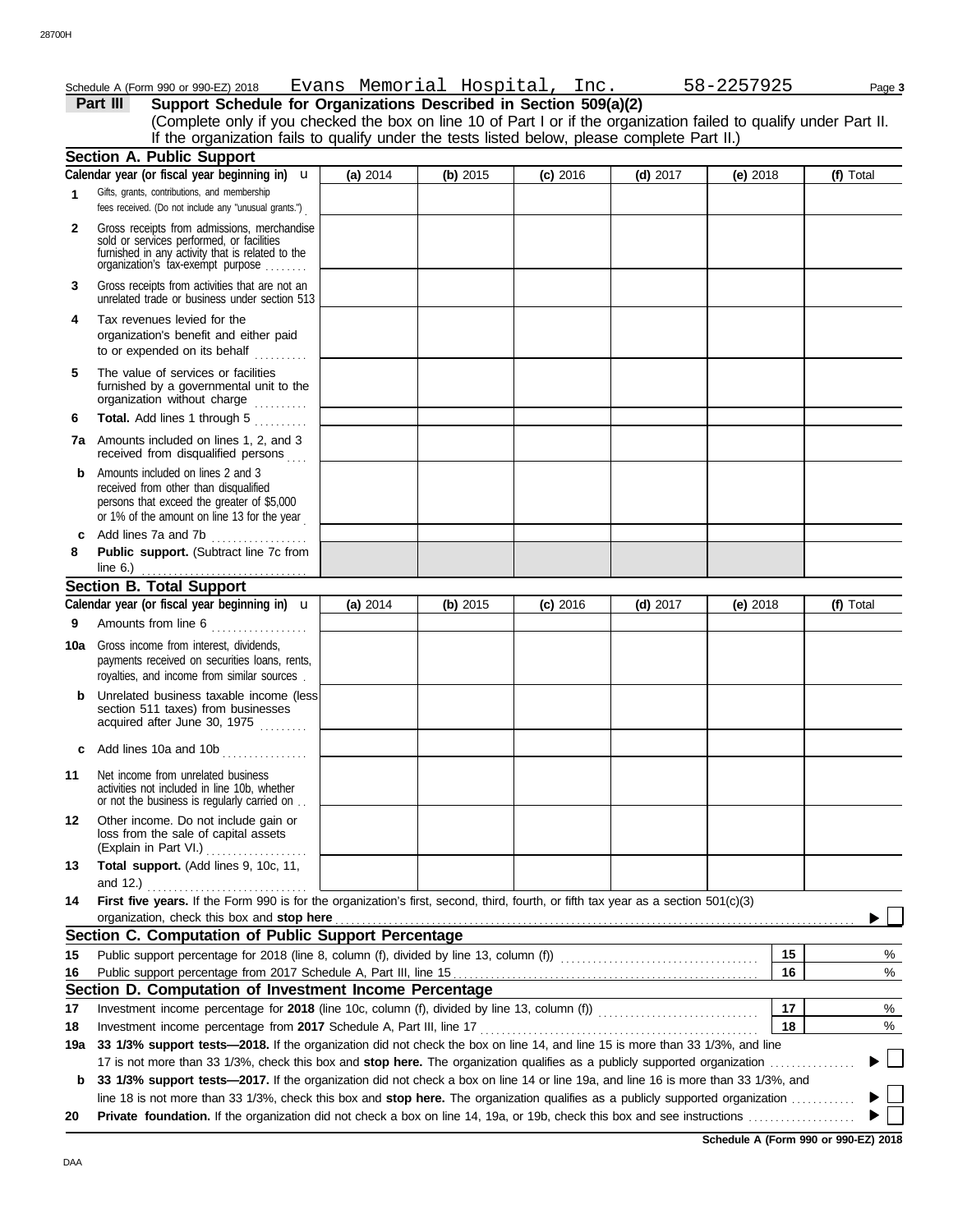Schedule A (Form 990 or 990-EZ) 2018 Evans Memorial Hospital, Inc. 58-2257925

## Part III Support Schedule for Organizations Described in Section 509(a)(2)

(Complete only if you checked the box on line 10 of Part I or if the organization failed to qualify under Part II. If the organization fails to qualify under the tests listed below, please complete Part II.)

### Section A. Public Support

| Calendar year (or fiscal year beginning in) u | (a) 2014 | (b) 2015 | (c) 2016 | (d) 2017 | (e) 2018 | (f) Total |
|---|---|---|---|---|---|---|
| 1 Gifts, grants, contributions, and membership fees received. (Do not include any "unusual grants.") | | | | | | |
| 2 Gross receipts from admissions, merchandise sold or services performed, or facilities furnished in any activity that is related to the organization's tax-exempt purpose | | | | | | |
| 3 Gross receipts from activities that are not an unrelated trade or business under section 513 | | | | | | |
| 4 Tax revenues levied for the organization's benefit and either paid to or expended on its behalf | | | | | | |
| 5 The value of services or facilities furnished by a governmental unit to the organization without charge | | | | | | |
| 6 **Total.** Add lines 1 through 5 | | | | | | |
| 7a Amounts included on lines 1, 2, and 3 received from disqualified persons | | | | | | |
| b Amounts included on lines 2 and 3 received from other than disqualified persons that exceed the greater of $5,000 or 1% of the amount on line 13 for the year | | | | | | |
| c Add lines 7a and 7b | | | | | | |
| 8 **Public support.** (Subtract line 7c from line 6.) | | | | | | |

### Section B. Total Support

| Calendar year (or fiscal year beginning in) u | (a) 2014 | (b) 2015 | (c) 2016 | (d) 2017 | (e) 2018 | (f) Total |
|---|---|---|---|---|---|---|
| 9 Amounts from line 6 | | | | | | |
| 10a Gross income from interest, dividends, payments received on securities loans, rents, royalties, and income from similar sources | | | | | | |
| b Unrelated business taxable income (less section 511 taxes) from businesses acquired after June 30, 1975 | | | | | | |
| c Add lines 10a and 10b | | | | | | |
| 11 Net income from unrelated business activities not included in line 10b, whether or not the business is regularly carried on | | | | | | |
| 12 Other income. Do not include gain or loss from the sale of capital assets (Explain in Part VI.) | | | | | | |
| 13 **Total support.** (Add lines 9, 10c, 11, and 12.) | | | | | | |

**14** **First five years.** If the Form 990 is for the organization's first, second, third, fourth, or fifth tax year as a section 501(c)(3) organization, check this box and **stop here** ▶ ☐

### Section C. Computation of Public Support Percentage

| | | | |
|---|---|---|---|
| 15 | Public support percentage for 2018 (line 8, column (f), divided by line 13, column (f)) | 15 | % |
| 16 | Public support percentage from 2017 Schedule A, Part III, line 15 | 16 | % |

### Section D. Computation of Investment Income Percentage

| | | | |
|---|---|---|---|
| 17 | Investment income percentage for **2018** (line 10c, column (f), divided by line 13, column (f)) | 17 | % |
| 18 | Investment income percentage from **2017** Schedule A, Part III, line 17 | 18 | % |

**19a** **33 1/3% support tests—2018.** If the organization did not check the box on line 14, and line 15 is more than 33 1/3%, and line 17 is not more than 33 1/3%, check this box and **stop here.** The organization qualifies as a publicly supported organization ▶ ☐

**b** **33 1/3% support tests—2017.** If the organization did not check a box on line 14 or line 19a, and line 16 is more than 33 1/3%, and line 18 is not more than 33 1/3%, check this box and **stop here.** The organization qualifies as a publicly supported organization ▶ ☐

**20** **Private foundation.** If the organization did not check a box on line 14, 19a, or 19b, check this box and see instructions ▶ ☐

**Schedule A (Form 990 or 990-EZ) 2018**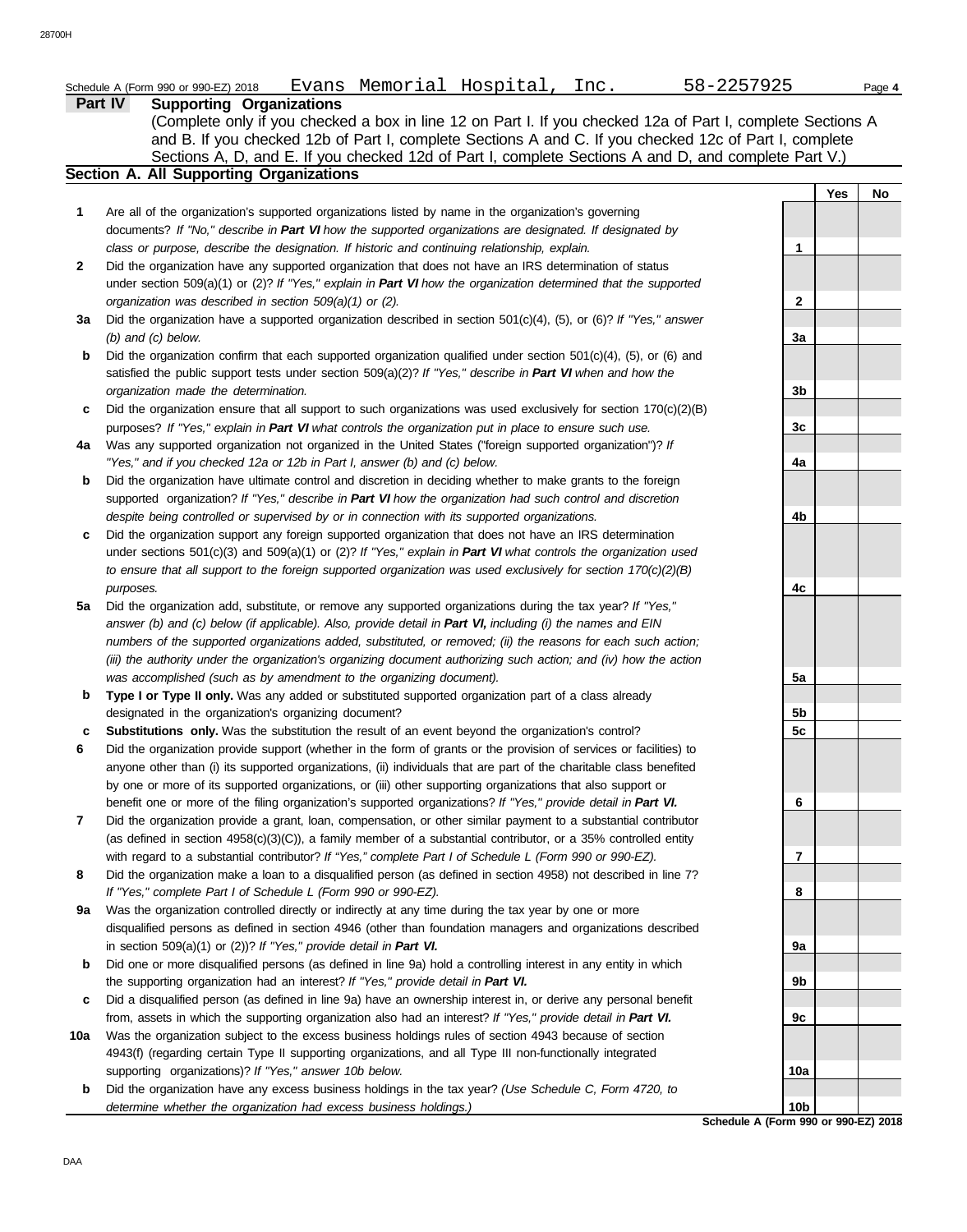Schedule A (Form 990 or 990-EZ) 2018 Evans Memorial Hospital, Inc. 58-2257925 Page **4**

## Part IV Supporting Organizations

(Complete only if you checked a box in line 12 on Part I. If you checked 12a of Part I, complete Sections A and B. If you checked 12b of Part I, complete Sections A and C. If you checked 12c of Part I, complete Sections A, D, and E. If you checked 12d of Part I, complete Sections A and D, and complete Part V.)

### Section A. All Supporting Organizations

| | | | Yes | No |
|---|---|---|---|---|
| **1** | Are all of the organization's supported organizations listed by name in the organization's governing documents? *If "No," describe in **Part VI** how the supported organizations are designated. If designated by class or purpose, describe the designation. If historic and continuing relationship, explain.* | 1 | | |
| **2** | Did the organization have any supported organization that does not have an IRS determination of status under section 509(a)(1) or (2)? *If "Yes," explain in **Part VI** how the organization determined that the supported organization was described in section 509(a)(1) or (2).* | 2 | | |
| **3a** | Did the organization have a supported organization described in section 501(c)(4), (5), or (6)? *If "Yes," answer (b) and (c) below.* | 3a | | |
| **b** | Did the organization confirm that each supported organization qualified under section 501(c)(4), (5), or (6) and satisfied the public support tests under section 509(a)(2)? *If "Yes," describe in **Part VI** when and how the organization made the determination.* | 3b | | |
| **c** | Did the organization ensure that all support to such organizations was used exclusively for section 170(c)(2)(B) purposes? *If "Yes," explain in **Part VI** what controls the organization put in place to ensure such use.* | 3c | | |
| **4a** | Was any supported organization not organized in the United States ("foreign supported organization")? *If "Yes," and if you checked 12a or 12b in Part I, answer (b) and (c) below.* | 4a | | |
| **b** | Did the organization have ultimate control and discretion in deciding whether to make grants to the foreign supported organization? *If "Yes," describe in **Part VI** how the organization had such control and discretion despite being controlled or supervised by or in connection with its supported organizations.* | 4b | | |
| **c** | Did the organization support any foreign supported organization that does not have an IRS determination under sections 501(c)(3) and 509(a)(1) or (2)? *If "Yes," explain in **Part VI** what controls the organization used to ensure that all support to the foreign supported organization was used exclusively for section 170(c)(2)(B) purposes.* | 4c | | |
| **5a** | Did the organization add, substitute, or remove any supported organizations during the tax year? *If "Yes," answer (b) and (c) below (if applicable). Also, provide detail in **Part VI,** including (i) the names and EIN numbers of the supported organizations added, substituted, or removed; (ii) the reasons for each such action; (iii) the authority under the organization's organizing document authorizing such action; and (iv) how the action was accomplished (such as by amendment to the organizing document).* | 5a | | |
| **b** | **Type I or Type II only.** Was any added or substituted supported organization part of a class already designated in the organization's organizing document? | 5b | | |
| **c** | **Substitutions only.** Was the substitution the result of an event beyond the organization's control? | 5c | | |
| **6** | Did the organization provide support (whether in the form of grants or the provision of services or facilities) to anyone other than (i) its supported organizations, (ii) individuals that are part of the charitable class benefited by one or more of its supported organizations, or (iii) other supporting organizations that also support or benefit one or more of the filing organization's supported organizations? *If "Yes," provide detail in **Part VI.*** | 6 | | |
| **7** | Did the organization provide a grant, loan, compensation, or other similar payment to a substantial contributor (as defined in section 4958(c)(3)(C)), a family member of a substantial contributor, or a 35% controlled entity with regard to a substantial contributor? *If "Yes," complete Part I of Schedule L (Form 990 or 990-EZ).* | 7 | | |
| **8** | Did the organization make a loan to a disqualified person (as defined in section 4958) not described in line 7? *If "Yes," complete Part I of Schedule L (Form 990 or 990-EZ).* | 8 | | |
| **9a** | Was the organization controlled directly or indirectly at any time during the tax year by one or more disqualified persons as defined in section 4946 (other than foundation managers and organizations described in section 509(a)(1) or (2))? *If "Yes," provide detail in **Part VI.*** | 9a | | |
| **b** | Did one or more disqualified persons (as defined in line 9a) hold a controlling interest in any entity in which the supporting organization had an interest? *If "Yes," provide detail in **Part VI.*** | 9b | | |
| **c** | Did a disqualified person (as defined in line 9a) have an ownership interest in, or derive any personal benefit from, assets in which the supporting organization also had an interest? *If "Yes," provide detail in **Part VI.*** | 9c | | |
| **10a** | Was the organization subject to the excess business holdings rules of section 4943 because of section 4943(f) (regarding certain Type II supporting organizations, and all Type III non-functionally integrated supporting organizations)? *If "Yes," answer 10b below.* | 10a | | |
| **b** | Did the organization have any excess business holdings in the tax year? *(Use Schedule C, Form 4720, to determine whether the organization had excess business holdings.)* | 10b | | |

**Schedule A (Form 990 or 990-EZ) 2018**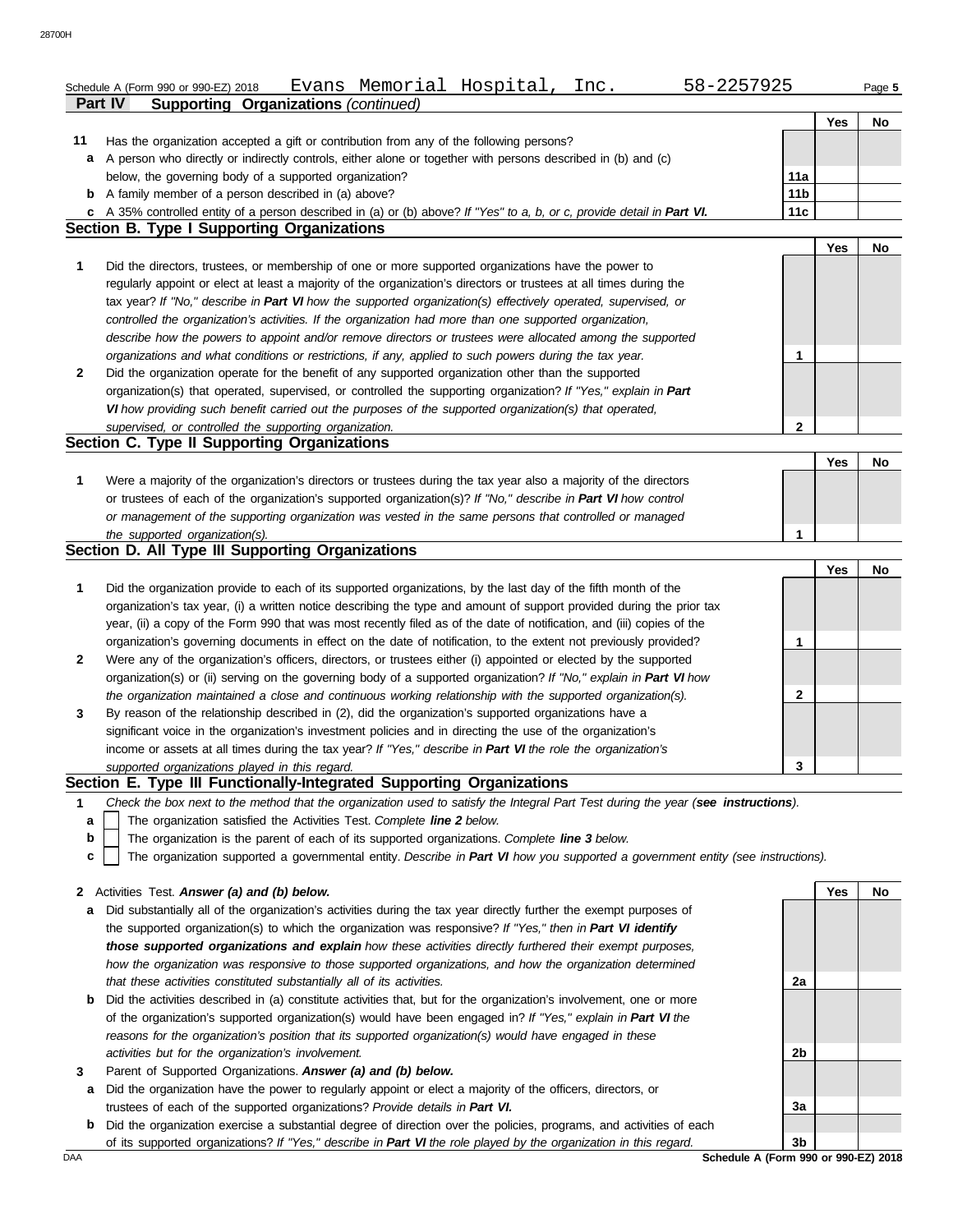Schedule A (Form 990 or 990-EZ) 2018 Evans Memorial Hospital, Inc. 58-2257925 Page **5**

**Part IV Supporting Organizations** *(continued)*

| | | | Yes | No |
|---|---|---|---|---|
| **11** | Has the organization accepted a gift or contribution from any of the following persons? | | | |
| **a** | A person who directly or indirectly controls, either alone or together with persons described in (b) and (c) below, the governing body of a supported organization? | **11a** | | |
| **b** | A family member of a person described in (a) above? | **11b** | | |
| **c** | A 35% controlled entity of a person described in (a) or (b) above? *If "Yes" to a, b, or c, provide detail in* ***Part VI.*** | **11c** | | |

## Section B. Type I Supporting Organizations

| | | | Yes | No |
|---|---|---|---|---|
| **1** | Did the directors, trustees, or membership of one or more supported organizations have the power to regularly appoint or elect at least a majority of the organization's directors or trustees at all times during the tax year? *If "No," describe in* ***Part VI*** *how the supported organization(s) effectively operated, supervised, or controlled the organization's activities. If the organization had more than one supported organization, describe how the powers to appoint and/or remove directors or trustees were allocated among the supported organizations and what conditions or restrictions, if any, applied to such powers during the tax year.* | **1** | | |
| **2** | Did the organization operate for the benefit of any supported organization other than the supported organization(s) that operated, supervised, or controlled the supporting organization? *If "Yes," explain in* ***Part VI*** *how providing such benefit carried out the purposes of the supported organization(s) that operated, supervised, or controlled the supporting organization.* | **2** | | |

## Section C. Type II Supporting Organizations

| | | | Yes | No |
|---|---|---|---|---|
| **1** | Were a majority of the organization's directors or trustees during the tax year also a majority of the directors or trustees of each of the organization's supported organization(s)? *If "No," describe in* ***Part VI*** *how control or management of the supporting organization was vested in the same persons that controlled or managed the supported organization(s).* | **1** | | |

## Section D. All Type III Supporting Organizations

| | | | Yes | No |
|---|---|---|---|---|
| **1** | Did the organization provide to each of its supported organizations, by the last day of the fifth month of the organization's tax year, (i) a written notice describing the type and amount of support provided during the prior tax year, (ii) a copy of the Form 990 that was most recently filed as of the date of notification, and (iii) copies of the organization's governing documents in effect on the date of notification, to the extent not previously provided? | **1** | | |
| **2** | Were any of the organization's officers, directors, or trustees either (i) appointed or elected by the supported organization(s) or (ii) serving on the governing body of a supported organization? *If "No," explain in* ***Part VI*** *how the organization maintained a close and continuous working relationship with the supported organization(s).* | **2** | | |
| **3** | By reason of the relationship described in (2), did the organization's supported organizations have a significant voice in the organization's investment policies and in directing the use of the organization's income or assets at all times during the tax year? *If "Yes," describe in* ***Part VI*** *the role the organization's supported organizations played in this regard.* | **3** | | |

## Section E. Type III Functionally-Integrated Supporting Organizations

**1** *Check the box next to the method that the organization used to satisfy the Integral Part Test during the year (**see instructions**).*

- **a** ☐ The organization satisfied the Activities Test. *Complete* ***line 2*** *below.*
- **b** ☐ The organization is the parent of each of its supported organizations. *Complete* ***line 3*** *below.*
- **c** ☐ The organization supported a governmental entity. *Describe in* ***Part VI*** *how you supported a government entity (see instructions).*

| | | | Yes | No |
|---|---|---|---|---|
| **2** | Activities Test. ***Answer (a) and (b) below.*** | | | |
| **a** | Did substantially all of the organization's activities during the tax year directly further the exempt purposes of the supported organization(s) to which the organization was responsive? *If "Yes," then in* ***Part VI identify those supported organizations and explain*** *how these activities directly furthered their exempt purposes, how the organization was responsive to those supported organizations, and how the organization determined that these activities constituted substantially all of its activities.* | **2a** | | |
| **b** | Did the activities described in (a) constitute activities that, but for the organization's involvement, one or more of the organization's supported organization(s) would have been engaged in? *If "Yes," explain in* ***Part VI*** *the reasons for the organization's position that its supported organization(s) would have engaged in these activities but for the organization's involvement.* | **2b** | | |
| **3** | Parent of Supported Organizations. ***Answer (a) and (b) below.*** | | | |
| **a** | Did the organization have the power to regularly appoint or elect a majority of the officers, directors, or trustees of each of the supported organizations? *Provide details in* ***Part VI.*** | **3a** | | |
| **b** | Did the organization exercise a substantial degree of direction over the policies, programs, and activities of each of its supported organizations? *If "Yes," describe in* ***Part VI*** *the role played by the organization in this regard.* | **3b** | | |

**Schedule A (Form 990 or 990-EZ) 2018**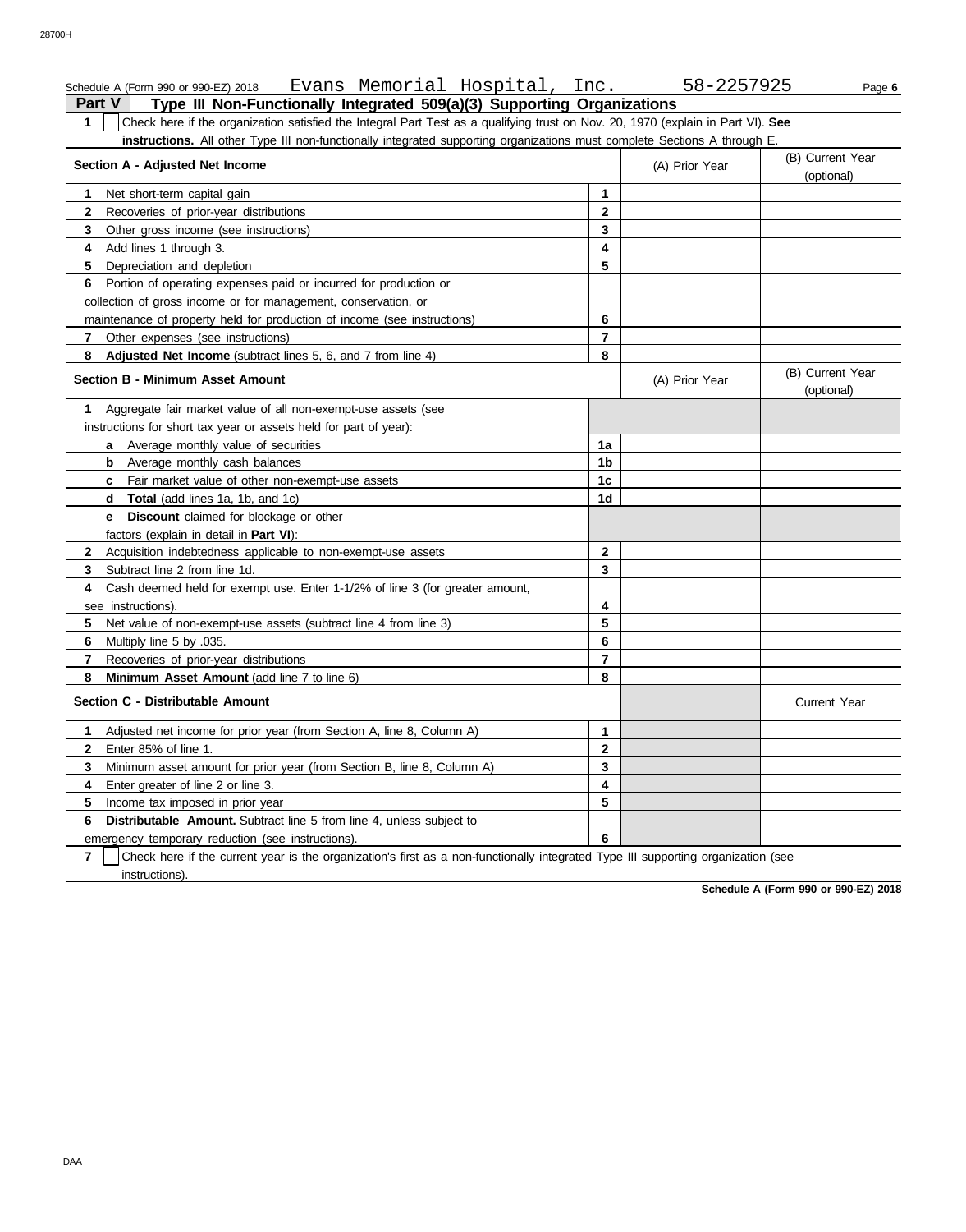Schedule A (Form 990 or 990-EZ) 2018 Evans Memorial Hospital, Inc. 58-2257925

## Part V Type III Non-Functionally Integrated 509(a)(3) Supporting Organizations

**1** ☐ Check here if the organization satisfied the Integral Part Test as a qualifying trust on Nov. 20, 1970 (explain in Part VI). **See instructions.** All other Type III non-functionally integrated supporting organizations must complete Sections A through E.

| Section A - Adjusted Net Income | | (A) Prior Year | (B) Current Year (optional) |
|---|---|---|---|
| **1** Net short-term capital gain | 1 | | |
| **2** Recoveries of prior-year distributions | 2 | | |
| **3** Other gross income (see instructions) | 3 | | |
| **4** Add lines 1 through 3. | 4 | | |
| **5** Depreciation and depletion | 5 | | |
| **6** Portion of operating expenses paid or incurred for production or collection of gross income or for management, conservation, or maintenance of property held for production of income (see instructions) | 6 | | |
| **7** Other expenses (see instructions) | 7 | | |
| **8** **Adjusted Net Income** (subtract lines 5, 6, and 7 from line 4) | 8 | | |

| Section B - Minimum Asset Amount | | (A) Prior Year | (B) Current Year (optional) |
|---|---|---|---|
| **1** Aggregate fair market value of all non-exempt-use assets (see instructions for short tax year or assets held for part of year): | | | |
| **a** Average monthly value of securities | 1a | | |
| **b** Average monthly cash balances | 1b | | |
| **c** Fair market value of other non-exempt-use assets | 1c | | |
| **d** **Total** (add lines 1a, 1b, and 1c) | 1d | | |
| **e** **Discount** claimed for blockage or other factors (explain in detail in **Part VI**): | | | |
| **2** Acquisition indebtedness applicable to non-exempt-use assets | 2 | | |
| **3** Subtract line 2 from line 1d. | 3 | | |
| **4** Cash deemed held for exempt use. Enter 1-1/2% of line 3 (for greater amount, see instructions). | 4 | | |
| **5** Net value of non-exempt-use assets (subtract line 4 from line 3) | 5 | | |
| **6** Multiply line 5 by .035. | 6 | | |
| **7** Recoveries of prior-year distributions | 7 | | |
| **8** **Minimum Asset Amount** (add line 7 to line 6) | 8 | | |

| Section C - Distributable Amount | | | Current Year |
|---|---|---|---|
| **1** Adjusted net income for prior year (from Section A, line 8, Column A) | 1 | | |
| **2** Enter 85% of line 1. | 2 | | |
| **3** Minimum asset amount for prior year (from Section B, line 8, Column A) | 3 | | |
| **4** Enter greater of line 2 or line 3. | 4 | | |
| **5** Income tax imposed in prior year | 5 | | |
| **6** **Distributable Amount.** Subtract line 5 from line 4, unless subject to emergency temporary reduction (see instructions). | 6 | | |

**7** ☐ Check here if the current year is the organization's first as a non-functionally integrated Type III supporting organization (see instructions).

**Schedule A (Form 990 or 990-EZ) 2018**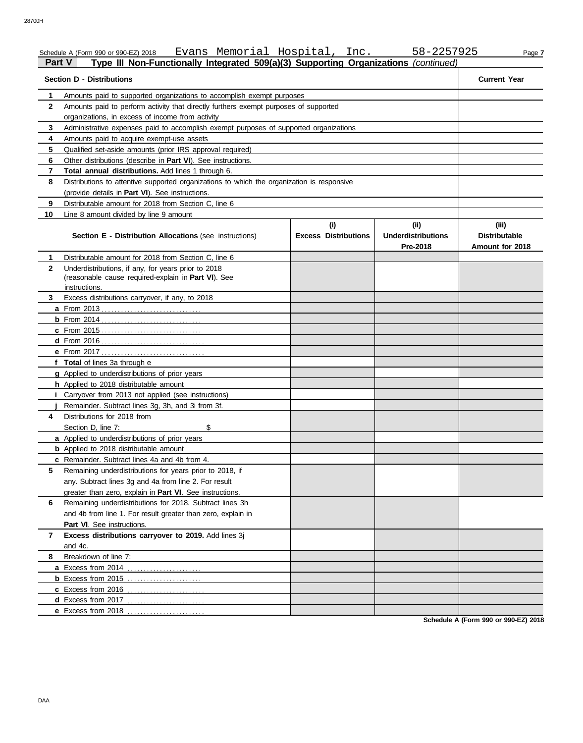Schedule A (Form 990 or 990-EZ) 2018 Evans Memorial Hospital, Inc. 58-2257925 Page **7**

## Part V Type III Non-Functionally Integrated 509(a)(3) Supporting Organizations *(continued)*

| **Section D - Distributions** | | **Current Year** |
|---|---|---|
| 1 | Amounts paid to supported organizations to accomplish exempt purposes | |
| 2 | Amounts paid to perform activity that directly furthers exempt purposes of supported organizations, in excess of income from activity | |
| 3 | Administrative expenses paid to accomplish exempt purposes of supported organizations | |
| 4 | Amounts paid to acquire exempt-use assets | |
| 5 | Qualified set-aside amounts (prior IRS approval required) | |
| 6 | Other distributions (describe in **Part VI**). See instructions. | |
| 7 | **Total annual distributions.** Add lines 1 through 6. | |
| 8 | Distributions to attentive supported organizations to which the organization is responsive (provide details in **Part VI**). See instructions. | |
| 9 | Distributable amount for 2018 from Section C, line 6 | |
| 10 | Line 8 amount divided by line 9 amount | |

| | **Section E - Distribution Allocations** (see instructions) | **(i) Excess Distributions** | **(ii) Underdistributions Pre-2018** | **(iii) Distributable Amount for 2018** |
|---|---|---|---|---|
| 1 | Distributable amount for 2018 from Section C, line 6 | | | |
| 2 | Underdistributions, if any, for years prior to 2018 (reasonable cause required-explain in **Part VI**). See instructions. | | | |
| 3 | Excess distributions carryover, if any, to 2018 | | | |
| a | From 2013 | | | |
| b | From 2014 | | | |
| c | From 2015 | | | |
| d | From 2016 | | | |
| e | From 2017 | | | |
| f | **Total** of lines 3a through e | | | |
| g | Applied to underdistributions of prior years | | | |
| h | Applied to 2018 distributable amount | | | |
| i | Carryover from 2013 not applied (see instructions) | | | |
| j | Remainder. Subtract lines 3g, 3h, and 3i from 3f. | | | |
| 4 | Distributions for 2018 from Section D, line 7: $ | | | |
| a | Applied to underdistributions of prior years | | | |
| b | Applied to 2018 distributable amount | | | |
| c | Remainder. Subtract lines 4a and 4b from 4. | | | |
| 5 | Remaining underdistributions for years prior to 2018, if any. Subtract lines 3g and 4a from line 2. For result greater than zero, explain in **Part VI**. See instructions. | | | |
| 6 | Remaining underdistributions for 2018. Subtract lines 3h and 4b from line 1. For result greater than zero, explain in **Part VI**. See instructions. | | | |
| 7 | **Excess distributions carryover to 2019.** Add lines 3j and 4c. | | | |
| 8 | Breakdown of line 7: | | | |
| a | Excess from 2014 | | | |
| b | Excess from 2015 | | | |
| c | Excess from 2016 | | | |
| d | Excess from 2017 | | | |
| e | Excess from 2018 | | | |

**Schedule A (Form 990 or 990-EZ) 2018**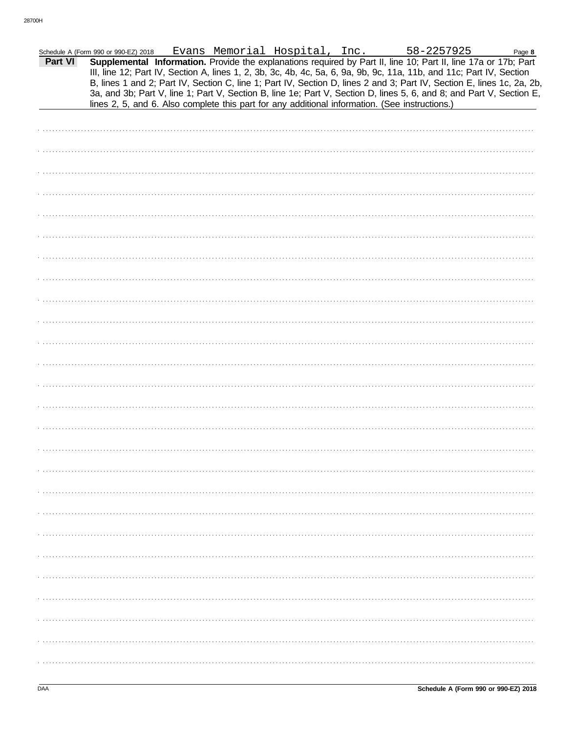Schedule A (Form 990 or 990-EZ) 2018 Evans Memorial Hospital, Inc. 58-2257925

**Part VI** **Supplemental Information.** Provide the explanations required by Part II, line 10; Part II, line 17a or 17b; Part III, line 12; Part IV, Section A, lines 1, 2, 3b, 3c, 4b, 4c, 5a, 6, 9a, 9b, 9c, 11a, 11b, and 11c; Part IV, Section B, lines 1 and 2; Part IV, Section C, line 1; Part IV, Section D, lines 2 and 3; Part IV, Section E, lines 1c, 2a, 2b, 3a, and 3b; Part V, line 1; Part V, Section B, line 1e; Part V, Section D, lines 5, 6, and 8; and Part V, Section E, lines 2, 5, and 6. Also complete this part for any additional information. (See instructions.)

DAA **Schedule A (Form 990 or 990-EZ) 2018**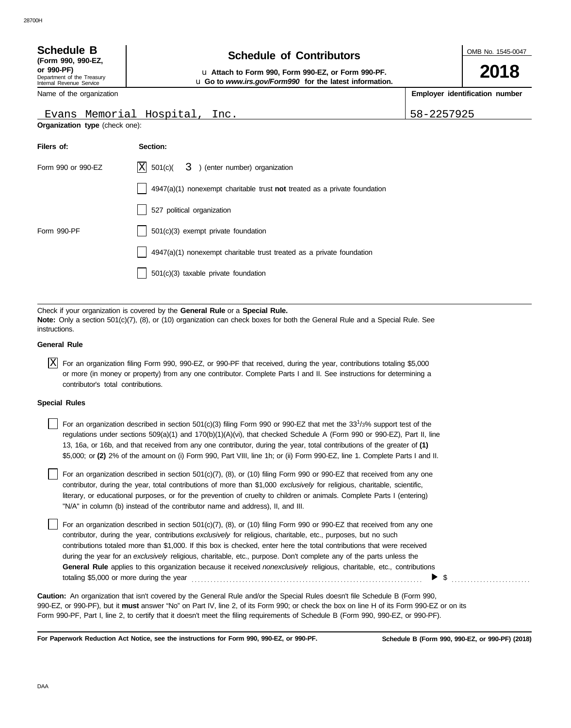28700H

**Schedule B**
**(Form 990, 990-EZ, or 990-PF)**
Department of the Treasury
Internal Revenue Service

# Schedule of Contributors

u **Attach to Form 990, Form 990-EZ, or Form 990-PF.**
u **Go to** ***www.irs.gov/Form990*** **for the latest information.**

OMB No. 1545-0047

**2018**

Name of the organization: Evans Memorial Hospital, Inc.

**Employer identification number:** 58-2257925

**Organization type** (check one):

| **Filers of:** | **Section:** |
|---|---|
| Form 990 or 990-EZ | [X] 501(c)( 3 ) (enter number) organization |
| | [ ] 4947(a)(1) nonexempt charitable trust **not** treated as a private foundation |
| | [ ] 527 political organization |
| Form 990-PF | [ ] 501(c)(3) exempt private foundation |
| | [ ] 4947(a)(1) nonexempt charitable trust treated as a private foundation |
| | [ ] 501(c)(3) taxable private foundation |

Check if your organization is covered by the **General Rule** or a **Special Rule.**
**Note:** Only a section 501(c)(7), (8), or (10) organization can check boxes for both the General Rule and a Special Rule. See instructions.

**General Rule**

[X] For an organization filing Form 990, 990-EZ, or 990-PF that received, during the year, contributions totaling $5,000 or more (in money or property) from any one contributor. Complete Parts I and II. See instructions for determining a contributor's total contributions.

**Special Rules**

[ ] For an organization described in section 501(c)(3) filing Form 990 or 990-EZ that met the $33^1/_3$% support test of the regulations under sections 509(a)(1) and 170(b)(1)(A)(vi), that checked Schedule A (Form 990 or 990-EZ), Part II, line 13, 16a, or 16b, and that received from any one contributor, during the year, total contributions of the greater of **(1)** $5,000; or **(2)** 2% of the amount on (i) Form 990, Part VIII, line 1h; or (ii) Form 990-EZ, line 1. Complete Parts I and II.

[ ] For an organization described in section 501(c)(7), (8), or (10) filing Form 990 or 990-EZ that received from any one contributor, during the year, total contributions of more than $1,000 *exclusively* for religious, charitable, scientific, literary, or educational purposes, or for the prevention of cruelty to children or animals. Complete Parts I (entering) "N/A" in column (b) instead of the contributor name and address), II, and III.

[ ] For an organization described in section 501(c)(7), (8), or (10) filing Form 990 or 990-EZ that received from any one contributor, during the year, contributions *exclusively* for religious, charitable, etc., purposes, but no such contributions totaled more than $1,000. If this box is checked, enter here the total contributions that were received during the year for an *exclusively* religious, charitable, etc., purpose. Don't complete any of the parts unless the **General Rule** applies to this organization because it received *nonexclusively* religious, charitable, etc., contributions totaling $5,000 or more during the year . . . . . . . . . . ▶ $ . . . . . . . . . . . .

**Caution:** An organization that isn't covered by the General Rule and/or the Special Rules doesn't file Schedule B (Form 990, 990-EZ, or 990-PF), but it **must** answer "No" on Part IV, line 2, of its Form 990; or check the box on line H of its Form 990-EZ or on its Form 990-PF, Part I, line 2, to certify that it doesn't meet the filing requirements of Schedule B (Form 990, 990-EZ, or 990-PF).

**For Paperwork Reduction Act Notice, see the instructions for Form 990, 990-EZ, or 990-PF.**

**Schedule B (Form 990, 990-EZ, or 990-PF) (2018)**

DAA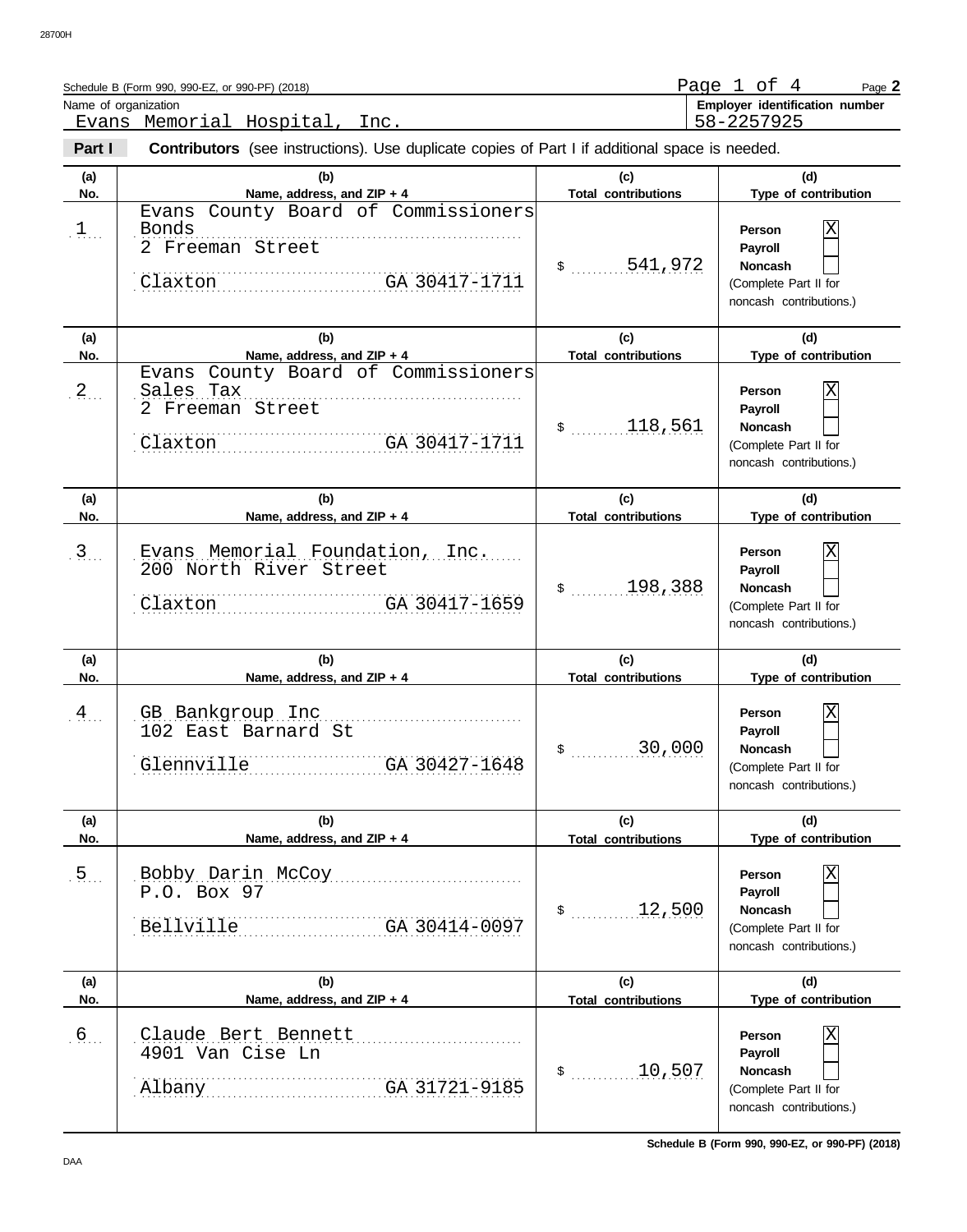Schedule B (Form 990, 990-EZ, or 990-PF) (2018)

Name of organization: Evans Memorial Hospital, Inc.

Employer identification number: 58-2257925

**Part I** **Contributors** (see instructions). Use duplicate copies of Part I if additional space is needed.

| (a) No. | (b) Name, address, and ZIP + 4 | (c) Total contributions | (d) Type of contribution |
|---|---|---|---|
| 1 | Evans County Board of Commissioners Bonds<br>2 Freeman Street<br>Claxton GA 30417-1711 | $ 541,972 | Person [X]<br>Payroll [ ]<br>Noncash [ ]<br>(Complete Part II for noncash contributions.) |
| 2 | Evans County Board of Commissioners Sales Tax<br>2 Freeman Street<br>Claxton GA 30417-1711 | $ 118,561 | Person [X]<br>Payroll [ ]<br>Noncash [ ]<br>(Complete Part II for noncash contributions.) |
| 3 | Evans Memorial Foundation, Inc.<br>200 North River Street<br>Claxton GA 30417-1659 | $ 198,388 | Person [X]<br>Payroll [ ]<br>Noncash [ ]<br>(Complete Part II for noncash contributions.) |
| 4 | GB Bankgroup Inc<br>102 East Barnard St<br>Glennville GA 30427-1648 | $ 30,000 | Person [X]<br>Payroll [ ]<br>Noncash [ ]<br>(Complete Part II for noncash contributions.) |
| 5 | Bobby Darin McCoy<br>P.O. Box 97<br>Bellville GA 30414-0097 | $ 12,500 | Person [X]<br>Payroll [ ]<br>Noncash [ ]<br>(Complete Part II for noncash contributions.) |
| 6 | Claude Bert Bennett<br>4901 Van Cise Ln<br>Albany GA 31721-9185 | $ 10,507 | Person [X]<br>Payroll [ ]<br>Noncash [ ]<br>(Complete Part II for noncash contributions.) |

Schedule B (Form 990, 990-EZ, or 990-PF) (2018)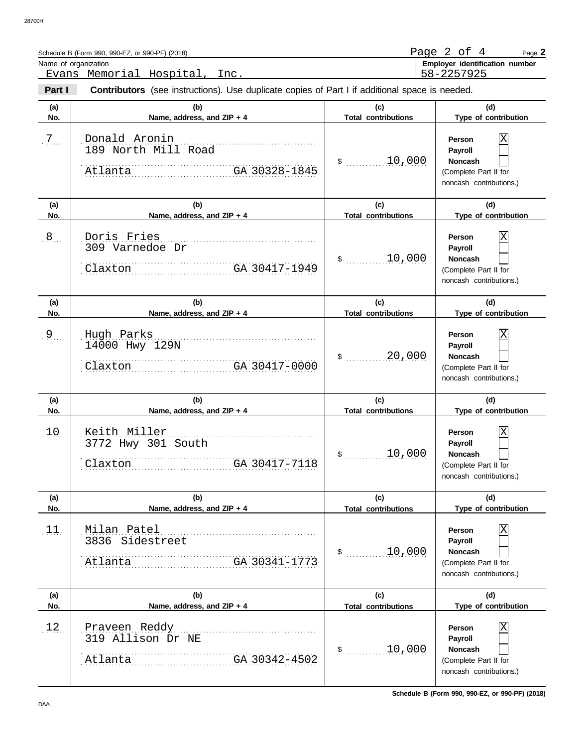Schedule B (Form 990, 990-EZ, or 990-PF) (2018)

Name of organization: Evans Memorial Hospital, Inc.

Employer identification number: 58-2257925

**Part I** **Contributors** (see instructions). Use duplicate copies of Part I if additional space is needed.

| (a) No. | (b) Name, address, and ZIP + 4 | (c) Total contributions | (d) Type of contribution |
|---|---|---|---|
| 7 | Donald Aronin<br>189 North Mill Road<br>Atlanta GA 30328-1845 | $ 10,000 | Person [X]<br>Payroll [ ]<br>Noncash [ ]<br>(Complete Part II for noncash contributions.) |
| 8 | Doris Fries<br>309 Varnedoe Dr<br>Claxton GA 30417-1949 | $ 10,000 | Person [X]<br>Payroll [ ]<br>Noncash [ ]<br>(Complete Part II for noncash contributions.) |
| 9 | Hugh Parks<br>14000 Hwy 129N<br>Claxton GA 30417-0000 | $ 20,000 | Person [X]<br>Payroll [ ]<br>Noncash [ ]<br>(Complete Part II for noncash contributions.) |
| 10 | Keith Miller<br>3772 Hwy 301 South<br>Claxton GA 30417-7118 | $ 10,000 | Person [X]<br>Payroll [ ]<br>Noncash [ ]<br>(Complete Part II for noncash contributions.) |
| 11 | Milan Patel<br>3836 Sidestreet<br>Atlanta GA 30341-1773 | $ 10,000 | Person [X]<br>Payroll [ ]<br>Noncash [ ]<br>(Complete Part II for noncash contributions.) |
| 12 | Praveen Reddy<br>319 Allison Dr NE<br>Atlanta GA 30342-4502 | $ 10,000 | Person [X]<br>Payroll [ ]<br>Noncash [ ]<br>(Complete Part II for noncash contributions.) |

Schedule B (Form 990, 990-EZ, or 990-PF) (2018)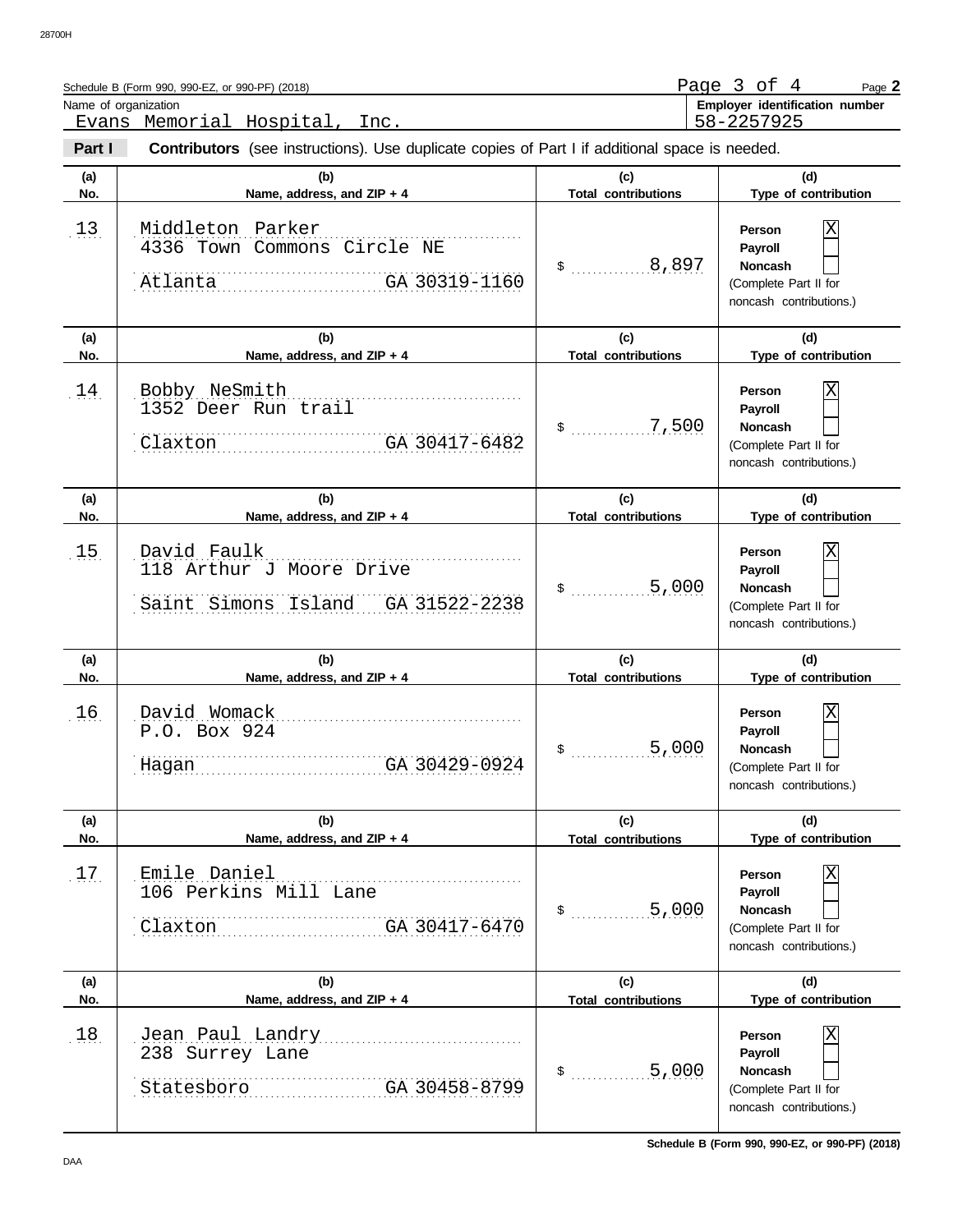Schedule B (Form 990, 990-EZ, or 990-PF) (2018) Page **2**

Name of organization: Evans Memorial Hospital, Inc.

**Employer identification number:** 58-2257925

**Part I** **Contributors** (see instructions). Use duplicate copies of Part I if additional space is needed.

| (a) No. | (b) Name, address, and ZIP + 4 | (c) Total contributions | (d) Type of contribution |
|---|---|---|---|
| 13 | Middleton Parker<br>4336 Town Commons Circle NE<br>Atlanta GA 30319-1160 | $ 8,897 | Person [X]<br>Payroll [ ]<br>Noncash [ ]<br>(Complete Part II for noncash contributions.) |
| 14 | Bobby NeSmith<br>1352 Deer Run trail<br>Claxton GA 30417-6482 | $ 7,500 | Person [X]<br>Payroll [ ]<br>Noncash [ ]<br>(Complete Part II for noncash contributions.) |
| 15 | David Faulk<br>118 Arthur J Moore Drive<br>Saint Simons Island GA 31522-2238 | $ 5,000 | Person [X]<br>Payroll [ ]<br>Noncash [ ]<br>(Complete Part II for noncash contributions.) |
| 16 | David Womack<br>P.O. Box 924<br>Hagan GA 30429-0924 | $ 5,000 | Person [X]<br>Payroll [ ]<br>Noncash [ ]<br>(Complete Part II for noncash contributions.) |
| 17 | Emile Daniel<br>106 Perkins Mill Lane<br>Claxton GA 30417-6470 | $ 5,000 | Person [X]<br>Payroll [ ]<br>Noncash [ ]<br>(Complete Part II for noncash contributions.) |
| 18 | Jean Paul Landry<br>238 Surrey Lane<br>Statesboro GA 30458-8799 | $ 5,000 | Person [X]<br>Payroll [ ]<br>Noncash [ ]<br>(Complete Part II for noncash contributions.) |

Schedule B (Form 990, 990-EZ, or 990-PF) (2018)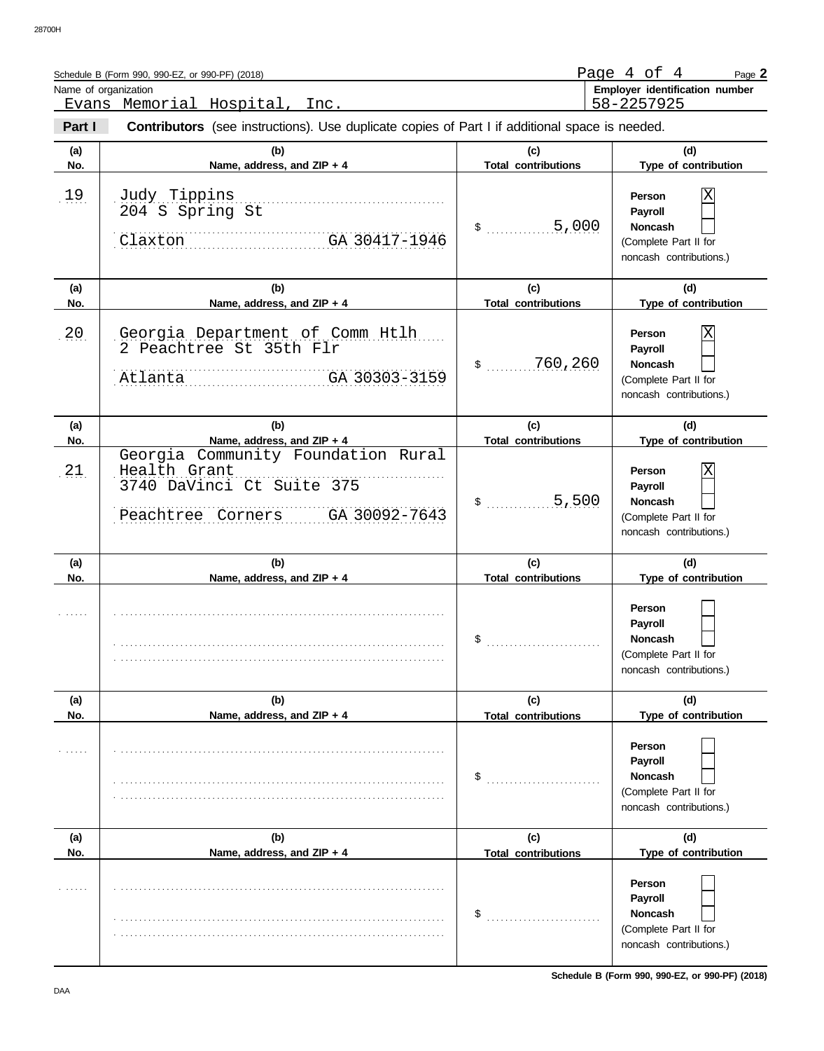Schedule B (Form 990, 990-EZ, or 990-PF) (2018)

Name of organization: Evans Memorial Hospital, Inc.

Employer identification number: 58-2257925

**Part I** **Contributors** (see instructions). Use duplicate copies of Part I if additional space is needed.

| (a) No. | (b) Name, address, and ZIP + 4 | (c) Total contributions | (d) Type of contribution |
|---|---|---|---|
| 19 | Judy Tippins<br>204 S Spring St<br>Claxton GA 30417-1946 | $ 5,000 | Person [X]<br>Payroll [ ]<br>Noncash [ ]<br>(Complete Part II for noncash contributions.) |
| 20 | Georgia Department of Comm Htlh<br>2 Peachtree St 35th Flr<br>Atlanta GA 30303-3159 | $ 760,260 | Person [X]<br>Payroll [ ]<br>Noncash [ ]<br>(Complete Part II for noncash contributions.) |
| 21 | Georgia Community Foundation Rural Health Grant<br>3740 DaVinci Ct Suite 375<br>Peachtree Corners GA 30092-7643 | $ 5,500 | Person [X]<br>Payroll [ ]<br>Noncash [ ]<br>(Complete Part II for noncash contributions.) |
| | | $ | Person [ ]<br>Payroll [ ]<br>Noncash [ ]<br>(Complete Part II for noncash contributions.) |
| | | $ | Person [ ]<br>Payroll [ ]<br>Noncash [ ]<br>(Complete Part II for noncash contributions.) |
| | | $ | Person [ ]<br>Payroll [ ]<br>Noncash [ ]<br>(Complete Part II for noncash contributions.) |

Schedule B (Form 990, 990-EZ, or 990-PF) (2018)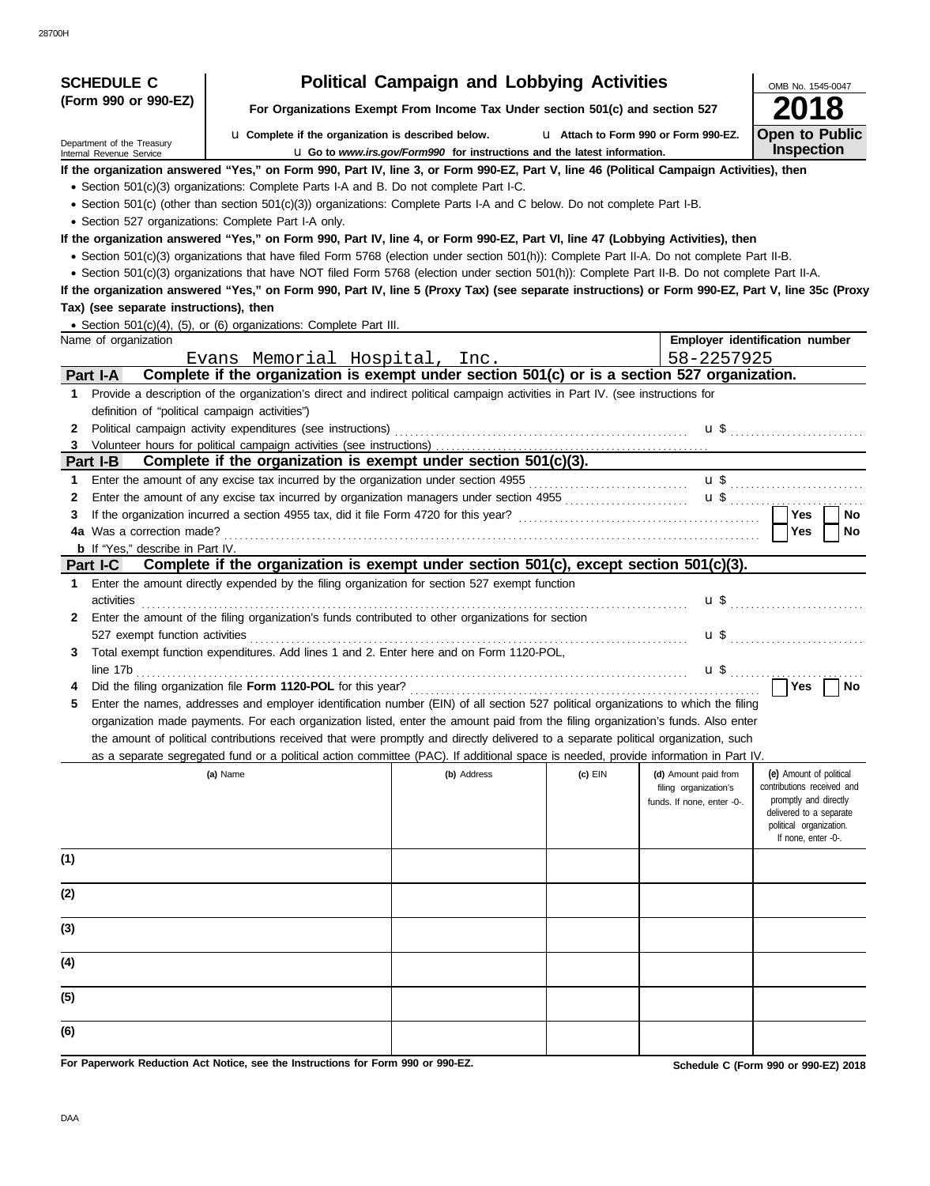**SCHEDULE C (Form 990 or 990-EZ)**

Department of the Treasury
Internal Revenue Service

# Political Campaign and Lobbying Activities

**For Organizations Exempt From Income Tax Under section 501(c) and section 527**

u **Complete if the organization is described below.** u **Attach to Form 990 or Form 990-EZ.**

u **Go to *www.irs.gov/Form990* for instructions and the latest information.**

OMB No. 1545-0047

**2018**

**Open to Public Inspection**

**If the organization answered "Yes," on Form 990, Part IV, line 3, or Form 990-EZ, Part V, line 46 (Political Campaign Activities), then**

- Section 501(c)(3) organizations: Complete Parts I-A and B. Do not complete Part I-C.
- Section 501(c) (other than section 501(c)(3)) organizations: Complete Parts I-A and C below. Do not complete Part I-B.
- Section 527 organizations: Complete Part I-A only.

**If the organization answered "Yes," on Form 990, Part IV, line 4, or Form 990-EZ, Part VI, line 47 (Lobbying Activities), then**

- Section 501(c)(3) organizations that have filed Form 5768 (election under section 501(h)): Complete Part II-A. Do not complete Part II-B.
- Section 501(c)(3) organizations that have NOT filed Form 5768 (election under section 501(h)): Complete Part II-B. Do not complete Part II-A.

**If the organization answered "Yes," on Form 990, Part IV, line 5 (Proxy Tax) (see separate instructions) or Form 990-EZ, Part V, line 35c (Proxy Tax) (see separate instructions), then**

- Section 501(c)(4), (5), or (6) organizations: Complete Part III.

| Name of organization | Employer identification number |
|---|---|
| Evans Memorial Hospital, Inc. | 58-2257925 |

## Part I-A Complete if the organization is exempt under section 501(c) or is a section 527 organization.

1. Provide a description of the organization's direct and indirect political campaign activities in Part IV. (see instructions for definition of "political campaign activities")
2. Political campaign activity expenditures (see instructions) .......... u $ ..........
3. Volunteer hours for political campaign activities (see instructions) ..........

## Part I-B Complete if the organization is exempt under section 501(c)(3).

1. Enter the amount of any excise tax incurred by the organization under section 4955 .......... u $ ..........
2. Enter the amount of any excise tax incurred by organization managers under section 4955 .......... u $ ..........
3. If the organization incurred a section 4955 tax, did it file Form 4720 for this year? .......... Yes No

4a Was a correction made? .......... Yes No

**b** If "Yes," describe in Part IV.

## Part I-C Complete if the organization is exempt under section 501(c), except section 501(c)(3).

1. Enter the amount directly expended by the filing organization for section 527 exempt function activities .......... u $ ..........
2. Enter the amount of the filing organization's funds contributed to other organizations for section 527 exempt function activities .......... u $ ..........
3. Total exempt function expenditures. Add lines 1 and 2. Enter here and on Form 1120-POL, line 17b .......... u $ ..........
4. Did the filing organization file **Form 1120-POL** for this year? .......... Yes No
5. Enter the names, addresses and employer identification number (EIN) of all section 527 political organizations to which the filing organization made payments. For each organization listed, enter the amount paid from the filing organization's funds. Also enter the amount of political contributions received that were promptly and directly delivered to a separate political organization, such as a separate segregated fund or a political action committee (PAC). If additional space is needed, provide information in Part IV.

| | (a) Name | (b) Address | (c) EIN | (d) Amount paid from filing organization's funds. If none, enter -0-. | (e) Amount of political contributions received and promptly and directly delivered to a separate political organization. If none, enter -0-. |
|---|---|---|---|---|---|
| (1) | | | | | |
| (2) | | | | | |
| (3) | | | | | |
| (4) | | | | | |
| (5) | | | | | |
| (6) | | | | | |

**For Paperwork Reduction Act Notice, see the Instructions for Form 990 or 990-EZ.**

**Schedule C (Form 990 or 990-EZ) 2018**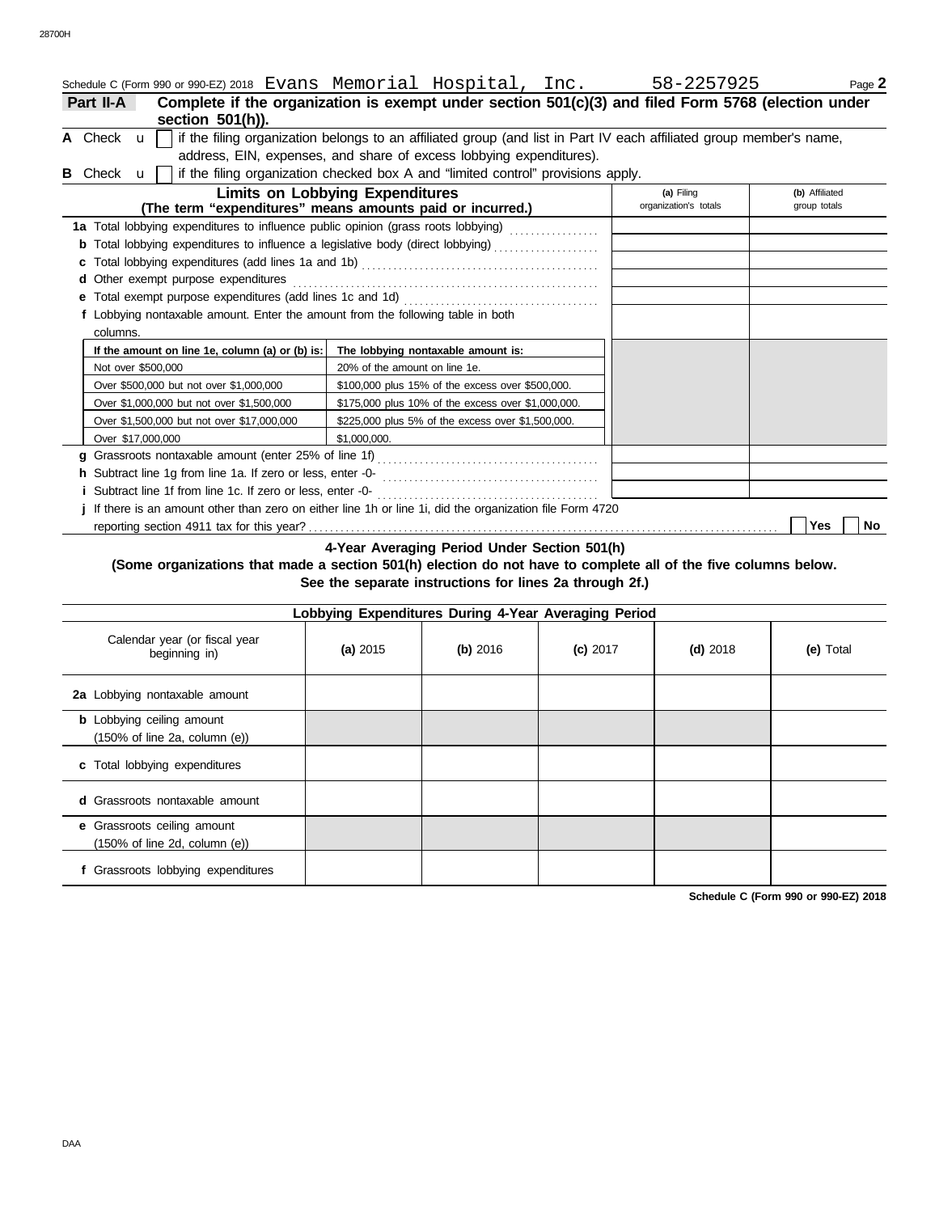Schedule C (Form 990 or 990-EZ) 2018 Evans Memorial Hospital, Inc. 58-2257925 Page **2**

## Part II-A Complete if the organization is exempt under section 501(c)(3) and filed Form 5768 (election under section 501(h)).

**A** Check u ☐ if the filing organization belongs to an affiliated group (and list in Part IV each affiliated group member's name, address, EIN, expenses, and share of excess lobbying expenditures).

**B** Check u ☐ if the filing organization checked box A and "limited control" provisions apply.

| Limits on Lobbying Expenditures (The term "expenditures" means amounts paid or incurred.) | (a) Filing organization's totals | (b) Affiliated group totals |
|---|---|---|
| **1a** Total lobbying expenditures to influence public opinion (grass roots lobbying) | | |
| **b** Total lobbying expenditures to influence a legislative body (direct lobbying) | | |
| **c** Total lobbying expenditures (add lines 1a and 1b) | | |
| **d** Other exempt purpose expenditures | | |
| **e** Total exempt purpose expenditures (add lines 1c and 1d) | | |
| **f** Lobbying nontaxable amount. Enter the amount from the following table in both columns. | | |

| If the amount on line 1e, column (a) or (b) is: | The lobbying nontaxable amount is: |
|---|---|
| Not over $500,000 | 20% of the amount on line 1e. |
| Over $500,000 but not over $1,000,000 | $100,000 plus 15% of the excess over $500,000. |
| Over $1,000,000 but not over $1,500,000 | $175,000 plus 10% of the excess over $1,000,000. |
| Over $1,500,000 but not over $17,000,000 | $225,000 plus 5% of the excess over $1,500,000. |
| Over $17,000,000 | $1,000,000. |

| | (a) Filing organization's totals | (b) Affiliated group totals |
|---|---|---|
| **g** Grassroots nontaxable amount (enter 25% of line 1f) | | |
| **h** Subtract line 1g from line 1a. If zero or less, enter -0- | | |
| **i** Subtract line 1f from line 1c. If zero or less, enter -0- | | |

**j** If there is an amount other than zero on either line 1h or line 1i, did the organization file Form 4720 reporting section 4911 tax for this year? ☐ Yes ☐ No

### 4-Year Averaging Period Under Section 501(h)

**(Some organizations that made a section 501(h) election do not have to complete all of the five columns below. See the separate instructions for lines 2a through 2f.)**

| Lobbying Expenditures During 4-Year Averaging Period | | | | | |
|---|---|---|---|---|---|
| Calendar year (or fiscal year beginning in) | (a) 2015 | (b) 2016 | (c) 2017 | (d) 2018 | (e) Total |
| **2a** Lobbying nontaxable amount | | | | | |
| **b** Lobbying ceiling amount (150% of line 2a, column (e)) | | | | | |
| **c** Total lobbying expenditures | | | | | |
| **d** Grassroots nontaxable amount | | | | | |
| **e** Grassroots ceiling amount (150% of line 2d, column (e)) | | | | | |
| **f** Grassroots lobbying expenditures | | | | | |

**Schedule C (Form 990 or 990-EZ) 2018**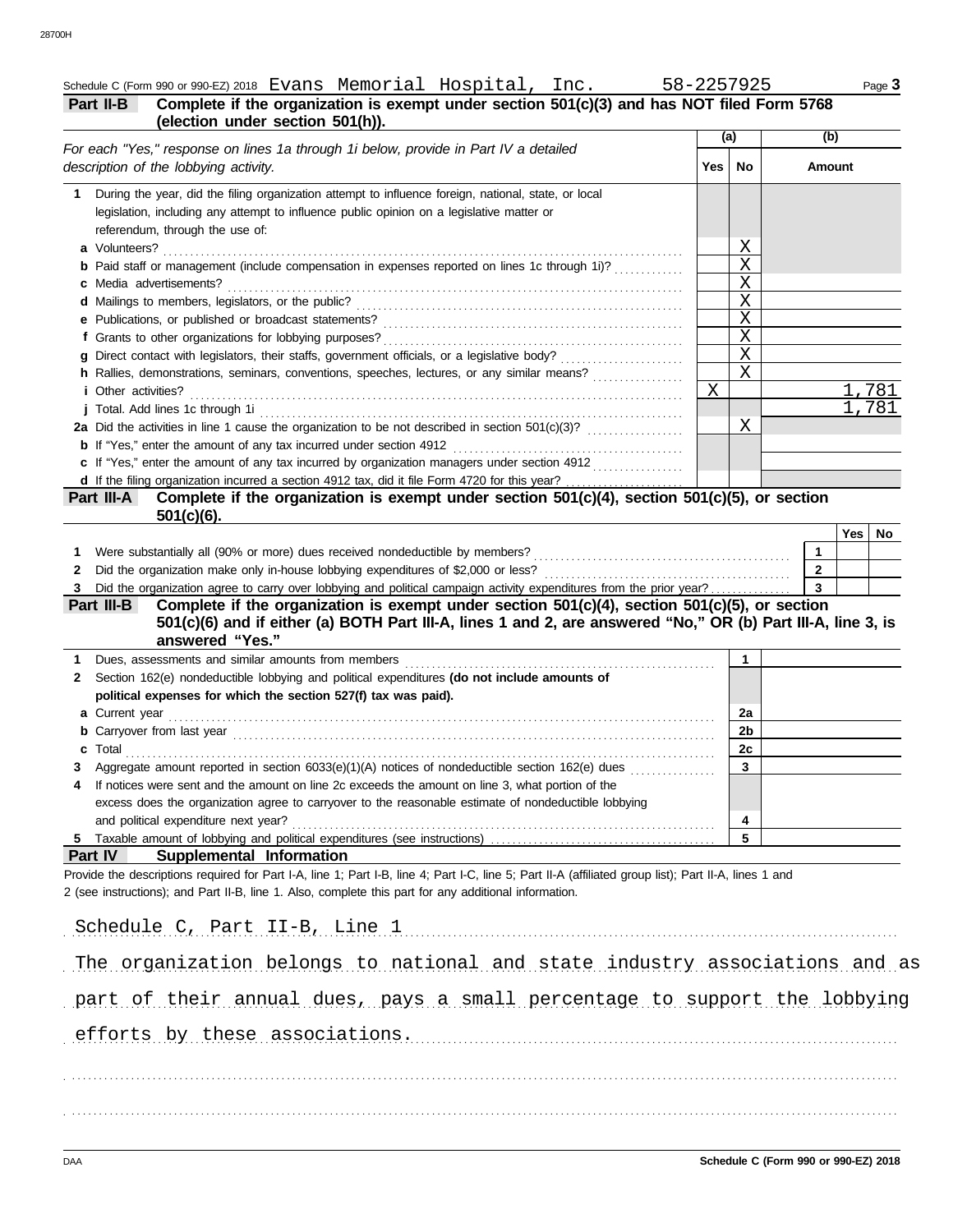Schedule C (Form 990 or 990-EZ) 2018 Evans Memorial Hospital, Inc. 58-2257925 Page **3**

**Part II-B** **Complete if the organization is exempt under section 501(c)(3) and has NOT filed Form 5768 (election under section 501(h)).**

| *For each "Yes," response on lines 1a through 1i below, provide in Part IV a detailed description of the lobbying activity.* | (a) Yes | (a) No | (b) Amount |
|---|---|---|---|
| **1** During the year, did the filing organization attempt to influence foreign, national, state, or local legislation, including any attempt to influence public opinion on a legislative matter or referendum, through the use of: | | | |
| **a** Volunteers? | | X | |
| **b** Paid staff or management (include compensation in expenses reported on lines 1c through 1i)? | | X | |
| **c** Media advertisements? | | X | |
| **d** Mailings to members, legislators, or the public? | | X | |
| **e** Publications, or published or broadcast statements? | | X | |
| **f** Grants to other organizations for lobbying purposes? | | X | |
| **g** Direct contact with legislators, their staffs, government officials, or a legislative body? | | X | |
| **h** Rallies, demonstrations, seminars, conventions, speeches, lectures, or any similar means? | | X | |
| **i** Other activities? | X | | 1,781 |
| **j** Total. Add lines 1c through 1i | | | 1,781 |
| **2a** Did the activities in line 1 cause the organization to be not described in section 501(c)(3)? | | X | |
| **b** If "Yes," enter the amount of any tax incurred under section 4912 | | | |
| **c** If "Yes," enter the amount of any tax incurred by organization managers under section 4912 | | | |
| **d** If the filing organization incurred a section 4912 tax, did it file Form 4720 for this year? | | | |

**Part III-A** **Complete if the organization is exempt under section 501(c)(4), section 501(c)(5), or section 501(c)(6).**

| | | Yes | No |
|---|---|---|---|
| **1** Were substantially all (90% or more) dues received nondeductible by members? | 1 | | |
| **2** Did the organization make only in-house lobbying expenditures of $2,000 or less? | 2 | | |
| **3** Did the organization agree to carry over lobbying and political campaign activity expenditures from the prior year? | 3 | | |

**Part III-B** **Complete if the organization is exempt under section 501(c)(4), section 501(c)(5), or section 501(c)(6) and if either (a) BOTH Part III-A, lines 1 and 2, are answered "No," OR (b) Part III-A, line 3, is answered "Yes."**

| | | |
|---|---|---|
| **1** Dues, assessments and similar amounts from members | 1 | |
| **2** Section 162(e) nondeductible lobbying and political expenditures **(do not include amounts of political expenses for which the section 527(f) tax was paid).** | | |
| **a** Current year | 2a | |
| **b** Carryover from last year | 2b | |
| **c** Total | 2c | |
| **3** Aggregate amount reported in section 6033(e)(1)(A) notices of nondeductible section 162(e) dues | 3 | |
| **4** If notices were sent and the amount on line 2c exceeds the amount on line 3, what portion of the excess does the organization agree to carryover to the reasonable estimate of nondeductible lobbying and political expenditure next year? | 4 | |
| **5** Taxable amount of lobbying and political expenditures (see instructions) | 5 | |

**Part IV** **Supplemental Information**

Provide the descriptions required for Part I-A, line 1; Part I-B, line 4; Part I-C, line 5; Part II-A (affiliated group list); Part II-A, lines 1 and 2 (see instructions); and Part II-B, line 1. Also, complete this part for any additional information.

Schedule C, Part II-B, Line 1

The organization belongs to national and state industry associations and as part of their annual dues, pays a small percentage to support the lobbying efforts by these associations.

Schedule C (Form 990 or 990-EZ) 2018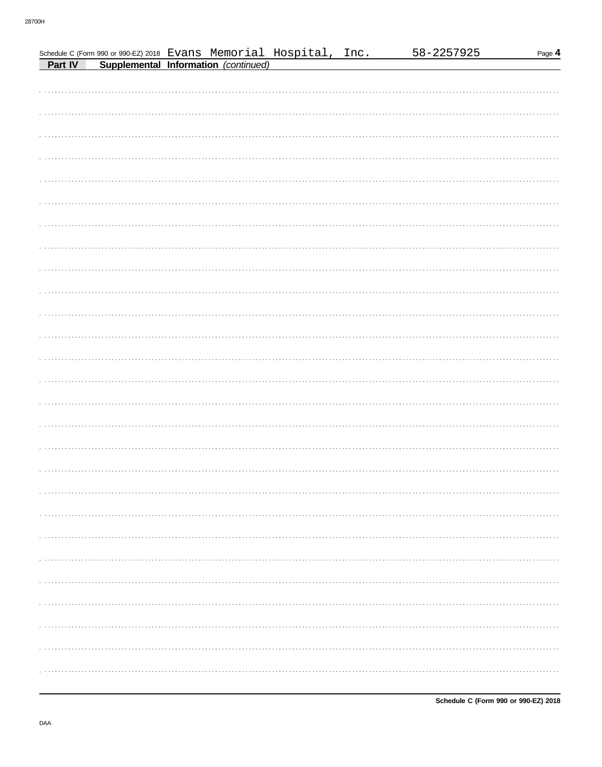Schedule C (Form 990 or 990-EZ) 2018 Evans Memorial Hospital, Inc. 58-2257925

## Part IV Supplemental Information *(continued)*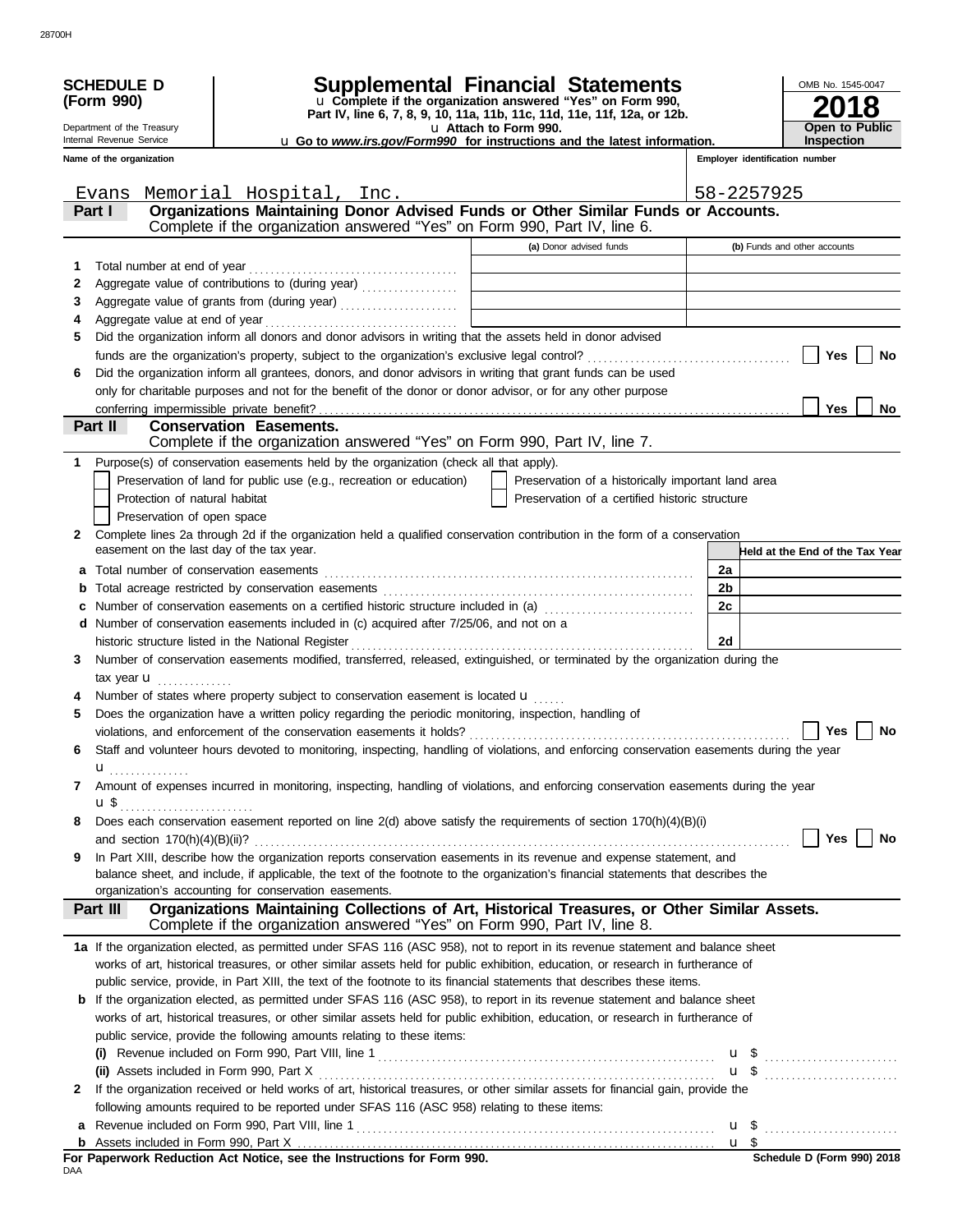28700H

**SCHEDULE D (Form 990)**

Department of the Treasury
Internal Revenue Service

# Supplemental Financial Statements

u Complete if the organization answered "Yes" on Form 990, Part IV, line 6, 7, 8, 9, 10, 11a, 11b, 11c, 11d, 11e, 11f, 12a, or 12b.
u Attach to Form 990.
u Go to *www.irs.gov/Form990* for instructions and the latest information.

OMB No. 1545-0047

**2018**

**Open to Public Inspection**

| Name of the organization | Employer identification number |
|---|---|
| Evans Memorial Hospital, Inc. | 58-2257925 |

**Part I — Organizations Maintaining Donor Advised Funds or Other Similar Funds or Accounts.** Complete if the organization answered "Yes" on Form 990, Part IV, line 6.

| | | (a) Donor advised funds | (b) Funds and other accounts |
|---|---|---|---|
| 1 | Total number at end of year | | |
| 2 | Aggregate value of contributions to (during year) | | |
| 3 | Aggregate value of grants from (during year) | | |
| 4 | Aggregate value at end of year | | |

5 Did the organization inform all donors and donor advisors in writing that the assets held in donor advised funds are the organization's property, subject to the organization's exclusive legal control? ☐ Yes ☐ No

6 Did the organization inform all grantees, donors, and donor advisors in writing that grant funds can be used only for charitable purposes and not for the benefit of the donor or donor advisor, or for any other purpose conferring impermissible private benefit? ☐ Yes ☐ No

**Part II — Conservation Easements.** Complete if the organization answered "Yes" on Form 990, Part IV, line 7.

1 Purpose(s) of conservation easements held by the organization (check all that apply).

☐ Preservation of land for public use (e.g., recreation or education)
☐ Preservation of a historically important land area
☐ Protection of natural habitat
☐ Preservation of a certified historic structure
☐ Preservation of open space

2 Complete lines 2a through 2d if the organization held a qualified conservation contribution in the form of a conservation easement on the last day of the tax year.

| | | | Held at the End of the Tax Year |
|---|---|---|---|
| a | Total number of conservation easements | 2a | |
| b | Total acreage restricted by conservation easements | 2b | |
| c | Number of conservation easements on a certified historic structure included in (a) | 2c | |
| d | Number of conservation easements included in (c) acquired after 7/25/06, and not on a historic structure listed in the National Register | 2d | |

3 Number of conservation easements modified, transferred, released, extinguished, or terminated by the organization during the tax year u

4 Number of states where property subject to conservation easement is located u

5 Does the organization have a written policy regarding the periodic monitoring, inspection, handling of violations, and enforcement of the conservation easements it holds? ☐ Yes ☐ No

6 Staff and volunteer hours devoted to monitoring, inspecting, handling of violations, and enforcing conservation easements during the year u

7 Amount of expenses incurred in monitoring, inspecting, handling of violations, and enforcing conservation easements during the year u $

8 Does each conservation easement reported on line 2(d) above satisfy the requirements of section 170(h)(4)(B)(i) and section 170(h)(4)(B)(ii)? ☐ Yes ☐ No

9 In Part XIII, describe how the organization reports conservation easements in its revenue and expense statement, and balance sheet, and include, if applicable, the text of the footnote to the organization's financial statements that describes the organization's accounting for conservation easements.

**Part III — Organizations Maintaining Collections of Art, Historical Treasures, or Other Similar Assets.** Complete if the organization answered "Yes" on Form 990, Part IV, line 8.

1a If the organization elected, as permitted under SFAS 116 (ASC 958), not to report in its revenue statement and balance sheet works of art, historical treasures, or other similar assets held for public exhibition, education, or research in furtherance of public service, provide, in Part XIII, the text of the footnote to its financial statements that describes these items.

b If the organization elected, as permitted under SFAS 116 (ASC 958), to report in its revenue statement and balance sheet works of art, historical treasures, or other similar assets held for public exhibition, education, or research in furtherance of public service, provide the following amounts relating to these items:

(i) Revenue included on Form 990, Part VIII, line 1 u $

(ii) Assets included in Form 990, Part X u $

2 If the organization received or held works of art, historical treasures, or other similar assets for financial gain, provide the following amounts required to be reported under SFAS 116 (ASC 958) relating to these items:

a Revenue included on Form 990, Part VIII, line 1 u $

b Assets included in Form 990, Part X u $

**For Paperwork Reduction Act Notice, see the Instructions for Form 990.** Schedule D (Form 990) 2018

DAA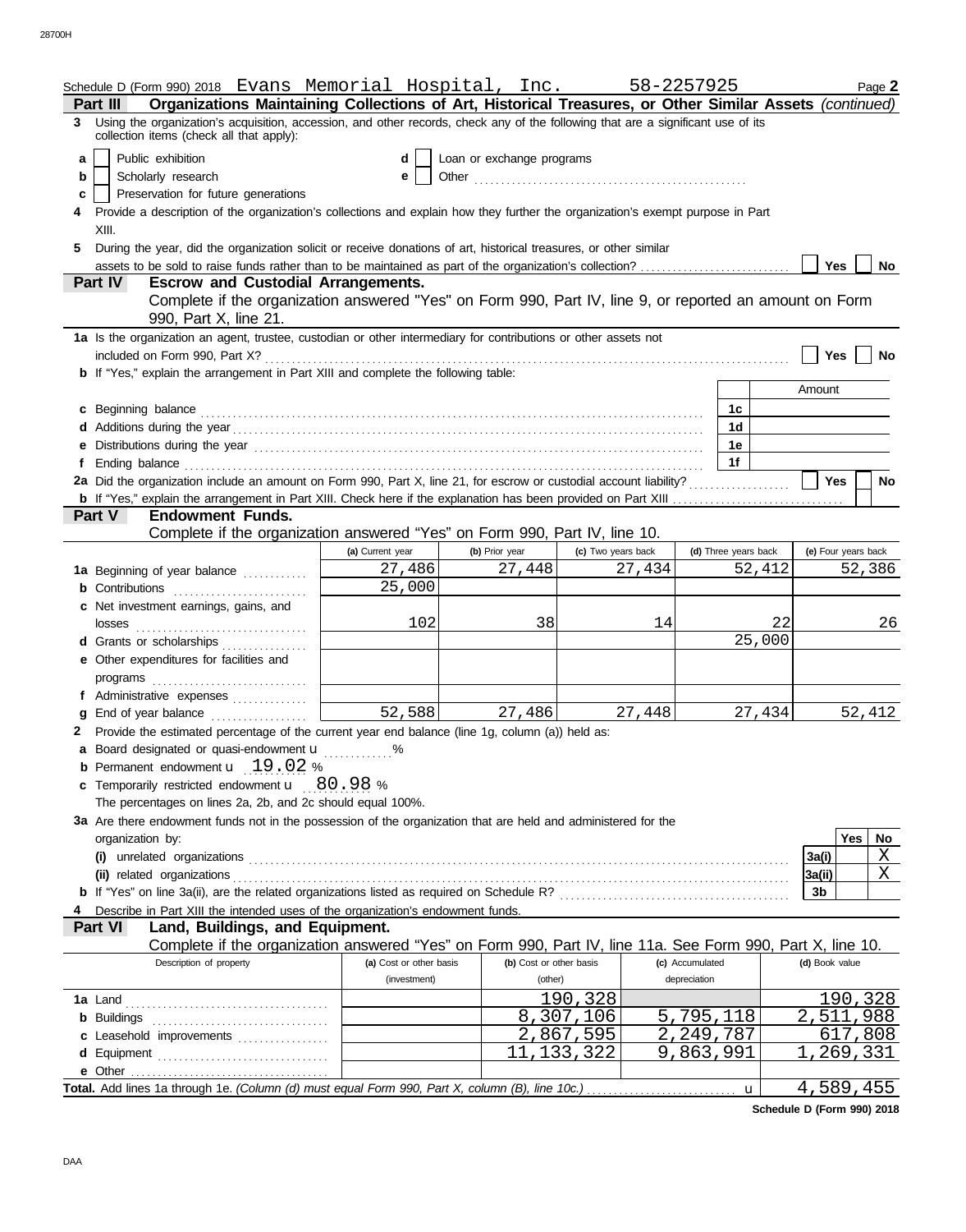Schedule D (Form 990) 2018 Evans Memorial Hospital, Inc. 58-2257925 Page **2**

**Part III — Organizations Maintaining Collections of Art, Historical Treasures, or Other Similar Assets** *(continued)*

**3** Using the organization's acquisition, accession, and other records, check any of the following that are a significant use of its collection items (check all that apply):

- **a** ☐ Public exhibition
- **b** ☐ Scholarly research
- **c** ☐ Preservation for future generations
- **d** ☐ Loan or exchange programs
- **e** ☐ Other ..................

**4** Provide a description of the organization's collections and explain how they further the organization's exempt purpose in Part XIII.

**5** During the year, did the organization solicit or receive donations of art, historical treasures, or other similar assets to be sold to raise funds rather than to be maintained as part of the organization's collection? ☐ Yes ☐ No

**Part IV — Escrow and Custodial Arrangements.**

Complete if the organization answered "Yes" on Form 990, Part IV, line 9, or reported an amount on Form 990, Part X, line 21.

**1a** Is the organization an agent, trustee, custodian or other intermediary for contributions or other assets not included on Form 990, Part X? ☐ Yes ☐ No

**b** If "Yes," explain the arrangement in Part XIII and complete the following table:

| | | Amount |
|---|---|---|
| **c** Beginning balance | 1c | |
| **d** Additions during the year | 1d | |
| **e** Distributions during the year | 1e | |
| **f** Ending balance | 1f | |

**2a** Did the organization include an amount on Form 990, Part X, line 21, for escrow or custodial account liability? ☐ Yes ☐ No

**b** If "Yes," explain the arrangement in Part XIII. Check here if the explanation has been provided on Part XIII ☐

**Part V — Endowment Funds.**

Complete if the organization answered "Yes" on Form 990, Part IV, line 10.

| | (a) Current year | (b) Prior year | (c) Two years back | (d) Three years back | (e) Four years back |
|---|---|---|---|---|---|
| **1a** Beginning of year balance | 27,486 | 27,448 | 27,434 | 52,412 | 52,386 |
| **b** Contributions | 25,000 | | | | |
| **c** Net investment earnings, gains, and losses | 102 | 38 | 14 | 22 | 26 |
| **d** Grants or scholarships | | | | 25,000 | |
| **e** Other expenditures for facilities and programs | | | | | |
| **f** Administrative expenses | | | | | |
| **g** End of year balance | 52,588 | 27,486 | 27,448 | 27,434 | 52,412 |

**2** Provide the estimated percentage of the current year end balance (line 1g, column (a)) held as:

- **a** Board designated or quasi-endowment u ............%
- **b** Permanent endowment u 19.02 %
- **c** Temporarily restricted endowment u 80.98 %

The percentages on lines 2a, 2b, and 2c should equal 100%.

**3a** Are there endowment funds not in the possession of the organization that are held and administered for the organization by:

| | | Yes | No |
|---|---|---|---|
| **(i)** unrelated organizations | 3a(i) | | X |
| **(ii)** related organizations | 3a(ii) | | X |
| **b** If "Yes" on line 3a(ii), are the related organizations listed as required on Schedule R? | 3b | | |

**4** Describe in Part XIII the intended uses of the organization's endowment funds.

**Part VI — Land, Buildings, and Equipment.**

Complete if the organization answered "Yes" on Form 990, Part IV, line 11a. See Form 990, Part X, line 10.

| Description of property | (a) Cost or other basis (investment) | (b) Cost or other basis (other) | (c) Accumulated depreciation | (d) Book value |
|---|---|---|---|---|
| **1a** Land | | 190,328 | | 190,328 |
| **b** Buildings | | 8,307,106 | 5,795,118 | 2,511,988 |
| **c** Leasehold improvements | | 2,867,595 | 2,249,787 | 617,808 |
| **d** Equipment | | 11,133,322 | 9,863,991 | 1,269,331 |
| **e** Other | | | | |
| **Total.** Add lines 1a through 1e. *(Column (d) must equal Form 990, Part X, column (B), line 10c.)* u | | | | 4,589,455 |

**Schedule D (Form 990) 2018**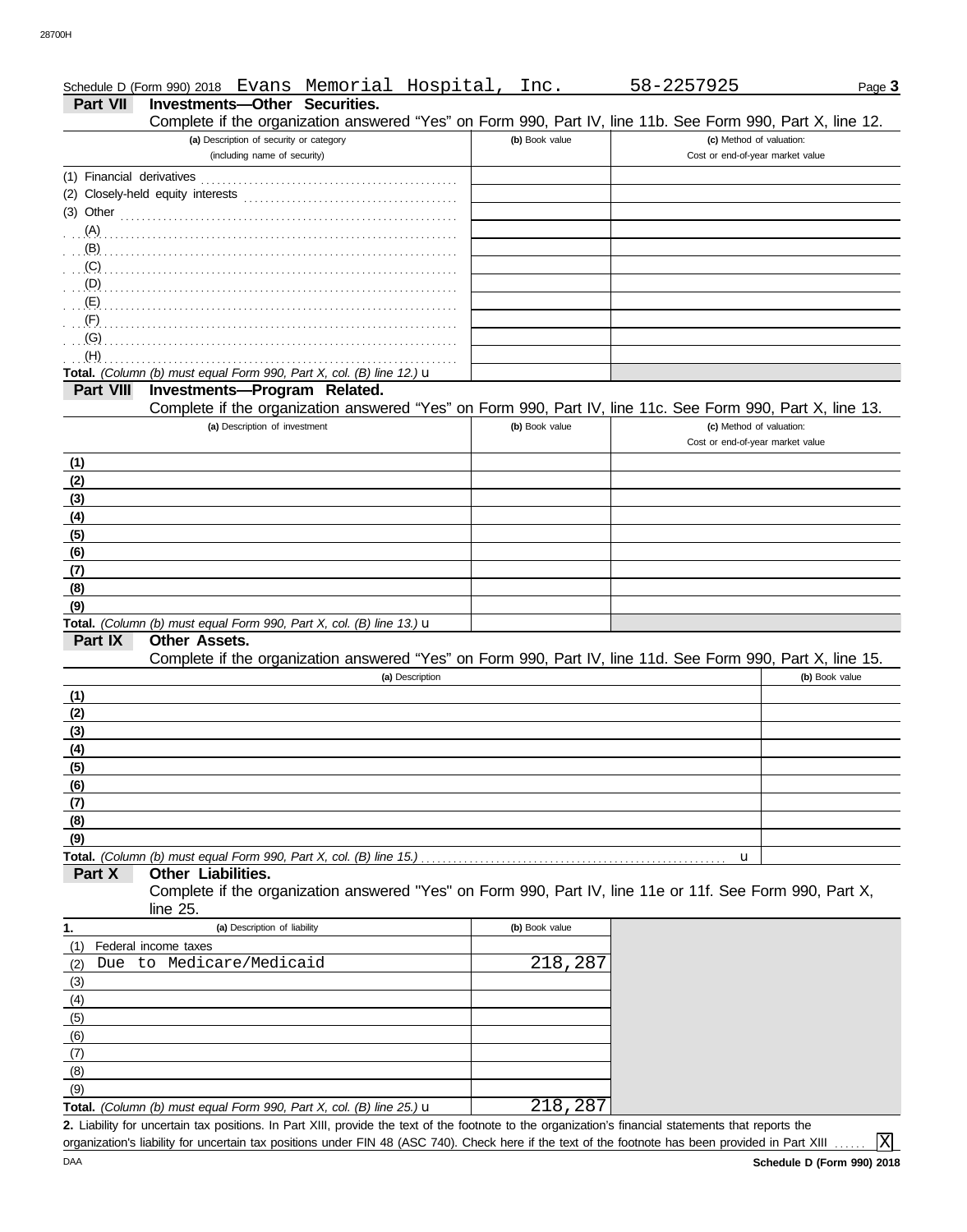Schedule D (Form 990) 2018 Evans Memorial Hospital, Inc. 58-2257925 Page **3**

## Part VII Investments—Other Securities.

Complete if the organization answered "Yes" on Form 990, Part IV, line 11b. See Form 990, Part X, line 12.

| (a) Description of security or category (including name of security) | (b) Book value | (c) Method of valuation: Cost or end-of-year market value |
|---|---|---|
| (1) Financial derivatives | | |
| (2) Closely-held equity interests | | |
| (3) Other | | |
| (A) | | |
| (B) | | |
| (C) | | |
| (D) | | |
| (E) | | |
| (F) | | |
| (G) | | |
| (H) | | |
| **Total.** *(Column (b) must equal Form 990, Part X, col. (B) line 12.)* u | | |

## Part VIII Investments—Program Related.

Complete if the organization answered "Yes" on Form 990, Part IV, line 11c. See Form 990, Part X, line 13.

| (a) Description of investment | (b) Book value | (c) Method of valuation: Cost or end-of-year market value |
|---|---|---|
| (1) | | |
| (2) | | |
| (3) | | |
| (4) | | |
| (5) | | |
| (6) | | |
| (7) | | |
| (8) | | |
| (9) | | |
| **Total.** *(Column (b) must equal Form 990, Part X, col. (B) line 13.)* u | | |

## Part IX Other Assets.

Complete if the organization answered "Yes" on Form 990, Part IV, line 11d. See Form 990, Part X, line 15.

| (a) Description | (b) Book value |
|---|---|
| (1) | |
| (2) | |
| (3) | |
| (4) | |
| (5) | |
| (6) | |
| (7) | |
| (8) | |
| (9) | |
| **Total.** *(Column (b) must equal Form 990, Part X, col. (B) line 15.)* u | |

## Part X Other Liabilities.

Complete if the organization answered "Yes" on Form 990, Part IV, line 11e or 11f. See Form 990, Part X, line 25.

| 1. (a) Description of liability | (b) Book value |
|---|---|
| (1) Federal income taxes | |
| (2) Due to Medicare/Medicaid | 218,287 |
| (3) | |
| (4) | |
| (5) | |
| (6) | |
| (7) | |
| (8) | |
| (9) | |
| **Total.** *(Column (b) must equal Form 990, Part X, col. (B) line 25.)* u | 218,287 |

**2.** Liability for uncertain tax positions. In Part XIII, provide the text of the footnote to the organization's financial statements that reports the organization's liability for uncertain tax positions under FIN 48 (ASC 740). Check here if the text of the footnote has been provided in Part XIII ...... [X]

DAA **Schedule D (Form 990) 2018**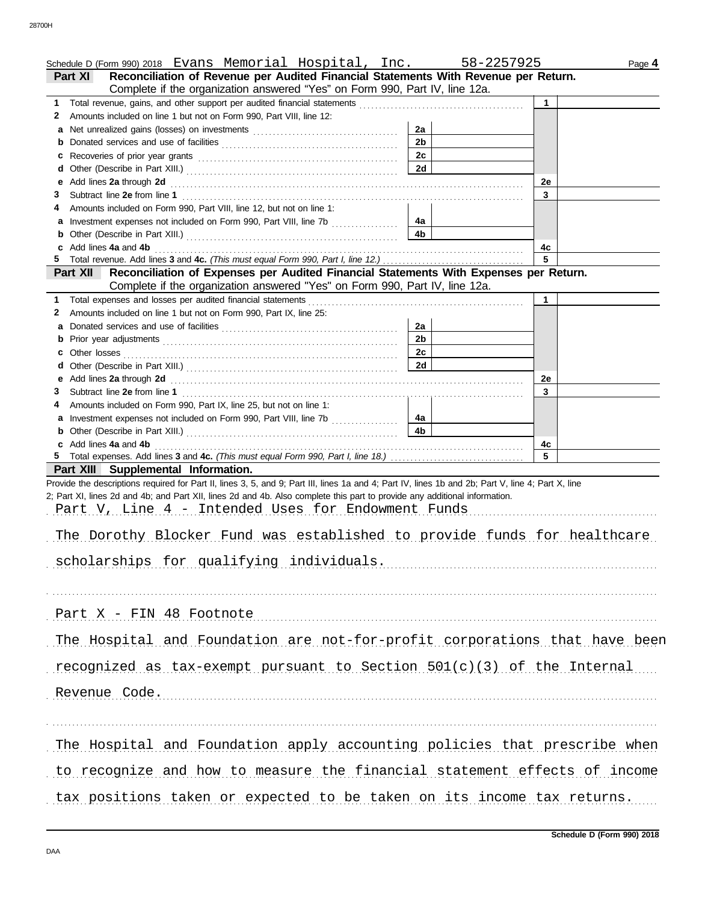Schedule D (Form 990) 2018 Evans Memorial Hospital, Inc. 58-2257925 Page **4**

**Part XI Reconciliation of Revenue per Audited Financial Statements With Revenue per Return.**
Complete if the organization answered "Yes" on Form 990, Part IV, line 12a.

| | | | | | |
|---|---|---|---|---|---|
| **1** | Total revenue, gains, and other support per audited financial statements | | | 1 | |
| **2** | Amounts included on line 1 but not on Form 990, Part VIII, line 12: | | | | |
| **a** | Net unrealized gains (losses) on investments | 2a | | | |
| **b** | Donated services and use of facilities | 2b | | | |
| **c** | Recoveries of prior year grants | 2c | | | |
| **d** | Other (Describe in Part XIII.) | 2d | | | |
| **e** | Add lines **2a** through **2d** | | | 2e | |
| **3** | Subtract line **2e** from line **1** | | | 3 | |
| **4** | Amounts included on Form 990, Part VIII, line 12, but not on line 1: | | | | |
| **a** | Investment expenses not included on Form 990, Part VIII, line 7b | 4a | | | |
| **b** | Other (Describe in Part XIII.) | 4b | | | |
| **c** | Add lines **4a** and **4b** | | | 4c | |
| **5** | Total revenue. Add lines **3** and **4c.** *(This must equal Form 990, Part I, line 12.)* | | | 5 | |

**Part XII Reconciliation of Expenses per Audited Financial Statements With Expenses per Return.**
Complete if the organization answered "Yes" on Form 990, Part IV, line 12a.

| | | | | | |
|---|---|---|---|---|---|
| **1** | Total expenses and losses per audited financial statements | | | 1 | |
| **2** | Amounts included on line 1 but not on Form 990, Part IX, line 25: | | | | |
| **a** | Donated services and use of facilities | 2a | | | |
| **b** | Prior year adjustments | 2b | | | |
| **c** | Other losses | 2c | | | |
| **d** | Other (Describe in Part XIII.) | 2d | | | |
| **e** | Add lines **2a** through **2d** | | | 2e | |
| **3** | Subtract line **2e** from line **1** | | | 3 | |
| **4** | Amounts included on Form 990, Part IX, line 25, but not on line 1: | | | | |
| **a** | Investment expenses not included on Form 990, Part VIII, line 7b | 4a | | | |
| **b** | Other (Describe in Part XIII.) | 4b | | | |
| **c** | Add lines **4a** and **4b** | | | 4c | |
| **5** | Total expenses. Add lines **3** and **4c.** *(This must equal Form 990, Part I, line 18.)* | | | 5 | |

**Part XIII Supplemental Information.**

Provide the descriptions required for Part II, lines 3, 5, and 9; Part III, lines 1a and 4; Part IV, lines 1b and 2b; Part V, line 4; Part X, line 2; Part XI, lines 2d and 4b; and Part XII, lines 2d and 4b. Also complete this part to provide any additional information.

Part V, Line 4 - Intended Uses for Endowment Funds

The Dorothy Blocker Fund was established to provide funds for healthcare scholarships for qualifying individuals.

Part X - FIN 48 Footnote

The Hospital and Foundation are not-for-profit corporations that have been recognized as tax-exempt pursuant to Section 501(c)(3) of the Internal Revenue Code.

The Hospital and Foundation apply accounting policies that prescribe when to recognize and how to measure the financial statement effects of income tax positions taken or expected to be taken on its income tax returns.

Schedule D (Form 990) 2018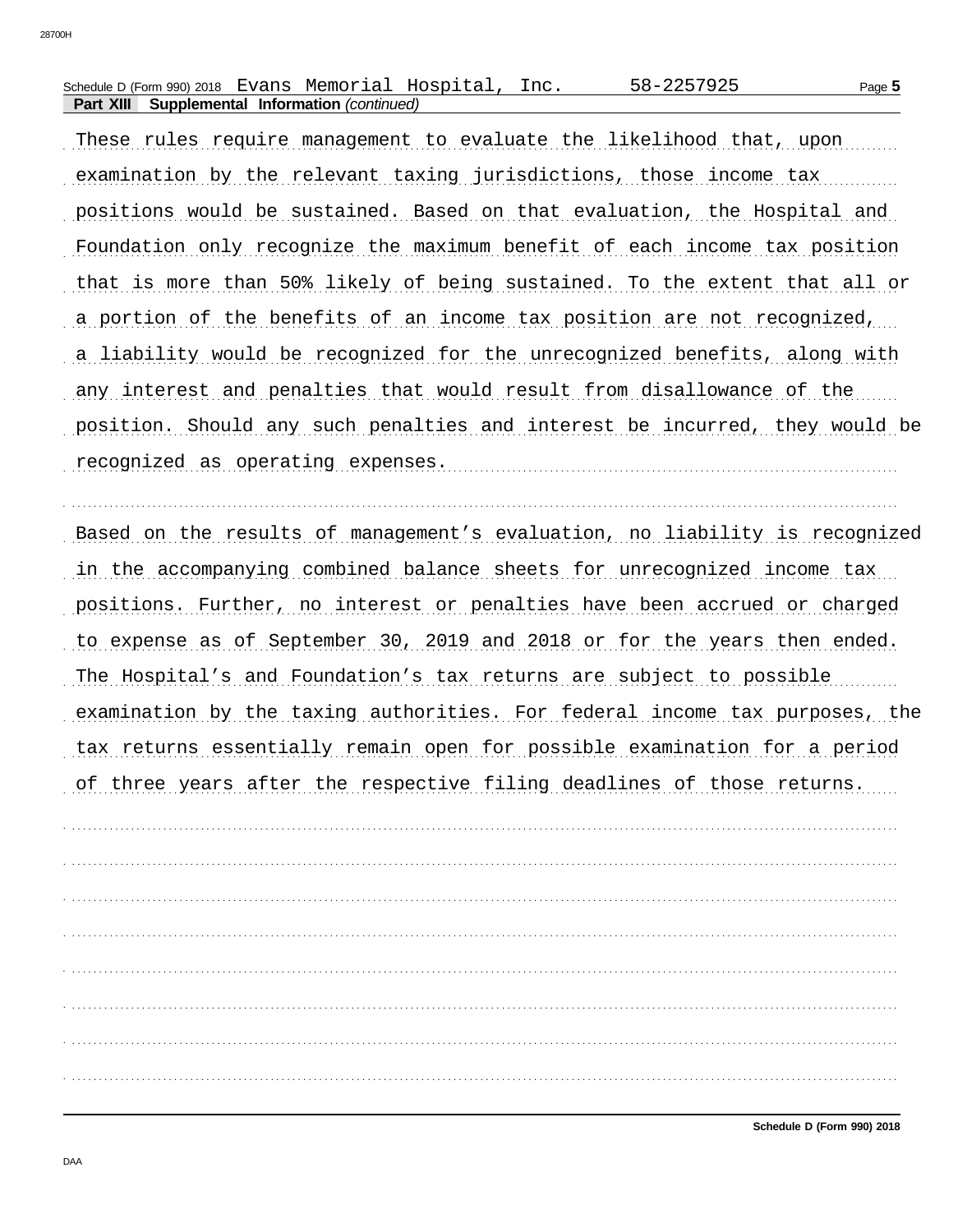Schedule D (Form 990) 2018 Evans Memorial Hospital, Inc. 58-2257925

**Part XIII Supplemental Information** *(continued)*

These rules require management to evaluate the likelihood that, upon examination by the relevant taxing jurisdictions, those income tax positions would be sustained. Based on that evaluation, the Hospital and Foundation only recognize the maximum benefit of each income tax position that is more than 50% likely of being sustained. To the extent that all or a portion of the benefits of an income tax position are not recognized, a liability would be recognized for the unrecognized benefits, along with any interest and penalties that would result from disallowance of the position. Should any such penalties and interest be incurred, they would be recognized as operating expenses.

Based on the results of management's evaluation, no liability is recognized in the accompanying combined balance sheets for unrecognized income tax positions. Further, no interest or penalties have been accrued or charged to expense as of September 30, 2019 and 2018 or for the years then ended. The Hospital's and Foundation's tax returns are subject to possible examination by the taxing authorities. For federal income tax purposes, the tax returns essentially remain open for possible examination for a period of three years after the respective filing deadlines of those returns.

Schedule D (Form 990) 2018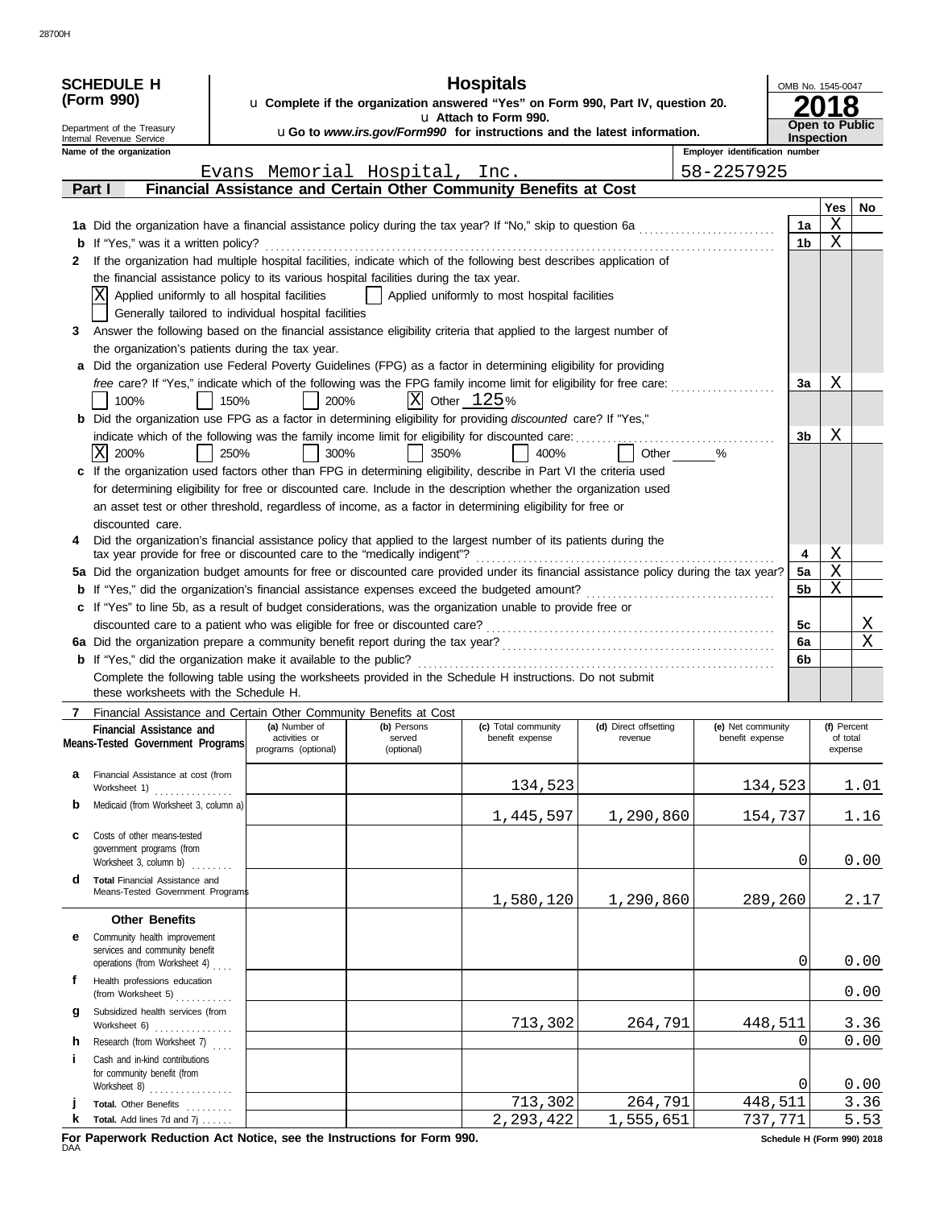**SCHEDULE H (Form 990)**

Department of the Treasury
Internal Revenue Service

# Hospitals

u Complete if the organization answered "Yes" on Form 990, Part IV, question 20.
u Attach to Form 990.
u Go to *www.irs.gov/Form990* for instructions and the latest information.

OMB No. 1545-0047

**2018**

**Open to Public Inspection**

**Name of the organization:** Evans Memorial Hospital, Inc.

**Employer identification number:** 58-2257925

## Part I — Financial Assistance and Certain Other Community Benefits at Cost

| | | | Yes | No |
|---|---|---|---|---|
| **1a** | Did the organization have a financial assistance policy during the tax year? If "No," skip to question 6a | 1a | X | |
| **b** | If "Yes," was it a written policy? | 1b | X | |
| **2** | If the organization had multiple hospital facilities, indicate which of the following best describes application of the financial assistance policy to its various hospital facilities during the tax year. [X] Applied uniformly to all hospital facilities [ ] Applied uniformly to most hospital facilities [ ] Generally tailored to individual hospital facilities | | | |
| **3** | Answer the following based on the financial assistance eligibility criteria that applied to the largest number of the organization's patients during the tax year. | | | |
| **a** | Did the organization use Federal Poverty Guidelines (FPG) as a factor in determining eligibility for providing *free* care? If "Yes," indicate which of the following was the FPG family income limit for eligibility for free care: [ ] 100% [ ] 150% [ ] 200% [X] Other 125 % | 3a | X | |
| **b** | Did the organization use FPG as a factor in determining eligibility for providing *discounted* care? If "Yes," indicate which of the following was the family income limit for eligibility for discounted care: [X] 200% [ ] 250% [ ] 300% [ ] 350% [ ] 400% [ ] Other ____ % | 3b | X | |
| **c** | If the organization used factors other than FPG in determining eligibility, describe in Part VI the criteria used for determining eligibility for free or discounted care. Include in the description whether the organization used an asset test or other threshold, regardless of income, as a factor in determining eligibility for free or discounted care. | | | |
| **4** | Did the organization's financial assistance policy that applied to the largest number of its patients during the tax year provide for free or discounted care to the "medically indigent"? | 4 | X | |
| **5a** | Did the organization budget amounts for free or discounted care provided under its financial assistance policy during the tax year? | 5a | X | |
| **b** | If "Yes," did the organization's financial assistance expenses exceed the budgeted amount? | 5b | X | |
| **c** | If "Yes" to line 5b, as a result of budget considerations, was the organization unable to provide free or discounted care to a patient who was eligible for free or discounted care? | 5c | | X |
| **6a** | Did the organization prepare a community benefit report during the tax year? | 6a | | X |
| **b** | If "Yes," did the organization make it available to the public? | 6b | | |

Complete the following table using the worksheets provided in the Schedule H instructions. Do not submit these worksheets with the Schedule H.

**7** Financial Assistance and Certain Other Community Benefits at Cost

| Financial Assistance and Means-Tested Government Programs | (a) Number of activities or programs (optional) | (b) Persons served (optional) | (c) Total community benefit expense | (d) Direct offsetting revenue | (e) Net community benefit expense | (f) Percent of total expense |
|---|---|---|---|---|---|---|
| **a** Financial Assistance at cost (from Worksheet 1) | | | 134,523 | | 134,523 | 1.01 |
| **b** Medicaid (from Worksheet 3, column a) | | | 1,445,597 | 1,290,860 | 154,737 | 1.16 |
| **c** Costs of other means-tested government programs (from Worksheet 3, column b) | | | | | 0 | 0.00 |
| **d** **Total** Financial Assistance and Means-Tested Government Programs | | | 1,580,120 | 1,290,860 | 289,260 | 2.17 |
| **Other Benefits** | | | | | | |
| **e** Community health improvement services and community benefit operations (from Worksheet 4) | | | | | 0 | 0.00 |
| **f** Health professions education (from Worksheet 5) | | | | | | 0.00 |
| **g** Subsidized health services (from Worksheet 6) | | | 713,302 | 264,791 | 448,511 | 3.36 |
| **h** Research (from Worksheet 7) | | | | | 0 | 0.00 |
| **i** Cash and in-kind contributions for community benefit (from Worksheet 8) | | | | | 0 | 0.00 |
| **j** **Total.** Other Benefits | | | 713,302 | 264,791 | 448,511 | 3.36 |
| **k** **Total.** Add lines 7d and 7j | | | 2,293,422 | 1,555,651 | 737,771 | 5.53 |

**For Paperwork Reduction Act Notice, see the Instructions for Form 990.** **Schedule H (Form 990) 2018**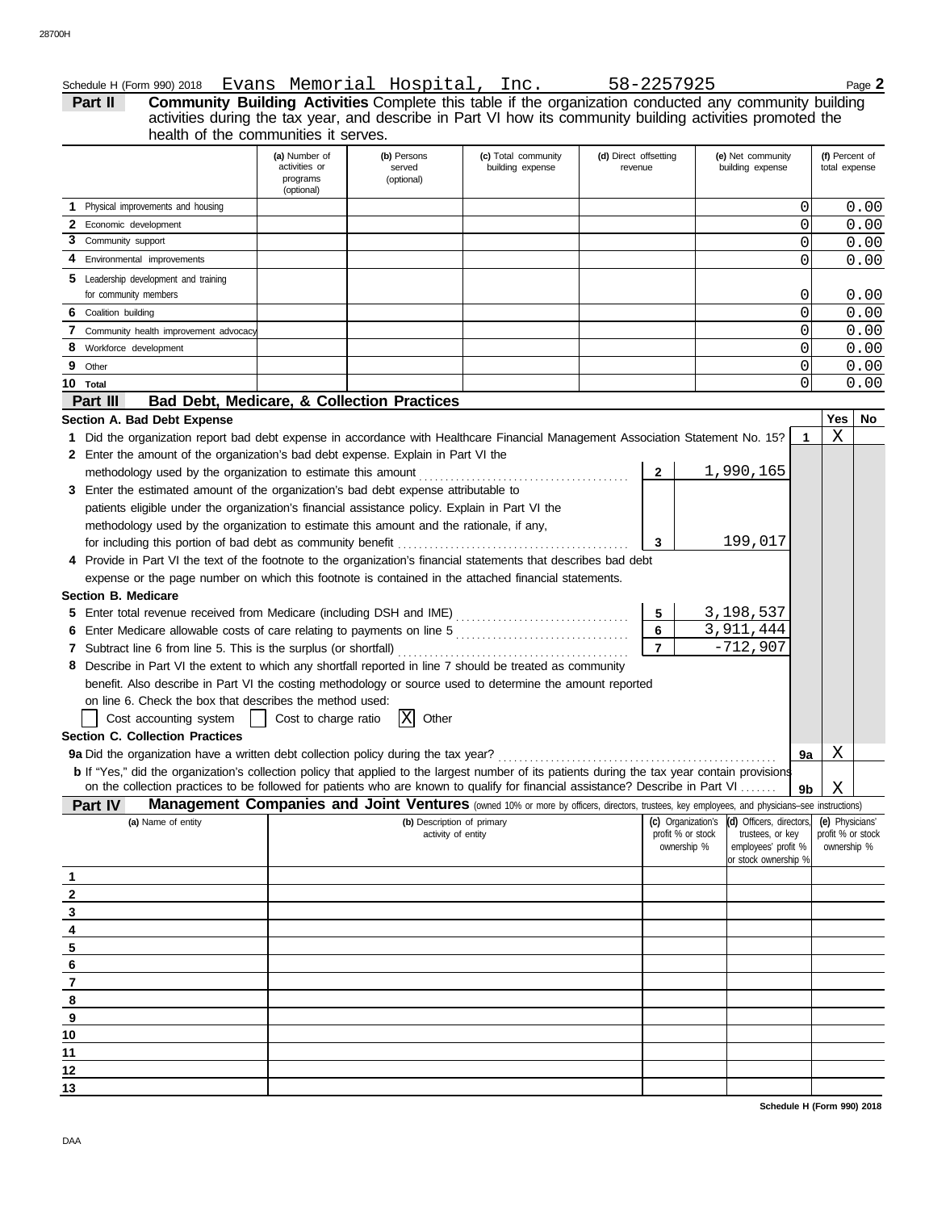Schedule H (Form 990) 2018 Evans Memorial Hospital, Inc. 58-2257925 Page **2**

## Part II Community Building Activities

**Community Building Activities** Complete this table if the organization conducted any community building activities during the tax year, and describe in Part VI how its community building activities promoted the health of the communities it serves.

| | (a) Number of activities or programs (optional) | (b) Persons served (optional) | (c) Total community building expense | (d) Direct offsetting revenue | (e) Net community building expense | (f) Percent of total expense |
|---|---|---|---|---|---|---|
| 1 Physical improvements and housing | | | | | 0 | 0.00 |
| 2 Economic development | | | | | 0 | 0.00 |
| 3 Community support | | | | | 0 | 0.00 |
| 4 Environmental improvements | | | | | 0 | 0.00 |
| 5 Leadership development and training for community members | | | | | 0 | 0.00 |
| 6 Coalition building | | | | | 0 | 0.00 |
| 7 Community health improvement advocacy | | | | | 0 | 0.00 |
| 8 Workforce development | | | | | 0 | 0.00 |
| 9 Other | | | | | 0 | 0.00 |
| 10 Total | | | | | 0 | 0.00 |

## Part III Bad Debt, Medicare, & Collection Practices

### Section A. Bad Debt Expense

| | | | | Yes | No |
|---|---|---|---|---|---|
| 1 Did the organization report bad debt expense in accordance with Healthcare Financial Management Association Statement No. 15? | | | 1 | X | |
| 2 Enter the amount of the organization's bad debt expense. Explain in Part VI the methodology used by the organization to estimate this amount | 2 | 1,990,165 | | | |
| 3 Enter the estimated amount of the organization's bad debt expense attributable to patients eligible under the organization's financial assistance policy. Explain in Part VI the methodology used by the organization to estimate this amount and the rationale, if any, for including this portion of bad debt as community benefit | 3 | 199,017 | | | |
| 4 Provide in Part VI the text of the footnote to the organization's financial statements that describes bad debt expense or the page number on which this footnote is contained in the attached financial statements. | | | | | |

### Section B. Medicare

| | | | | | |
|---|---|---|---|---|---|
| 5 Enter total revenue received from Medicare (including DSH and IME) | 5 | 3,198,537 | | | |
| 6 Enter Medicare allowable costs of care relating to payments on line 5 | 6 | 3,911,444 | | | |
| 7 Subtract line 6 from line 5. This is the surplus (or shortfall) | 7 | -712,907 | | | |
| 8 Describe in Part VI the extent to which any shortfall reported in line 7 should be treated as community benefit. Also describe in Part VI the costing methodology or source used to determine the amount reported on line 6. Check the box that describes the method used: ☐ Cost accounting system ☐ Cost to charge ratio ☒ Other | | | | | |

### Section C. Collection Practices

| | | | Yes | No |
|---|---|---|---|---|
| 9a Did the organization have a written debt collection policy during the tax year? | | 9a | X | |
| b If "Yes," did the organization's collection policy that applied to the largest number of its patients during the tax year contain provisions on the collection practices to be followed for patients who are known to qualify for financial assistance? Describe in Part VI | | 9b | X | |

## Part IV Management Companies and Joint Ventures

(owned 10% or more by officers, directors, trustees, key employees, and physicians–see instructions)

| | (a) Name of entity | (b) Description of primary activity of entity | (c) Organization's profit % or stock ownership % | (d) Officers, directors, trustees, or key employees' profit % or stock ownership % | (e) Physicians' profit % or stock ownership % |
|---|---|---|---|---|---|
| 1 | | | | | |
| 2 | | | | | |
| 3 | | | | | |
| 4 | | | | | |
| 5 | | | | | |
| 6 | | | | | |
| 7 | | | | | |
| 8 | | | | | |
| 9 | | | | | |
| 10 | | | | | |
| 11 | | | | | |
| 12 | | | | | |
| 13 | | | | | |

Schedule H (Form 990) 2018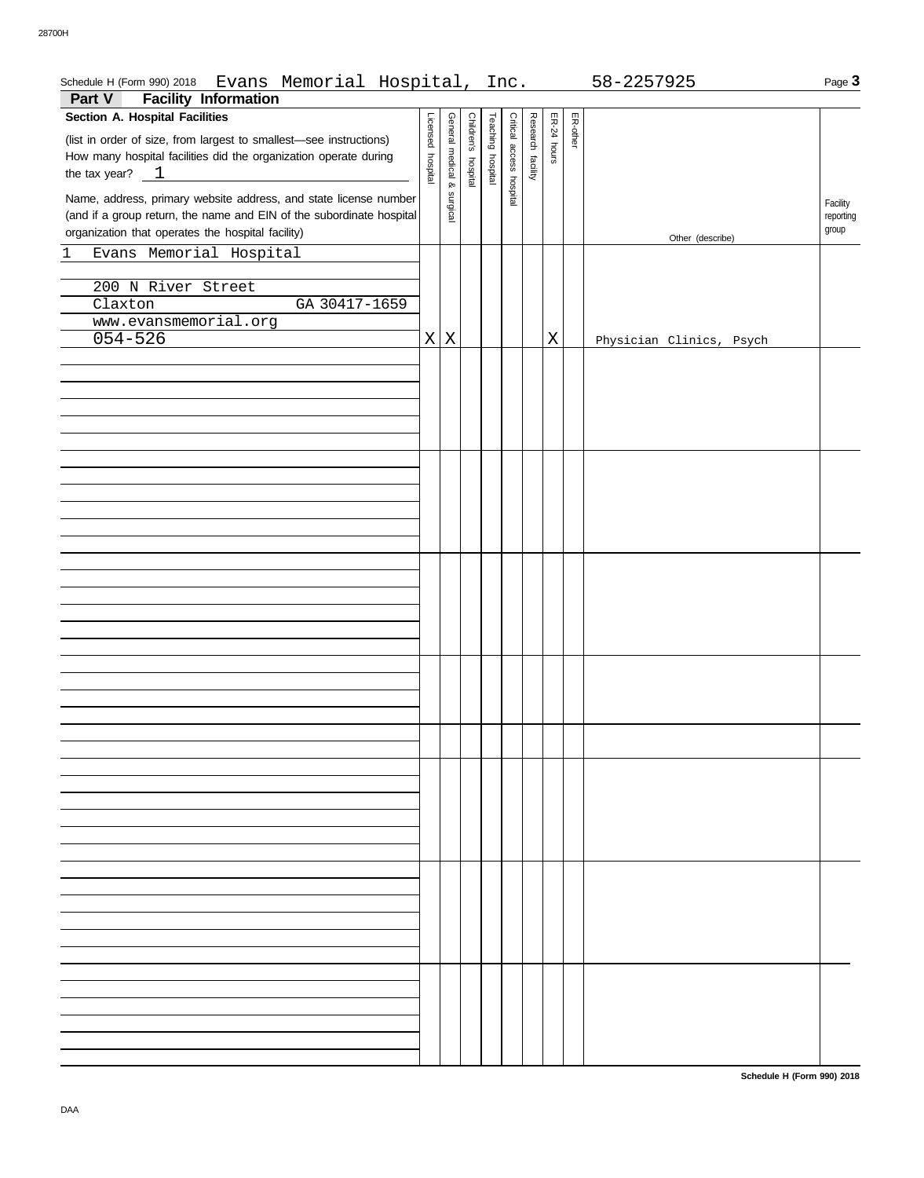Schedule H (Form 990) 2018 Evans Memorial Hospital, Inc. 58-2257925 Page **3**

## Part V Facility Information

**Section A. Hospital Facilities**

(list in order of size, from largest to smallest—see instructions)
How many hospital facilities did the organization operate during the tax year? 1

| Name, address, primary website address, and state license number (and if a group return, the name and EIN of the subordinate hospital organization that operates the hospital facility) | Licensed hospital | General medical & surgical | Children's hospital | Teaching hospital | Critical access hospital | Research facility | ER-24 hours | ER-other | Other (describe) | Facility reporting group |
|---|---|---|---|---|---|---|---|---|---|---|
| 1 Evans Memorial Hospital<br>200 N River Street<br>Claxton GA 30417-1659<br>www.evansmemorial.org<br>054-526 | X | X | | | | | X | | Physician Clinics, Psych | |

Schedule H (Form 990) 2018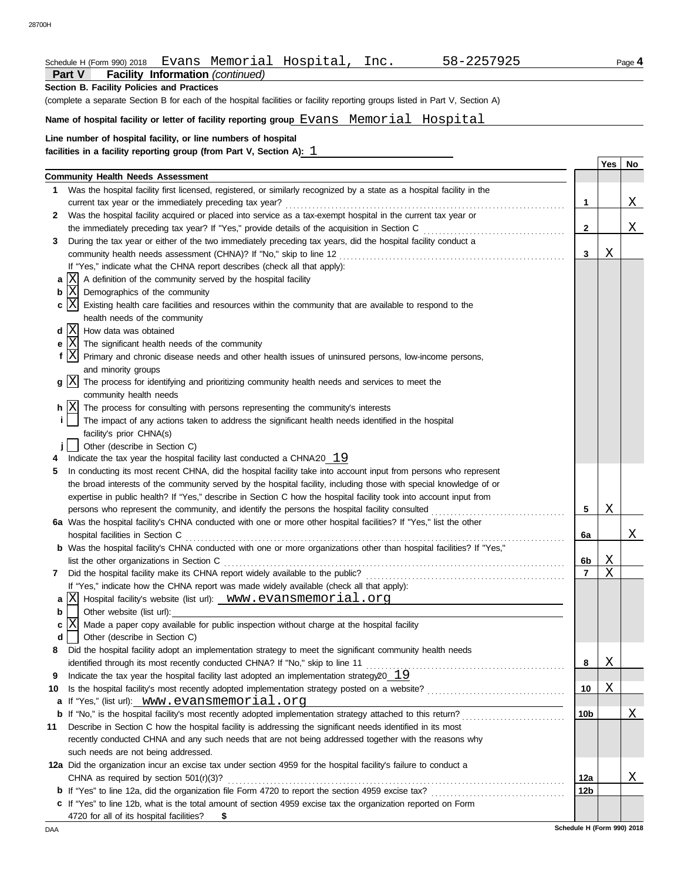Schedule H (Form 990) 2018 Evans Memorial Hospital, Inc. 58-2257925 Page **4**

## Part V Facility Information *(continued)*

**Section B. Facility Policies and Practices**

(complete a separate Section B for each of the hospital facilities or facility reporting groups listed in Part V, Section A)

**Name of hospital facility or letter of facility reporting group** Evans Memorial Hospital

**Line number of hospital facility, or line numbers of hospital facilities in a facility reporting group (from Part V, Section A):** 1

| | | | Yes | No |
|---|---|---|---|---|
| | **Community Health Needs Assessment** | | | |
| 1 | Was the hospital facility first licensed, registered, or similarly recognized by a state as a hospital facility in the current tax year or the immediately preceding tax year? | 1 | | X |
| 2 | Was the hospital facility acquired or placed into service as a tax-exempt hospital in the current tax year or the immediately preceding tax year? If "Yes," provide details of the acquisition in Section C | 2 | | X |
| 3 | During the tax year or either of the two immediately preceding tax years, did the hospital facility conduct a community health needs assessment (CHNA)? If "No," skip to line 12 | 3 | X | |
| | If "Yes," indicate what the CHNA report describes (check all that apply): | | | |
| a | [X] A definition of the community served by the hospital facility | | | |
| b | [X] Demographics of the community | | | |
| c | [X] Existing health care facilities and resources within the community that are available to respond to the health needs of the community | | | |
| d | [X] How data was obtained | | | |
| e | [X] The significant health needs of the community | | | |
| f | [X] Primary and chronic disease needs and other health issues of uninsured persons, low-income persons, and minority groups | | | |
| g | [X] The process for identifying and prioritizing community health needs and services to meet the community health needs | | | |
| h | [X] The process for consulting with persons representing the community's interests | | | |
| i | [ ] The impact of any actions taken to address the significant health needs identified in the hospital facility's prior CHNA(s) | | | |
| j | [ ] Other (describe in Section C) | | | |
| 4 | Indicate the tax year the hospital facility last conducted a CHNA: 20 19 | | | |
| 5 | In conducting its most recent CHNA, did the hospital facility take into account input from persons who represent the broad interests of the community served by the hospital facility, including those with special knowledge of or expertise in public health? If "Yes," describe in Section C how the hospital facility took into account input from persons who represent the community, and identify the persons the hospital facility consulted | 5 | X | |
| 6a | Was the hospital facility's CHNA conducted with one or more other hospital facilities? If "Yes," list the other hospital facilities in Section C | 6a | | X |
| b | Was the hospital facility's CHNA conducted with one or more organizations other than hospital facilities? If "Yes," list the other organizations in Section C | 6b | X | |
| 7 | Did the hospital facility make its CHNA report widely available to the public? | 7 | X | |
| | If "Yes," indicate how the CHNA report was made widely available (check all that apply): | | | |
| a | [X] Hospital facility's website (list url): www.evansmemorial.org | | | |
| b | [ ] Other website (list url): | | | |
| c | [X] Made a paper copy available for public inspection without charge at the hospital facility | | | |
| d | [ ] Other (describe in Section C) | | | |
| 8 | Did the hospital facility adopt an implementation strategy to meet the significant community health needs identified through its most recently conducted CHNA? If "No," skip to line 11 | 8 | X | |
| 9 | Indicate the tax year the hospital facility last adopted an implementation strategy: 20 19 | | | |
| 10 | Is the hospital facility's most recently adopted implementation strategy posted on a website? | 10 | X | |
| a | If "Yes," (list url): www.evansmemorial.org | | | |
| b | If "No," is the hospital facility's most recently adopted implementation strategy attached to this return? | 10b | | X |
| 11 | Describe in Section C how the hospital facility is addressing the significant needs identified in its most recently conducted CHNA and any such needs that are not being addressed together with the reasons why such needs are not being addressed. | | | |
| 12a | Did the organization incur an excise tax under section 4959 for the hospital facility's failure to conduct a CHNA as required by section 501(r)(3)? | 12a | | X |
| b | If "Yes" to line 12a, did the organization file Form 4720 to report the section 4959 excise tax? | 12b | | |
| c | If "Yes" to line 12b, what is the total amount of section 4959 excise tax the organization reported on Form 4720 for all of its hospital facilities? $ | | | |

DAA **Schedule H (Form 990) 2018**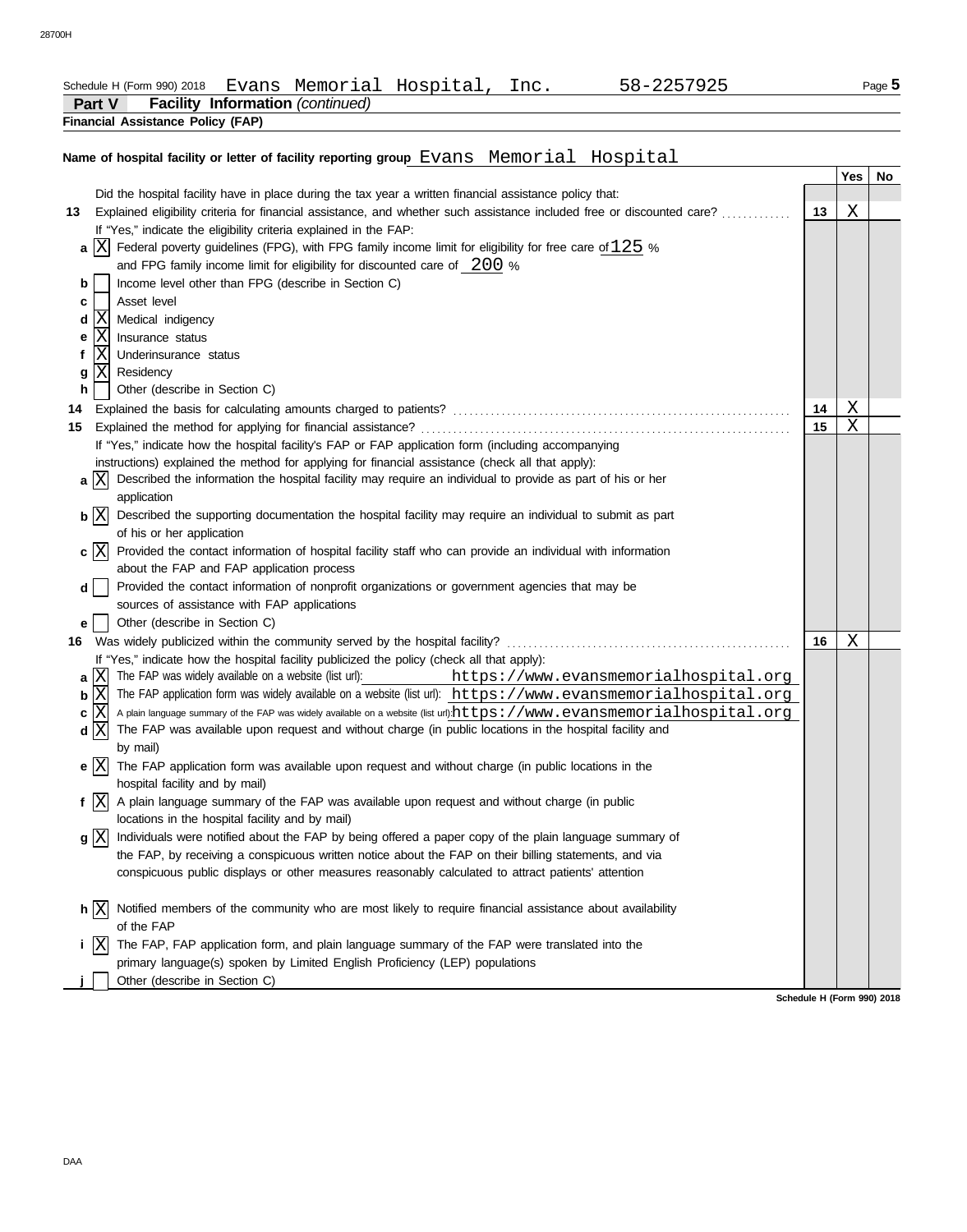Schedule H (Form 990) 2018 Evans Memorial Hospital, Inc. 58-2257925

**Part V Facility Information** *(continued)*

**Financial Assistance Policy (FAP)**

**Name of hospital facility or letter of facility reporting group** Evans Memorial Hospital

| | | | Yes | No |
|---|---|---|---|---|
| | Did the hospital facility have in place during the tax year a written financial assistance policy that: | | | |
| **13** | Explained eligibility criteria for financial assistance, and whether such assistance included free or discounted care? | **13** | X | |
| | If "Yes," indicate the eligibility criteria explained in the FAP: | | | |
| **a** | [X] Federal poverty guidelines (FPG), with FPG family income limit for eligibility for free care of 125 % and FPG family income limit for eligibility for discounted care of 200 % | | | |
| **b** | [ ] Income level other than FPG (describe in Section C) | | | |
| **c** | [ ] Asset level | | | |
| **d** | [X] Medical indigency | | | |
| **e** | [X] Insurance status | | | |
| **f** | [X] Underinsurance status | | | |
| **g** | [X] Residency | | | |
| **h** | [ ] Other (describe in Section C) | | | |
| **14** | Explained the basis for calculating amounts charged to patients? | **14** | X | |
| **15** | Explained the method for applying for financial assistance? | **15** | X | |
| | If "Yes," indicate how the hospital facility's FAP or FAP application form (including accompanying instructions) explained the method for applying for financial assistance (check all that apply): | | | |
| **a** | [X] Described the information the hospital facility may require an individual to provide as part of his or her application | | | |
| **b** | [X] Described the supporting documentation the hospital facility may require an individual to submit as part of his or her application | | | |
| **c** | [X] Provided the contact information of hospital facility staff who can provide an individual with information about the FAP and FAP application process | | | |
| **d** | [ ] Provided the contact information of nonprofit organizations or government agencies that may be sources of assistance with FAP applications | | | |
| **e** | [ ] Other (describe in Section C) | | | |
| **16** | Was widely publicized within the community served by the hospital facility? | **16** | X | |
| | If "Yes," indicate how the hospital facility publicized the policy (check all that apply): | | | |
| **a** | [X] The FAP was widely available on a website (list url): https://www.evansmemorialhospital.org | | | |
| **b** | [X] The FAP application form was widely available on a website (list url): https://www.evansmemorialhospital.org | | | |
| **c** | [X] A plain language summary of the FAP was widely available on a website (list url): https://www.evansmemorialhospital.org | | | |
| **d** | [X] The FAP was available upon request and without charge (in public locations in the hospital facility and by mail) | | | |
| **e** | [X] The FAP application form was available upon request and without charge (in public locations in the hospital facility and by mail) | | | |
| **f** | [X] A plain language summary of the FAP was available upon request and without charge (in public locations in the hospital facility and by mail) | | | |
| **g** | [X] Individuals were notified about the FAP by being offered a paper copy of the plain language summary of the FAP, by receiving a conspicuous written notice about the FAP on their billing statements, and via conspicuous public displays or other measures reasonably calculated to attract patients' attention | | | |
| **h** | [X] Notified members of the community who are most likely to require financial assistance about availability of the FAP | | | |
| **i** | [X] The FAP, FAP application form, and plain language summary of the FAP were translated into the primary language(s) spoken by Limited English Proficiency (LEP) populations | | | |
| **j** | [ ] Other (describe in Section C) | | | |

**Schedule H (Form 990) 2018**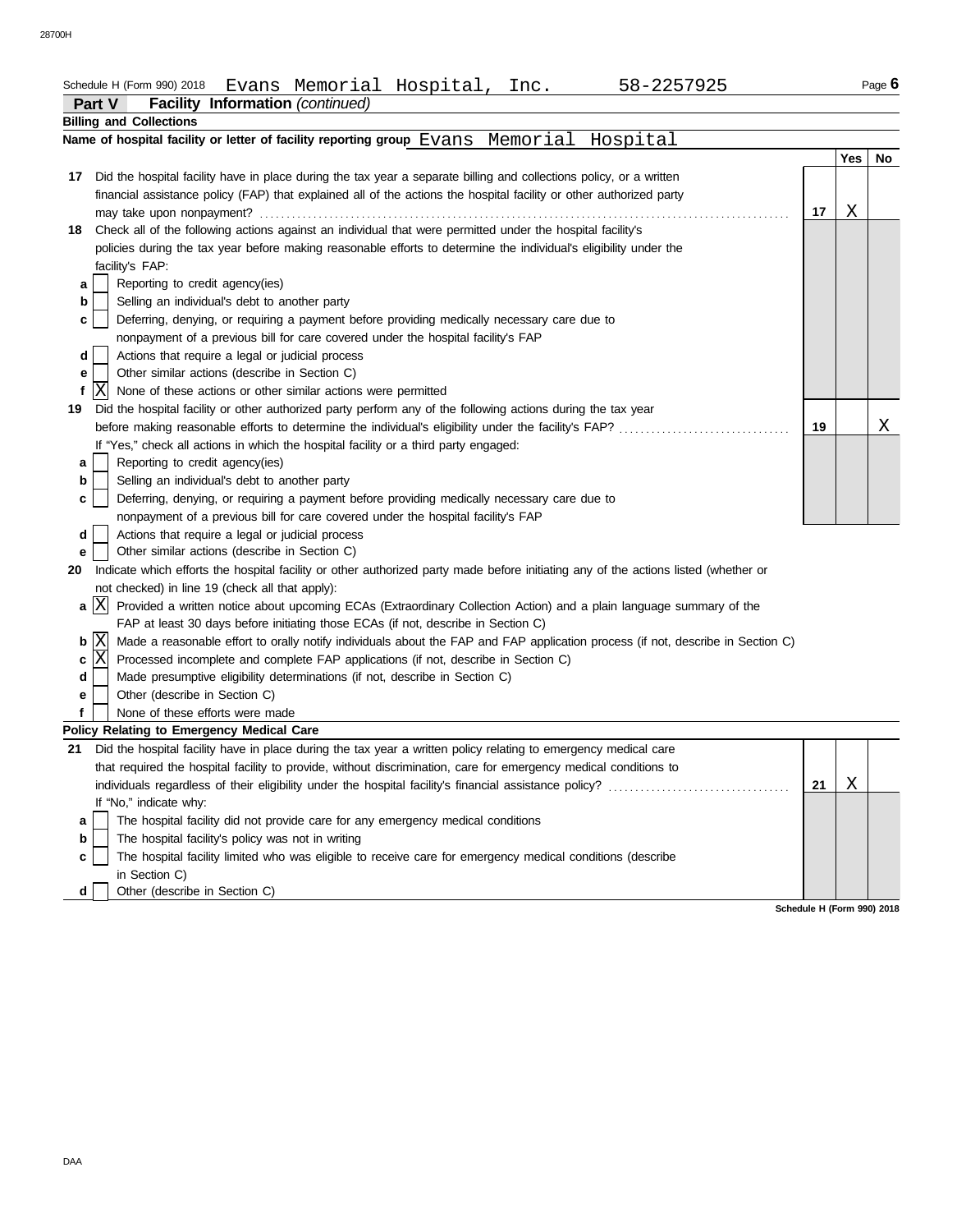Schedule H (Form 990) 2018 Evans Memorial Hospital, Inc. 58-2257925 Page **6**

**Part V** **Facility Information** *(continued)*

**Billing and Collections**

**Name of hospital facility or letter of facility reporting group** Evans Memorial Hospital

| | | | Yes | No |
|---|---|---|---|---|
| **17** | Did the hospital facility have in place during the tax year a separate billing and collections policy, or a written financial assistance policy (FAP) that explained all of the actions the hospital facility or other authorized party may take upon nonpayment? | **17** | X | |
| **18** | Check all of the following actions against an individual that were permitted under the hospital facility's policies during the tax year before making reasonable efforts to determine the individual's eligibility under the facility's FAP: | | | |
| **a** | [ ] Reporting to credit agency(ies) | | | |
| **b** | [ ] Selling an individual's debt to another party | | | |
| **c** | [ ] Deferring, denying, or requiring a payment before providing medically necessary care due to nonpayment of a previous bill for care covered under the hospital facility's FAP | | | |
| **d** | [ ] Actions that require a legal or judicial process | | | |
| **e** | [ ] Other similar actions (describe in Section C) | | | |
| **f** | [X] None of these actions or other similar actions were permitted | | | |
| **19** | Did the hospital facility or other authorized party perform any of the following actions during the tax year before making reasonable efforts to determine the individual's eligibility under the facility's FAP? | **19** | | X |
| | If "Yes," check all actions in which the hospital facility or a third party engaged: | | | |
| **a** | [ ] Reporting to credit agency(ies) | | | |
| **b** | [ ] Selling an individual's debt to another party | | | |
| **c** | [ ] Deferring, denying, or requiring a payment before providing medically necessary care due to nonpayment of a previous bill for care covered under the hospital facility's FAP | | | |
| **d** | [ ] Actions that require a legal or judicial process | | | |
| **e** | [ ] Other similar actions (describe in Section C) | | | |

**20** Indicate which efforts the hospital facility or other authorized party made before initiating any of the actions listed (whether or not checked) in line 19 (check all that apply):

- **a** [X] Provided a written notice about upcoming ECAs (Extraordinary Collection Action) and a plain language summary of the FAP at least 30 days before initiating those ECAs (if not, describe in Section C)
- **b** [X] Made a reasonable effort to orally notify individuals about the FAP and FAP application process (if not, describe in Section C)
- **c** [X] Processed incomplete and complete FAP applications (if not, describe in Section C)
- **d** [ ] Made presumptive eligibility determinations (if not, describe in Section C)
- **e** [ ] Other (describe in Section C)
- **f** [ ] None of these efforts were made

**Policy Relating to Emergency Medical Care**

| | | | Yes | No |
|---|---|---|---|---|
| **21** | Did the hospital facility have in place during the tax year a written policy relating to emergency medical care that required the hospital facility to provide, without discrimination, care for emergency medical conditions to individuals regardless of their eligibility under the hospital facility's financial assistance policy? | **21** | X | |
| | If "No," indicate why: | | | |
| **a** | [ ] The hospital facility did not provide care for any emergency medical conditions | | | |
| **b** | [ ] The hospital facility's policy was not in writing | | | |
| **c** | [ ] The hospital facility limited who was eligible to receive care for emergency medical conditions (describe in Section C) | | | |
| **d** | [ ] Other (describe in Section C) | | | |

**Schedule H (Form 990) 2018**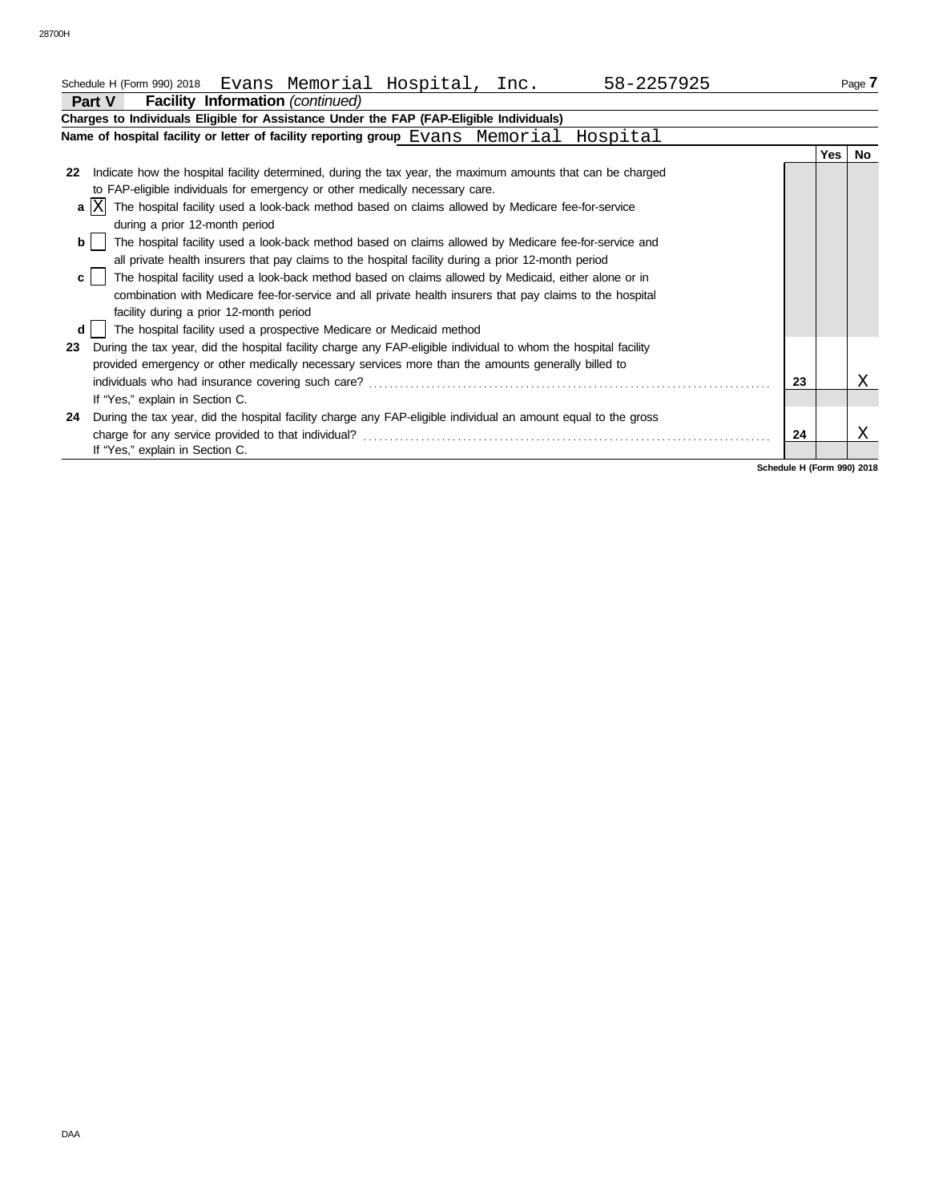Schedule H (Form 990) 2018 Evans Memorial Hospital, Inc. 58-2257925

## Part V Facility Information *(continued)*

**Charges to Individuals Eligible for Assistance Under the FAP (FAP-Eligible Individuals)**

**Name of hospital facility or letter of facility reporting group** Evans Memorial Hospital

| | | | Yes | No |
|---|---|---|---|---|
| **22** | Indicate how the hospital facility determined, during the tax year, the maximum amounts that can be charged to FAP-eligible individuals for emergency or other medically necessary care. | | | |
| **a** [X] | The hospital facility used a look-back method based on claims allowed by Medicare fee-for-service during a prior 12-month period | | | |
| **b** [ ] | The hospital facility used a look-back method based on claims allowed by Medicare fee-for-service and all private health insurers that pay claims to the hospital facility during a prior 12-month period | | | |
| **c** [ ] | The hospital facility used a look-back method based on claims allowed by Medicaid, either alone or in combination with Medicare fee-for-service and all private health insurers that pay claims to the hospital facility during a prior 12-month period | | | |
| **d** [ ] | The hospital facility used a prospective Medicare or Medicaid method | | | |
| **23** | During the tax year, did the hospital facility charge any FAP-eligible individual to whom the hospital facility provided emergency or other medically necessary services more than the amounts generally billed to individuals who had insurance covering such care? If "Yes," explain in Section C. | **23** | | X |
| **24** | During the tax year, did the hospital facility charge any FAP-eligible individual an amount equal to the gross charge for any service provided to that individual? If "Yes," explain in Section C. | **24** | | X |

**Schedule H (Form 990) 2018**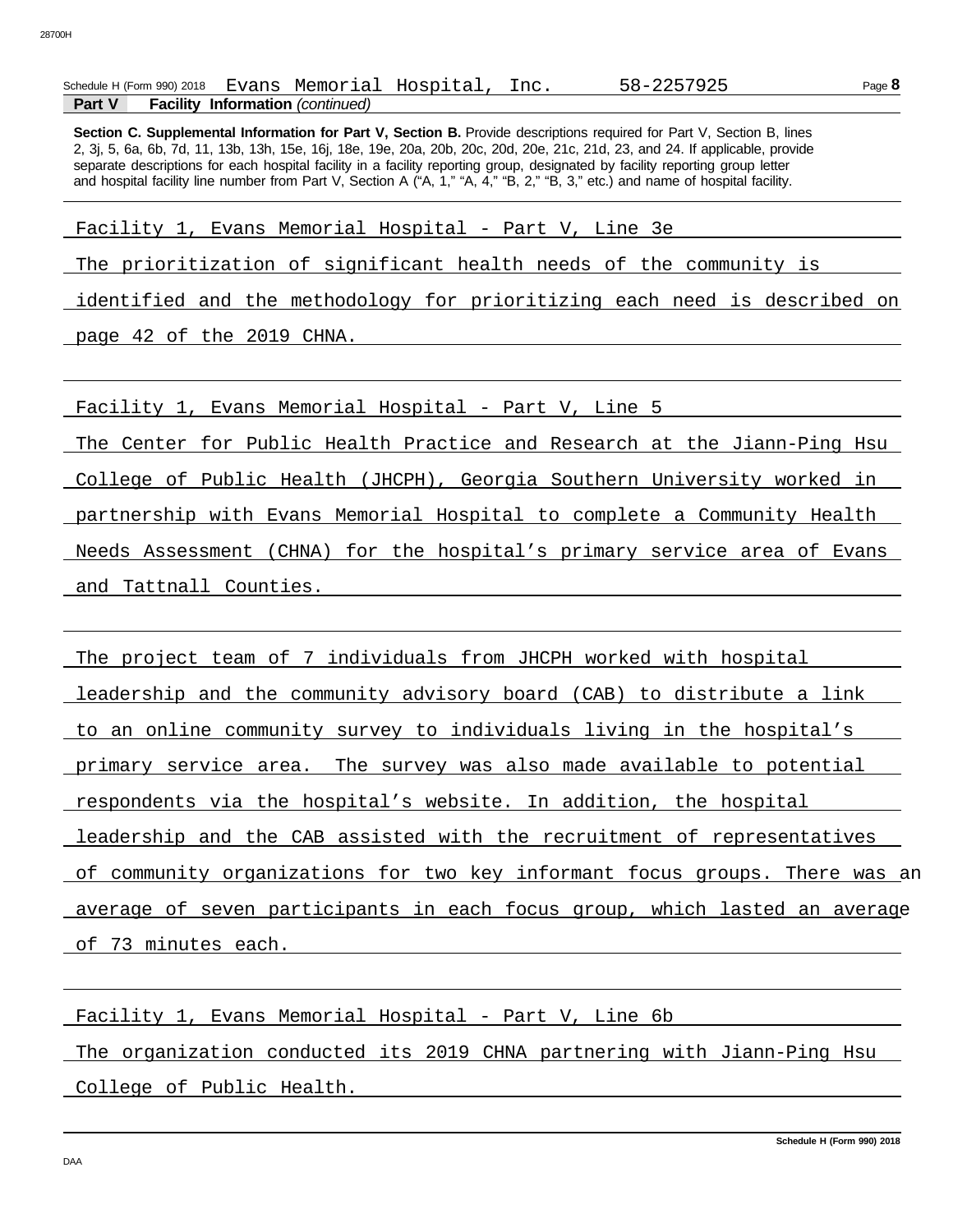Schedule H (Form 990) 2018 Evans Memorial Hospital, Inc. 58-2257925

**Part V Facility Information** *(continued)*

**Section C. Supplemental Information for Part V, Section B.** Provide descriptions required for Part V, Section B, lines 2, 3j, 5, 6a, 6b, 7d, 11, 13b, 13h, 15e, 16j, 18e, 19e, 20a, 20b, 20c, 20d, 20e, 21c, 21d, 23, and 24. If applicable, provide separate descriptions for each hospital facility in a facility reporting group, designated by facility reporting group letter and hospital facility line number from Part V, Section A ("A, 1," "A, 4," "B, 2," "B, 3," etc.) and name of hospital facility.

Facility 1, Evans Memorial Hospital - Part V, Line 3e

The prioritization of significant health needs of the community is identified and the methodology for prioritizing each need is described on page 42 of the 2019 CHNA.

Facility 1, Evans Memorial Hospital - Part V, Line 5

The Center for Public Health Practice and Research at the Jiann-Ping Hsu College of Public Health (JHCPH), Georgia Southern University worked in partnership with Evans Memorial Hospital to complete a Community Health Needs Assessment (CHNA) for the hospital's primary service area of Evans and Tattnall Counties.

The project team of 7 individuals from JHCPH worked with hospital leadership and the community advisory board (CAB) to distribute a link to an online community survey to individuals living in the hospital's primary service area. The survey was also made available to potential respondents via the hospital's website. In addition, the hospital leadership and the CAB assisted with the recruitment of representatives of community organizations for two key informant focus groups. There was an average of seven participants in each focus group, which lasted an average of 73 minutes each.

Facility 1, Evans Memorial Hospital - Part V, Line 6b

The organization conducted its 2019 CHNA partnering with Jiann-Ping Hsu College of Public Health.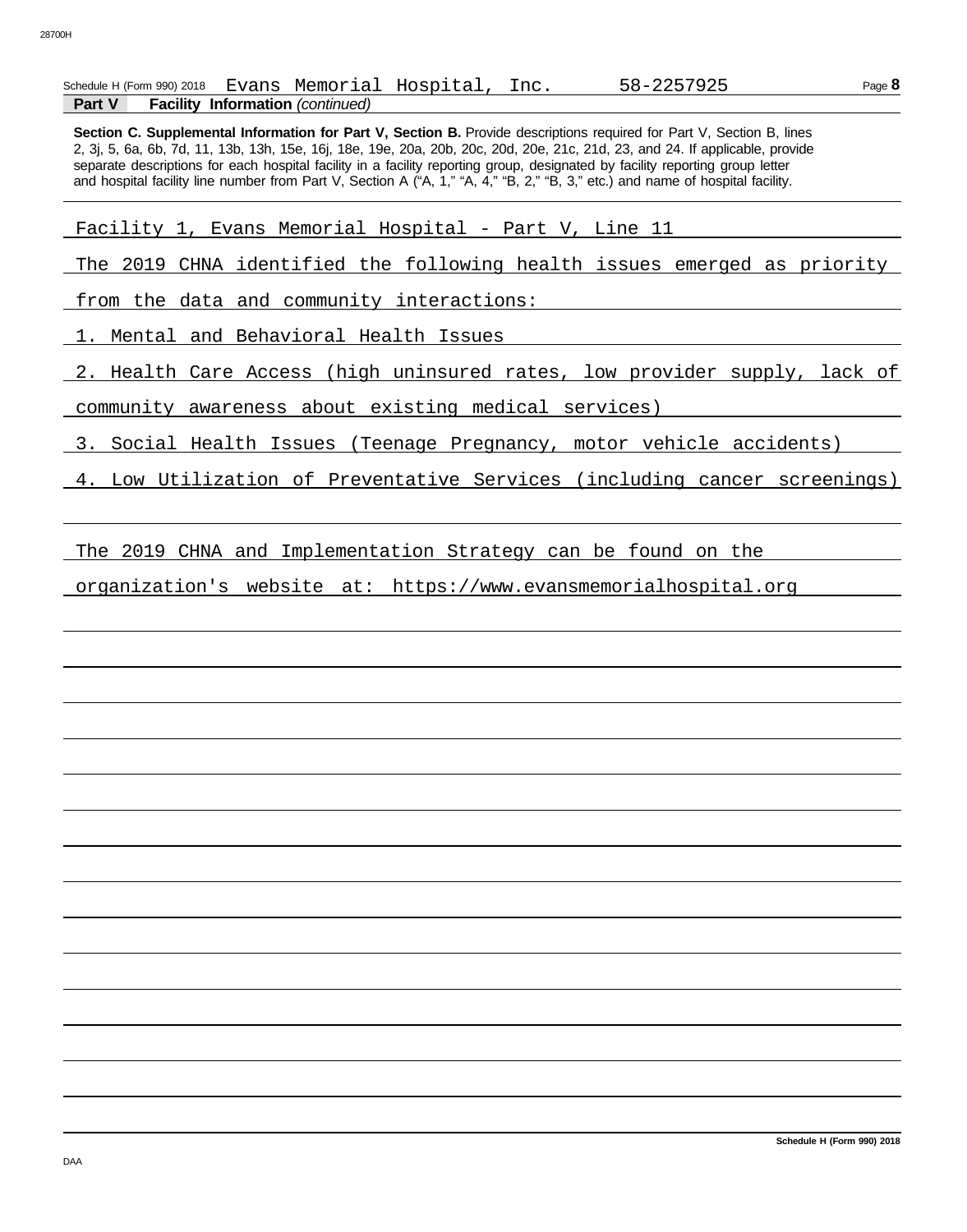Schedule H (Form 990) 2018 Evans Memorial Hospital, Inc. 58-2257925

**Part V Facility Information** *(continued)*

**Section C. Supplemental Information for Part V, Section B.** Provide descriptions required for Part V, Section B, lines 2, 3j, 5, 6a, 6b, 7d, 11, 13b, 13h, 15e, 16j, 18e, 19e, 20a, 20b, 20c, 20d, 20e, 21c, 21d, 23, and 24. If applicable, provide separate descriptions for each hospital facility in a facility reporting group, designated by facility reporting group letter and hospital facility line number from Part V, Section A ("A, 1," "A, 4," "B, 2," "B, 3," etc.) and name of hospital facility.

Facility 1, Evans Memorial Hospital - Part V, Line 11

The 2019 CHNA identified the following health issues emerged as priority from the data and community interactions:

1. Mental and Behavioral Health Issues
2. Health Care Access (high uninsured rates, low provider supply, lack of community awareness about existing medical services)
3. Social Health Issues (Teenage Pregnancy, motor vehicle accidents)
4. Low Utilization of Preventative Services (including cancer screenings)

The 2019 CHNA and Implementation Strategy can be found on the organization's website at: https://www.evansmemorialhospital.org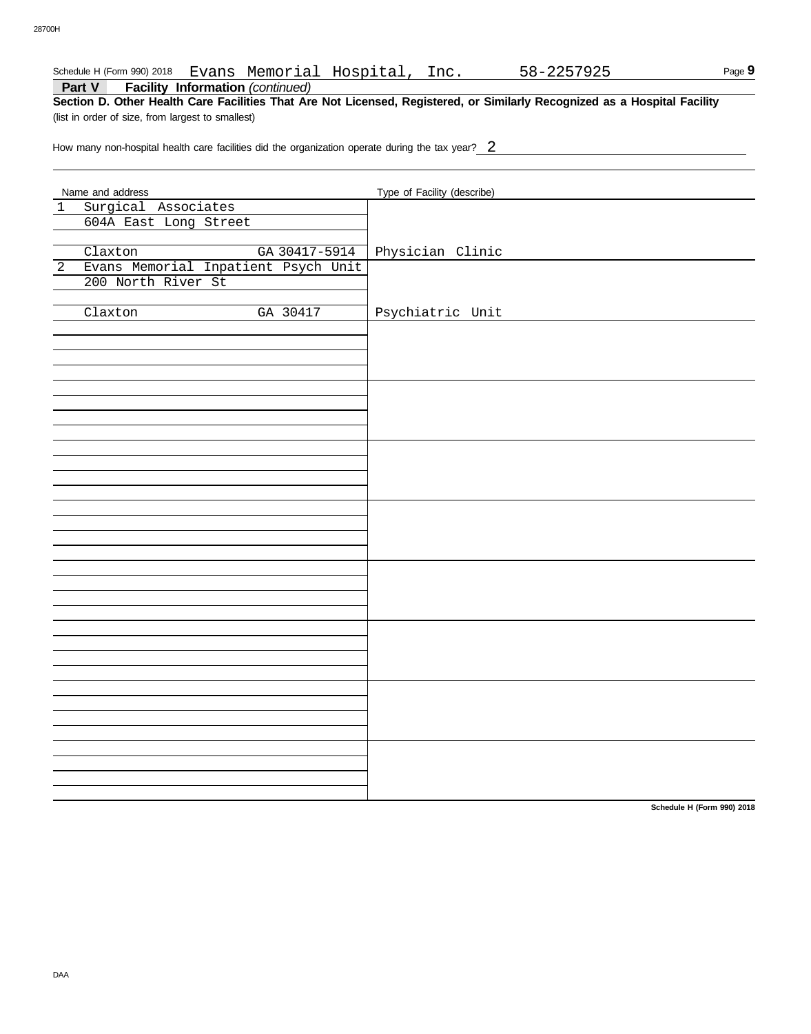Schedule H (Form 990) 2018 Evans Memorial Hospital, Inc. 58-2257925

**Part V Facility Information** *(continued)*

**Section D. Other Health Care Facilities That Are Not Licensed, Registered, or Similarly Recognized as a Hospital Facility**

(list in order of size, from largest to smallest)

How many non-hospital health care facilities did the organization operate during the tax year? 2

| | Name and address | Type of Facility (describe) |
|---|---|---|
| 1 | Surgical Associates<br>604A East Long Street<br><br>Claxton GA 30417-5914 | Physician Clinic |
| 2 | Evans Memorial Inpatient Psych Unit<br>200 North River St<br><br>Claxton GA 30417 | Psychiatric Unit |
| | | |
| | | |
| | | |
| | | |
| | | |
| | | |
| | | |
| | | |

Schedule H (Form 990) 2018

DAA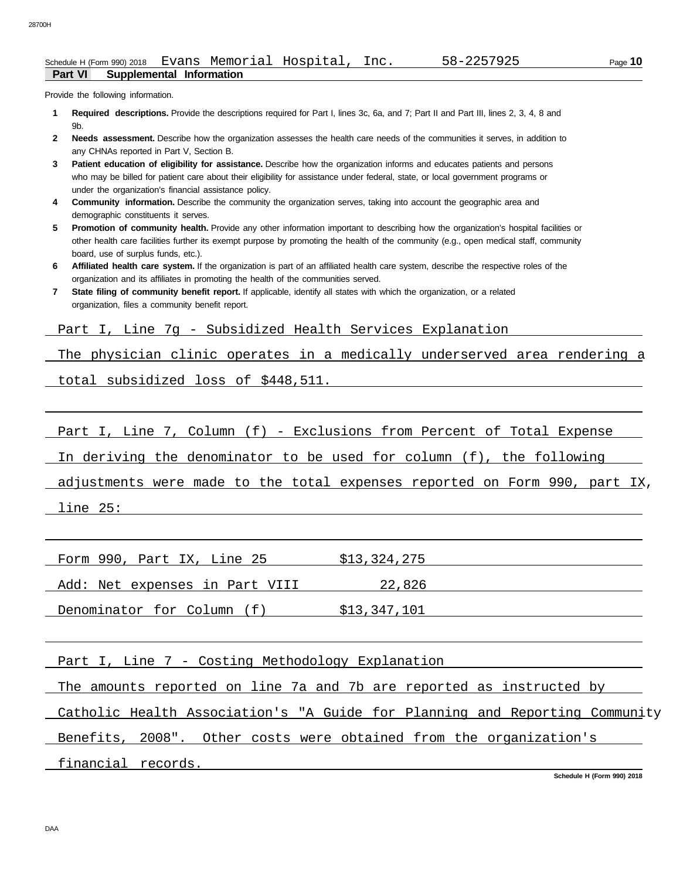Schedule H (Form 990) 2018 Evans Memorial Hospital, Inc. 58-2257925

**Part VI Supplemental Information**

Provide the following information.

1. **Required descriptions.** Provide the descriptions required for Part I, lines 3c, 6a, and 7; Part II and Part III, lines 2, 3, 4, 8 and 9b.
2. **Needs assessment.** Describe how the organization assesses the health care needs of the communities it serves, in addition to any CHNAs reported in Part V, Section B.
3. **Patient education of eligibility for assistance.** Describe how the organization informs and educates patients and persons who may be billed for patient care about their eligibility for assistance under federal, state, or local government programs or under the organization's financial assistance policy.
4. **Community information.** Describe the community the organization serves, taking into account the geographic area and demographic constituents it serves.
5. **Promotion of community health.** Provide any other information important to describing how the organization's hospital facilities or other health care facilities further its exempt purpose by promoting the health of the community (e.g., open medical staff, community board, use of surplus funds, etc.).
6. **Affiliated health care system.** If the organization is part of an affiliated health care system, describe the respective roles of the organization and its affiliates in promoting the health of the communities served.
7. **State filing of community benefit report.** If applicable, identify all states with which the organization, or a related organization, files a community benefit report.

Part I, Line 7g - Subsidized Health Services Explanation

The physician clinic operates in a medically underserved area rendering a total subsidized loss of $448,511.

Part I, Line 7, Column (f) - Exclusions from Percent of Total Expense

In deriving the denominator to be used for column (f), the following adjustments were made to the total expenses reported on Form 990, part IX, line 25:

| | |
|---|---|
| Form 990, Part IX, Line 25 | $13,324,275 |
| Add: Net expenses in Part VIII | 22,826 |
| Denominator for Column (f) | $13,347,101 |

Part I, Line 7 - Costing Methodology Explanation

The amounts reported on line 7a and 7b are reported as instructed by Catholic Health Association's "A Guide for Planning and Reporting Community Benefits, 2008". Other costs were obtained from the organization's financial records.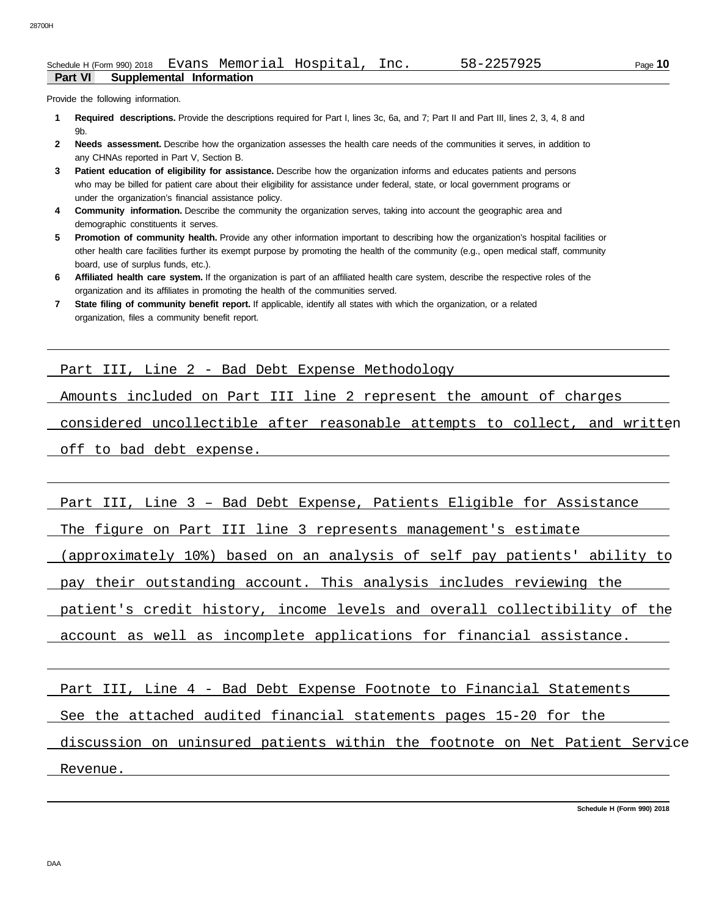Schedule H (Form 990) 2018 Evans Memorial Hospital, Inc. 58-2257925

**Part VI Supplemental Information**

Provide the following information.

1. **Required descriptions.** Provide the descriptions required for Part I, lines 3c, 6a, and 7; Part II and Part III, lines 2, 3, 4, 8 and 9b.
2. **Needs assessment.** Describe how the organization assesses the health care needs of the communities it serves, in addition to any CHNAs reported in Part V, Section B.
3. **Patient education of eligibility for assistance.** Describe how the organization informs and educates patients and persons who may be billed for patient care about their eligibility for assistance under federal, state, or local government programs or under the organization's financial assistance policy.
4. **Community information.** Describe the community the organization serves, taking into account the geographic area and demographic constituents it serves.
5. **Promotion of community health.** Provide any other information important to describing how the organization's hospital facilities or other health care facilities further its exempt purpose by promoting the health of the community (e.g., open medical staff, community board, use of surplus funds, etc.).
6. **Affiliated health care system.** If the organization is part of an affiliated health care system, describe the respective roles of the organization and its affiliates in promoting the health of the communities served.
7. **State filing of community benefit report.** If applicable, identify all states with which the organization, or a related organization, files a community benefit report.

Part III, Line 2 - Bad Debt Expense Methodology

Amounts included on Part III line 2 represent the amount of charges considered uncollectible after reasonable attempts to collect, and written off to bad debt expense.

Part III, Line 3 – Bad Debt Expense, Patients Eligible for Assistance

The figure on Part III line 3 represents management's estimate (approximately 10%) based on an analysis of self pay patients' ability to pay their outstanding account. This analysis includes reviewing the patient's credit history, income levels and overall collectibility of the account as well as incomplete applications for financial assistance.

Part III, Line 4 - Bad Debt Expense Footnote to Financial Statements

See the attached audited financial statements pages 15-20 for the discussion on uninsured patients within the footnote on Net Patient Service Revenue.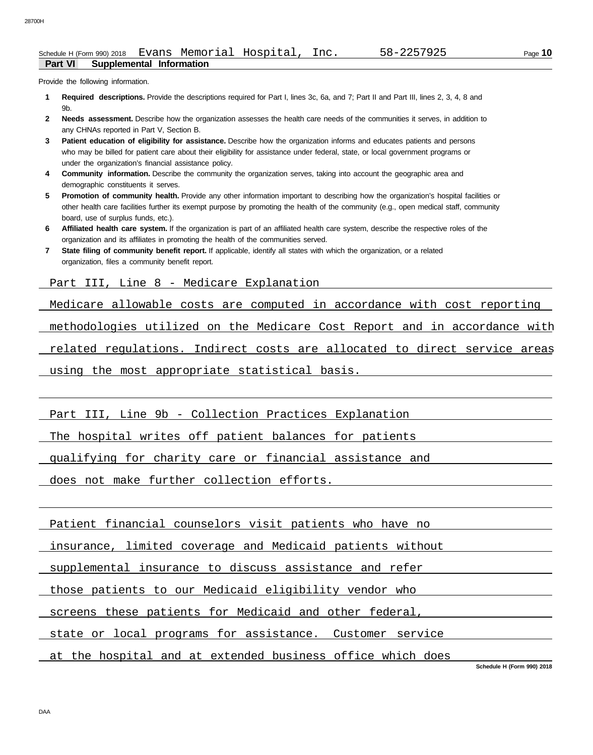Schedule H (Form 990) 2018 Evans Memorial Hospital, Inc. 58-2257925

**Part VI Supplemental Information**

Provide the following information.

1. **Required descriptions.** Provide the descriptions required for Part I, lines 3c, 6a, and 7; Part II and Part III, lines 2, 3, 4, 8 and 9b.
2. **Needs assessment.** Describe how the organization assesses the health care needs of the communities it serves, in addition to any CHNAs reported in Part V, Section B.
3. **Patient education of eligibility for assistance.** Describe how the organization informs and educates patients and persons who may be billed for patient care about their eligibility for assistance under federal, state, or local government programs or under the organization's financial assistance policy.
4. **Community information.** Describe the community the organization serves, taking into account the geographic area and demographic constituents it serves.
5. **Promotion of community health.** Provide any other information important to describing how the organization's hospital facilities or other health care facilities further its exempt purpose by promoting the health of the community (e.g., open medical staff, community board, use of surplus funds, etc.).
6. **Affiliated health care system.** If the organization is part of an affiliated health care system, describe the respective roles of the organization and its affiliates in promoting the health of the communities served.
7. **State filing of community benefit report.** If applicable, identify all states with which the organization, or a related organization, files a community benefit report.

Part III, Line 8 - Medicare Explanation

Medicare allowable costs are computed in accordance with cost reporting methodologies utilized on the Medicare Cost Report and in accordance with related regulations. Indirect costs are allocated to direct service areas using the most appropriate statistical basis.

Part III, Line 9b - Collection Practices Explanation

The hospital writes off patient balances for patients qualifying for charity care or financial assistance and does not make further collection efforts.

Patient financial counselors visit patients who have no insurance, limited coverage and Medicaid patients without supplemental insurance to discuss assistance and refer those patients to our Medicaid eligibility vendor who screens these patients for Medicaid and other federal, state or local programs for assistance. Customer service at the hospital and at extended business office which does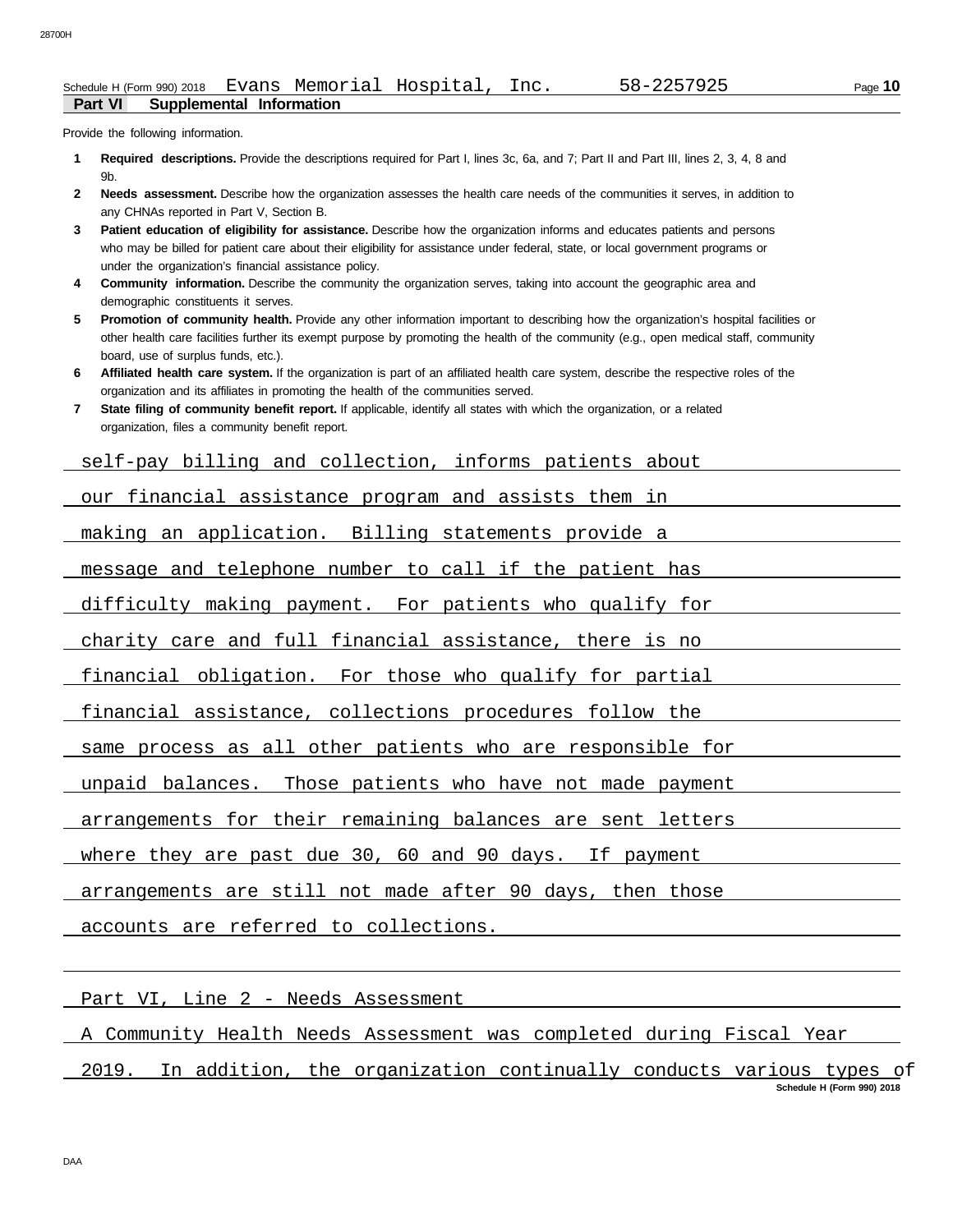Schedule H (Form 990) 2018 Evans Memorial Hospital, Inc. 58-2257925

**Part VI Supplemental Information**

Provide the following information.

1. **Required descriptions.** Provide the descriptions required for Part I, lines 3c, 6a, and 7; Part II and Part III, lines 2, 3, 4, 8 and 9b.
2. **Needs assessment.** Describe how the organization assesses the health care needs of the communities it serves, in addition to any CHNAs reported in Part V, Section B.
3. **Patient education of eligibility for assistance.** Describe how the organization informs and educates patients and persons who may be billed for patient care about their eligibility for assistance under federal, state, or local government programs or under the organization's financial assistance policy.
4. **Community information.** Describe the community the organization serves, taking into account the geographic area and demographic constituents it serves.
5. **Promotion of community health.** Provide any other information important to describing how the organization's hospital facilities or other health care facilities further its exempt purpose by promoting the health of the community (e.g., open medical staff, community board, use of surplus funds, etc.).
6. **Affiliated health care system.** If the organization is part of an affiliated health care system, describe the respective roles of the organization and its affiliates in promoting the health of the communities served.
7. **State filing of community benefit report.** If applicable, identify all states with which the organization, or a related organization, files a community benefit report.

self-pay billing and collection, informs patients about our financial assistance program and assists them in making an application. Billing statements provide a message and telephone number to call if the patient has difficulty making payment. For patients who qualify for charity care and full financial assistance, there is no financial obligation. For those who qualify for partial financial assistance, collections procedures follow the same process as all other patients who are responsible for unpaid balances. Those patients who have not made payment arrangements for their remaining balances are sent letters where they are past due 30, 60 and 90 days. If payment arrangements are still not made after 90 days, then those accounts are referred to collections.

Part VI, Line 2 - Needs Assessment

A Community Health Needs Assessment was completed during Fiscal Year 2019. In addition, the organization continually conducts various types of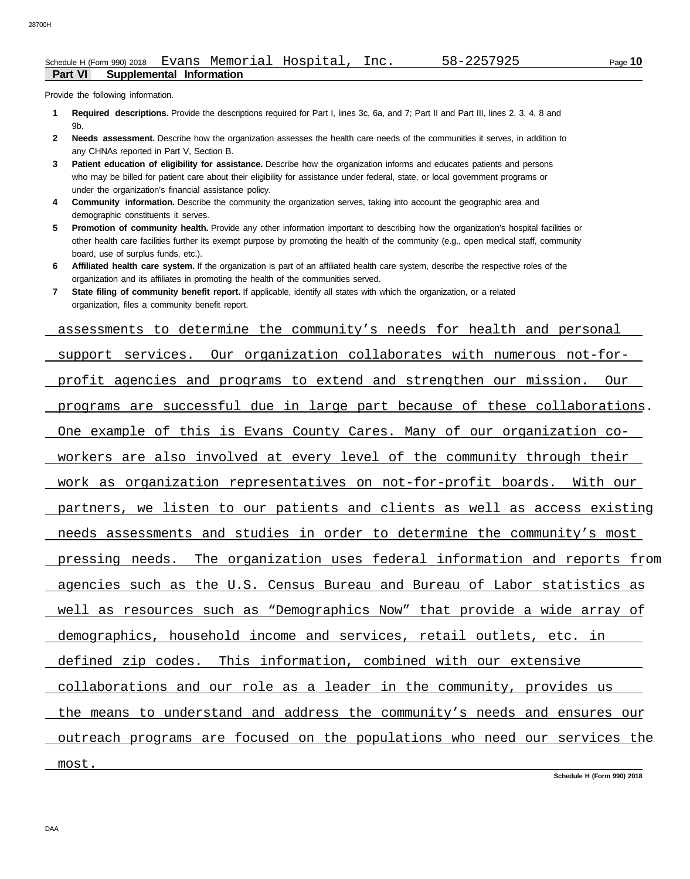Schedule H (Form 990) 2018 Evans Memorial Hospital, Inc. 58-2257925

**Part VI Supplemental Information**

Provide the following information.

1. **Required descriptions.** Provide the descriptions required for Part I, lines 3c, 6a, and 7; Part II and Part III, lines 2, 3, 4, 8 and 9b.
2. **Needs assessment.** Describe how the organization assesses the health care needs of the communities it serves, in addition to any CHNAs reported in Part V, Section B.
3. **Patient education of eligibility for assistance.** Describe how the organization informs and educates patients and persons who may be billed for patient care about their eligibility for assistance under federal, state, or local government programs or under the organization's financial assistance policy.
4. **Community information.** Describe the community the organization serves, taking into account the geographic area and demographic constituents it serves.
5. **Promotion of community health.** Provide any other information important to describing how the organization's hospital facilities or other health care facilities further its exempt purpose by promoting the health of the community (e.g., open medical staff, community board, use of surplus funds, etc.).
6. **Affiliated health care system.** If the organization is part of an affiliated health care system, describe the respective roles of the organization and its affiliates in promoting the health of the communities served.
7. **State filing of community benefit report.** If applicable, identify all states with which the organization, or a related organization, files a community benefit report.

assessments to determine the community's needs for health and personal support services. Our organization collaborates with numerous not-for-profit agencies and programs to extend and strengthen our mission. Our programs are successful due in large part because of these collaborations. One example of this is Evans County Cares. Many of our organization co-workers are also involved at every level of the community through their work as organization representatives on not-for-profit boards. With our partners, we listen to our patients and clients as well as access existing needs assessments and studies in order to determine the community's most pressing needs. The organization uses federal information and reports from agencies such as the U.S. Census Bureau and Bureau of Labor statistics as well as resources such as "Demographics Now" that provide a wide array of demographics, household income and services, retail outlets, etc. in defined zip codes. This information, combined with our extensive collaborations and our role as a leader in the community, provides us the means to understand and address the community's needs and ensures our outreach programs are focused on the populations who need our services the most.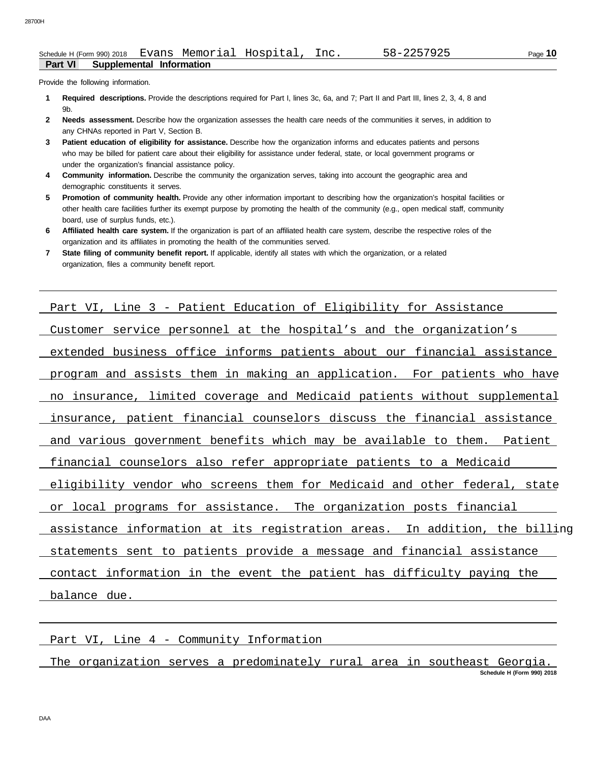Schedule H (Form 990) 2018 Evans Memorial Hospital, Inc. 58-2257925

**Part VI Supplemental Information**

Provide the following information.

1. **Required descriptions.** Provide the descriptions required for Part I, lines 3c, 6a, and 7; Part II and Part III, lines 2, 3, 4, 8 and 9b.
2. **Needs assessment.** Describe how the organization assesses the health care needs of the communities it serves, in addition to any CHNAs reported in Part V, Section B.
3. **Patient education of eligibility for assistance.** Describe how the organization informs and educates patients and persons who may be billed for patient care about their eligibility for assistance under federal, state, or local government programs or under the organization's financial assistance policy.
4. **Community information.** Describe the community the organization serves, taking into account the geographic area and demographic constituents it serves.
5. **Promotion of community health.** Provide any other information important to describing how the organization's hospital facilities or other health care facilities further its exempt purpose by promoting the health of the community (e.g., open medical staff, community board, use of surplus funds, etc.).
6. **Affiliated health care system.** If the organization is part of an affiliated health care system, describe the respective roles of the organization and its affiliates in promoting the health of the communities served.
7. **State filing of community benefit report.** If applicable, identify all states with which the organization, or a related organization, files a community benefit report.

Part VI, Line 3 - Patient Education of Eligibility for Assistance

Customer service personnel at the hospital's and the organization's extended business office informs patients about our financial assistance program and assists them in making an application. For patients who have no insurance, limited coverage and Medicaid patients without supplemental insurance, patient financial counselors discuss the financial assistance and various government benefits which may be available to them. Patient financial counselors also refer appropriate patients to a Medicaid eligibility vendor who screens them for Medicaid and other federal, state or local programs for assistance. The organization posts financial assistance information at its registration areas. In addition, the billing statements sent to patients provide a message and financial assistance contact information in the event the patient has difficulty paying the balance due.

Part VI, Line 4 - Community Information

The organization serves a predominately rural area in southeast Georgia.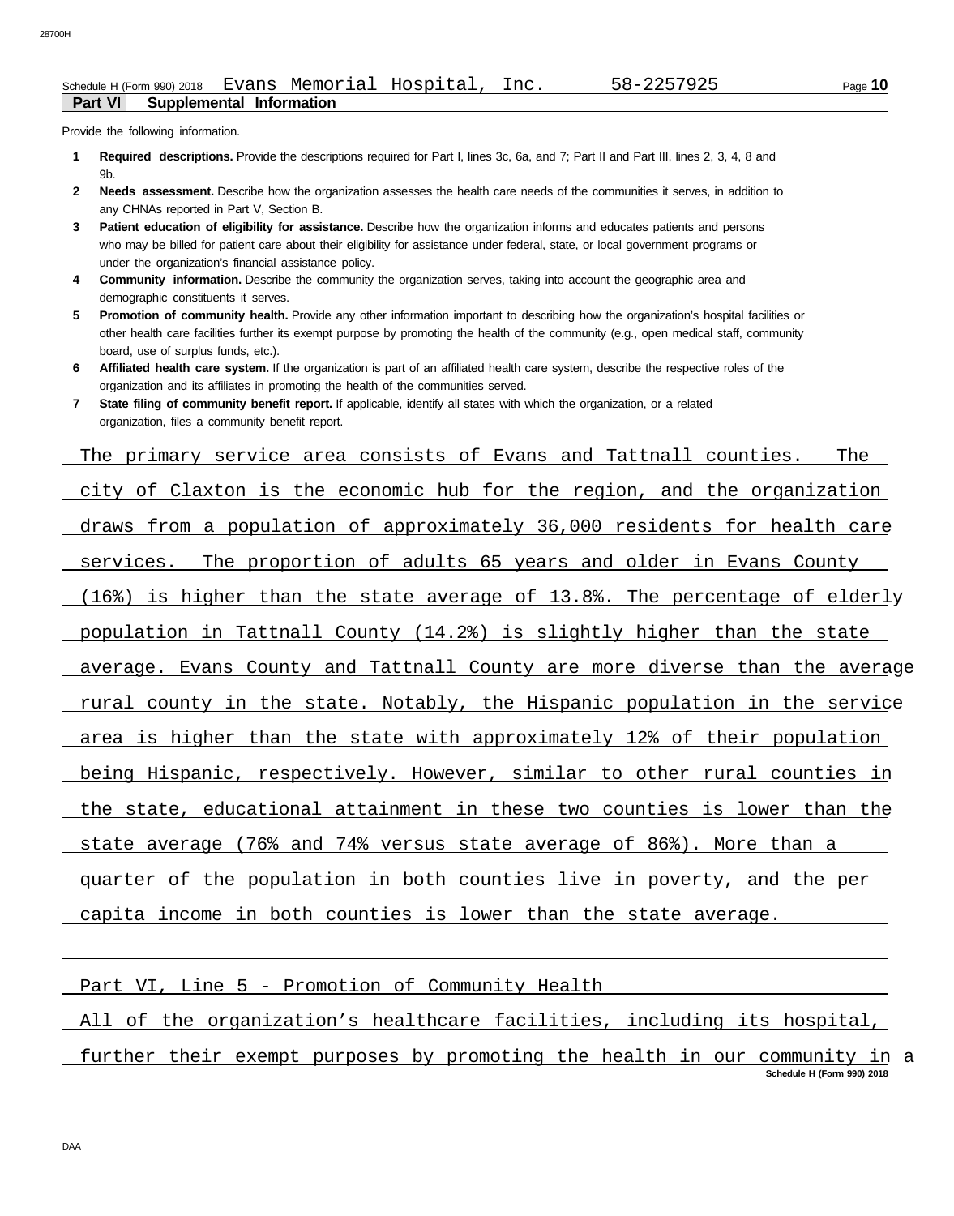Schedule H (Form 990) 2018 Evans Memorial Hospital, Inc. 58-2257925

**Part VI Supplemental Information**

Provide the following information.

1. **Required descriptions.** Provide the descriptions required for Part I, lines 3c, 6a, and 7; Part II and Part III, lines 2, 3, 4, 8 and 9b.
2. **Needs assessment.** Describe how the organization assesses the health care needs of the communities it serves, in addition to any CHNAs reported in Part V, Section B.
3. **Patient education of eligibility for assistance.** Describe how the organization informs and educates patients and persons who may be billed for patient care about their eligibility for assistance under federal, state, or local government programs or under the organization's financial assistance policy.
4. **Community information.** Describe the community the organization serves, taking into account the geographic area and demographic constituents it serves.
5. **Promotion of community health.** Provide any other information important to describing how the organization's hospital facilities or other health care facilities further its exempt purpose by promoting the health of the community (e.g., open medical staff, community board, use of surplus funds, etc.).
6. **Affiliated health care system.** If the organization is part of an affiliated health care system, describe the respective roles of the organization and its affiliates in promoting the health of the communities served.
7. **State filing of community benefit report.** If applicable, identify all states with which the organization, or a related organization, files a community benefit report.

The primary service area consists of Evans and Tattnall counties. The city of Claxton is the economic hub for the region, and the organization draws from a population of approximately 36,000 residents for health care services. The proportion of adults 65 years and older in Evans County (16%) is higher than the state average of 13.8%. The percentage of elderly population in Tattnall County (14.2%) is slightly higher than the state average. Evans County and Tattnall County are more diverse than the average rural county in the state. Notably, the Hispanic population in the service area is higher than the state with approximately 12% of their population being Hispanic, respectively. However, similar to other rural counties in the state, educational attainment in these two counties is lower than the state average (76% and 74% versus state average of 86%). More than a quarter of the population in both counties live in poverty, and the per capita income in both counties is lower than the state average.

Part VI, Line 5 - Promotion of Community Health

All of the organization's healthcare facilities, including its hospital, further their exempt purposes by promoting the health in our community in a

Schedule H (Form 990) 2018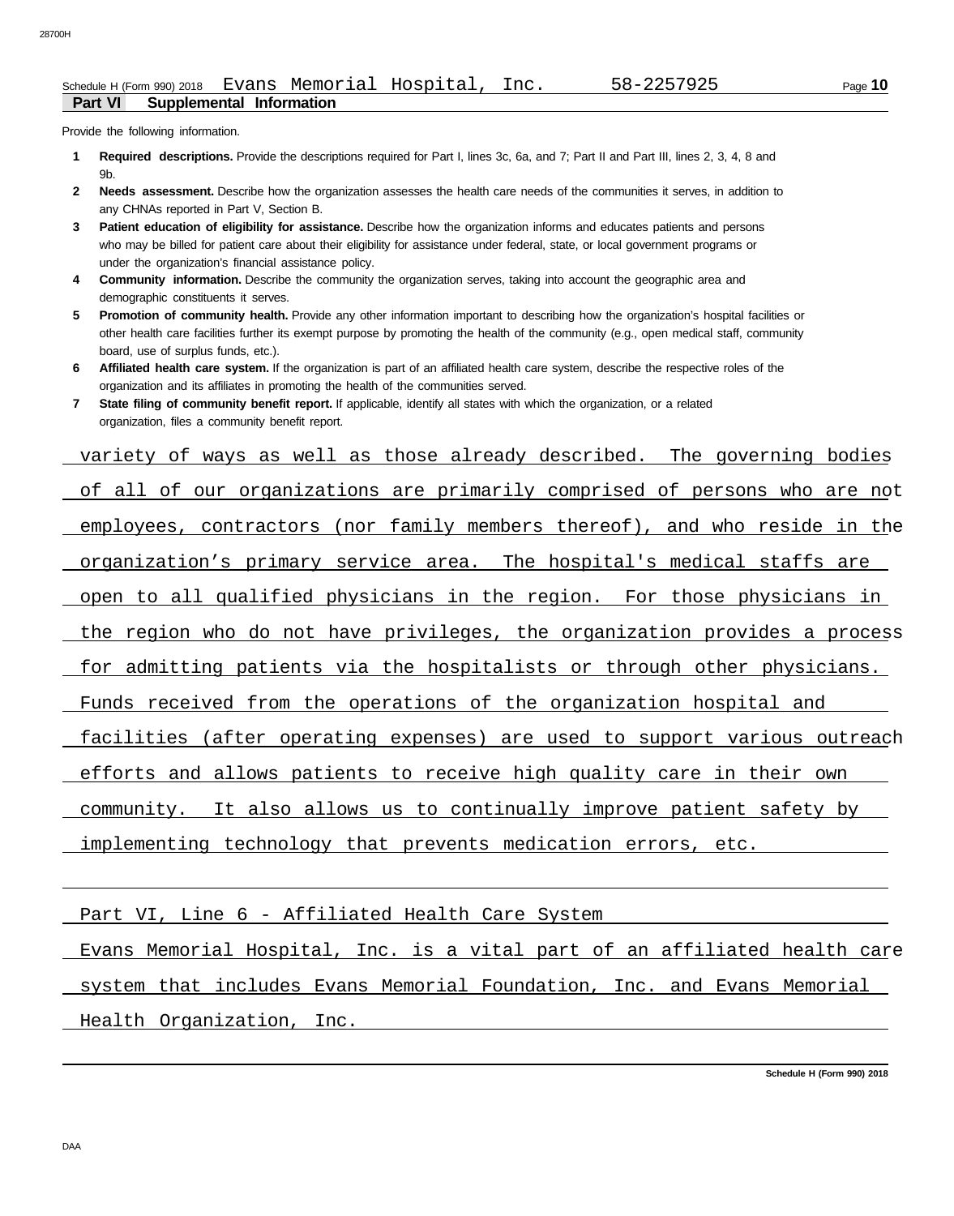Schedule H (Form 990) 2018 Evans Memorial Hospital, Inc. 58-2257925

**Part VI Supplemental Information**

Provide the following information.

1. **Required descriptions.** Provide the descriptions required for Part I, lines 3c, 6a, and 7; Part II and Part III, lines 2, 3, 4, 8 and 9b.
2. **Needs assessment.** Describe how the organization assesses the health care needs of the communities it serves, in addition to any CHNAs reported in Part V, Section B.
3. **Patient education of eligibility for assistance.** Describe how the organization informs and educates patients and persons who may be billed for patient care about their eligibility for assistance under federal, state, or local government programs or under the organization's financial assistance policy.
4. **Community information.** Describe the community the organization serves, taking into account the geographic area and demographic constituents it serves.
5. **Promotion of community health.** Provide any other information important to describing how the organization's hospital facilities or other health care facilities further its exempt purpose by promoting the health of the community (e.g., open medical staff, community board, use of surplus funds, etc.).
6. **Affiliated health care system.** If the organization is part of an affiliated health care system, describe the respective roles of the organization and its affiliates in promoting the health of the communities served.
7. **State filing of community benefit report.** If applicable, identify all states with which the organization, or a related organization, files a community benefit report.

variety of ways as well as those already described. The governing bodies of all of our organizations are primarily comprised of persons who are not employees, contractors (nor family members thereof), and who reside in the organization's primary service area. The hospital's medical staffs are open to all qualified physicians in the region. For those physicians in the region who do not have privileges, the organization provides a process for admitting patients via the hospitalists or through other physicians. Funds received from the operations of the organization hospital and facilities (after operating expenses) are used to support various outreach efforts and allows patients to receive high quality care in their own community. It also allows us to continually improve patient safety by implementing technology that prevents medication errors, etc.

Part VI, Line 6 - Affiliated Health Care System

Evans Memorial Hospital, Inc. is a vital part of an affiliated health care system that includes Evans Memorial Foundation, Inc. and Evans Memorial Health Organization, Inc.

Schedule H (Form 990) 2018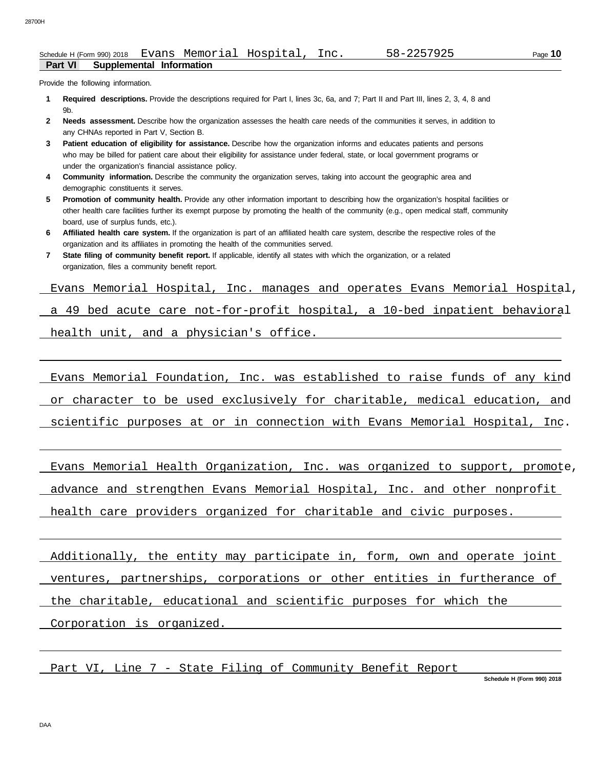Schedule H (Form 990) 2018 Evans Memorial Hospital, Inc. 58-2257925

**Part VI Supplemental Information**

Provide the following information.

1. **Required descriptions.** Provide the descriptions required for Part I, lines 3c, 6a, and 7; Part II and Part III, lines 2, 3, 4, 8 and 9b.
2. **Needs assessment.** Describe how the organization assesses the health care needs of the communities it serves, in addition to any CHNAs reported in Part V, Section B.
3. **Patient education of eligibility for assistance.** Describe how the organization informs and educates patients and persons who may be billed for patient care about their eligibility for assistance under federal, state, or local government programs or under the organization's financial assistance policy.
4. **Community information.** Describe the community the organization serves, taking into account the geographic area and demographic constituents it serves.
5. **Promotion of community health.** Provide any other information important to describing how the organization's hospital facilities or other health care facilities further its exempt purpose by promoting the health of the community (e.g., open medical staff, community board, use of surplus funds, etc.).
6. **Affiliated health care system.** If the organization is part of an affiliated health care system, describe the respective roles of the organization and its affiliates in promoting the health of the communities served.
7. **State filing of community benefit report.** If applicable, identify all states with which the organization, or a related organization, files a community benefit report.

Evans Memorial Hospital, Inc. manages and operates Evans Memorial Hospital, a 49 bed acute care not-for-profit hospital, a 10-bed inpatient behavioral health unit, and a physician's office.

Evans Memorial Foundation, Inc. was established to raise funds of any kind or character to be used exclusively for charitable, medical education, and scientific purposes at or in connection with Evans Memorial Hospital, Inc.

Evans Memorial Health Organization, Inc. was organized to support, promote, advance and strengthen Evans Memorial Hospital, Inc. and other nonprofit health care providers organized for charitable and civic purposes.

Additionally, the entity may participate in, form, own and operate joint ventures, partnerships, corporations or other entities in furtherance of the charitable, educational and scientific purposes for which the Corporation is organized.

Part VI, Line 7 - State Filing of Community Benefit Report

Schedule H (Form 990) 2018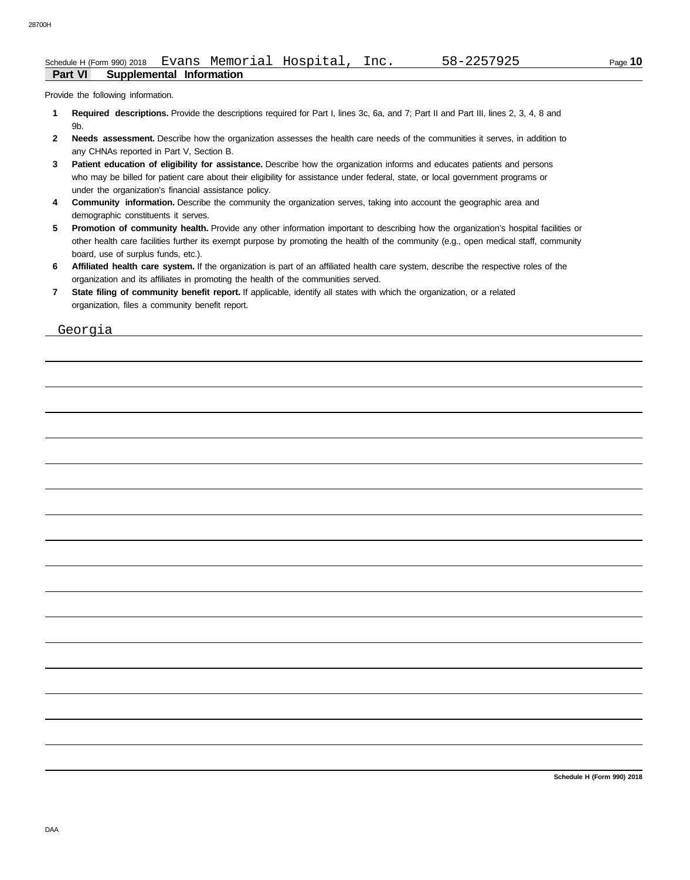Schedule H (Form 990) 2018 Evans Memorial Hospital, Inc. 58-2257925

## Part VI Supplemental Information

Provide the following information.

1. **Required descriptions.** Provide the descriptions required for Part I, lines 3c, 6a, and 7; Part II and Part III, lines 2, 3, 4, 8 and 9b.
2. **Needs assessment.** Describe how the organization assesses the health care needs of the communities it serves, in addition to any CHNAs reported in Part V, Section B.
3. **Patient education of eligibility for assistance.** Describe how the organization informs and educates patients and persons who may be billed for patient care about their eligibility for assistance under federal, state, or local government programs or under the organization's financial assistance policy.
4. **Community information.** Describe the community the organization serves, taking into account the geographic area and demographic constituents it serves.
5. **Promotion of community health.** Provide any other information important to describing how the organization's hospital facilities or other health care facilities further its exempt purpose by promoting the health of the community (e.g., open medical staff, community board, use of surplus funds, etc.).
6. **Affiliated health care system.** If the organization is part of an affiliated health care system, describe the respective roles of the organization and its affiliates in promoting the health of the communities served.
7. **State filing of community benefit report.** If applicable, identify all states with which the organization, or a related organization, files a community benefit report.

Georgia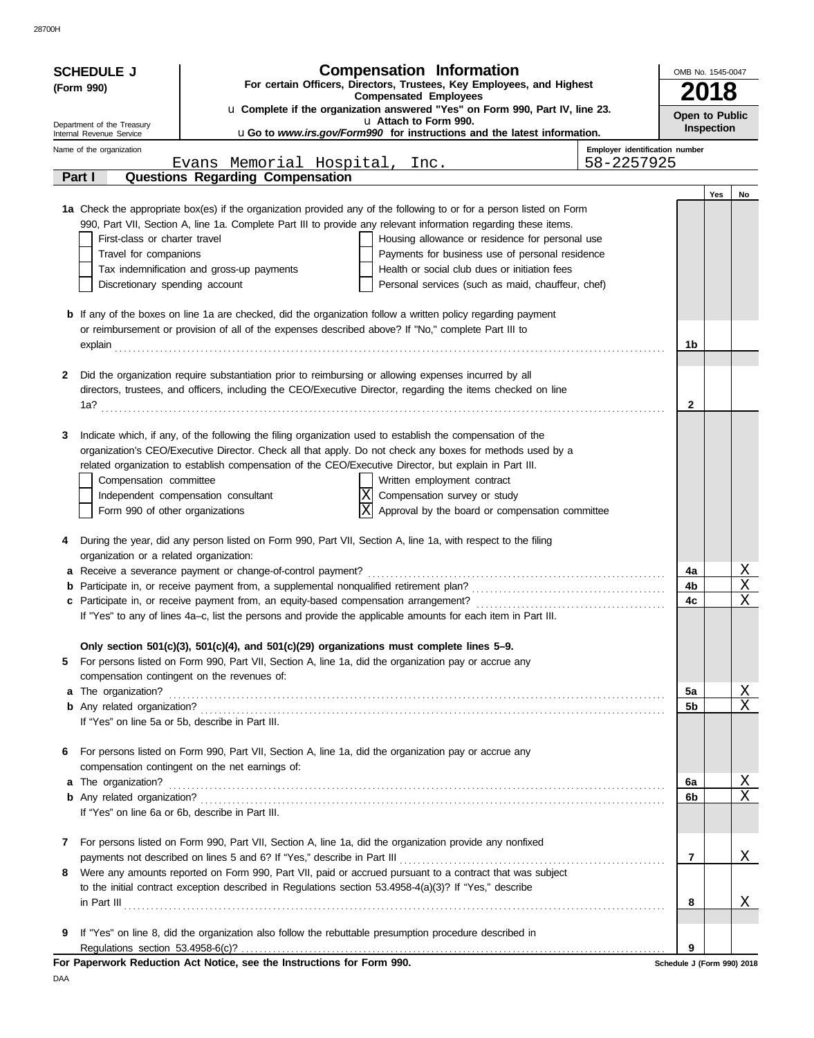28700H

# SCHEDULE J (Form 990)

Department of the Treasury
Internal Revenue Service

## Compensation Information

**For certain Officers, Directors, Trustees, Key Employees, and Highest Compensated Employees**

u **Complete if the organization answered "Yes" on Form 990, Part IV, line 23.**
u **Attach to Form 990.**
u **Go to *www.irs.gov/Form990* for instructions and the latest information.**

OMB No. 1545-0047

**2018**

**Open to Public Inspection**

Name of the organization: Evans Memorial Hospital, Inc.

Employer identification number: 58-2257925

## Part I — Questions Regarding Compensation

| | | Yes | No |
|---|---|---|---|
| **1a** Check the appropriate box(es) if the organization provided any of the following to or for a person listed on Form 990, Part VII, Section A, line 1a. Complete Part III to provide any relevant information regarding these items. | | | |
| [ ] First-class or charter travel &nbsp;&nbsp; [ ] Housing allowance or residence for personal use | | | |
| [ ] Travel for companions &nbsp;&nbsp; [ ] Payments for business use of personal residence | | | |
| [ ] Tax indemnification and gross-up payments &nbsp;&nbsp; [ ] Health or social club dues or initiation fees | | | |
| [ ] Discretionary spending account &nbsp;&nbsp; [ ] Personal services (such as maid, chauffeur, chef) | | | |
| **b** If any of the boxes on line 1a are checked, did the organization follow a written policy regarding payment or reimbursement or provision of all of the expenses described above? If "No," complete Part III to explain | 1b | | |
| **2** Did the organization require substantiation prior to reimbursing or allowing expenses incurred by all directors, trustees, and officers, including the CEO/Executive Director, regarding the items checked on line 1a? | 2 | | |
| **3** Indicate which, if any, of the following the filing organization used to establish the compensation of the organization's CEO/Executive Director. Check all that apply. Do not check any boxes for methods used by a related organization to establish compensation of the CEO/Executive Director, but explain in Part III. | | | |
| [ ] Compensation committee &nbsp;&nbsp; [ ] Written employment contract | | | |
| [ ] Independent compensation consultant &nbsp;&nbsp; [X] Compensation survey or study | | | |
| [ ] Form 990 of other organizations &nbsp;&nbsp; [X] Approval by the board or compensation committee | | | |
| **4** During the year, did any person listed on Form 990, Part VII, Section A, line 1a, with respect to the filing organization or a related organization: | | | |
| **a** Receive a severance payment or change-of-control payment? | 4a | | X |
| **b** Participate in, or receive payment from, a supplemental nonqualified retirement plan? | 4b | | X |
| **c** Participate in, or receive payment from, an equity-based compensation arrangement? | 4c | | X |
| If "Yes" to any of lines 4a–c, list the persons and provide the applicable amounts for each item in Part III. | | | |
| **Only section 501(c)(3), 501(c)(4), and 501(c)(29) organizations must complete lines 5–9.** | | | |
| **5** For persons listed on Form 990, Part VII, Section A, line 1a, did the organization pay or accrue any compensation contingent on the revenues of: | | | |
| **a** The organization? | 5a | | X |
| **b** Any related organization? | 5b | | X |
| If "Yes" on line 5a or 5b, describe in Part III. | | | |
| **6** For persons listed on Form 990, Part VII, Section A, line 1a, did the organization pay or accrue any compensation contingent on the net earnings of: | | | |
| **a** The organization? | 6a | | X |
| **b** Any related organization? | 6b | | X |
| If "Yes" on line 6a or 6b, describe in Part III. | | | |
| **7** For persons listed on Form 990, Part VII, Section A, line 1a, did the organization provide any nonfixed payments not described on lines 5 and 6? If "Yes," describe in Part III | 7 | | X |
| **8** Were any amounts reported on Form 990, Part VII, paid or accrued pursuant to a contract that was subject to the initial contract exception described in Regulations section 53.4958-4(a)(3)? If "Yes," describe in Part III | 8 | | X |
| **9** If "Yes" on line 8, did the organization also follow the rebuttable presumption procedure described in Regulations section 53.4958-6(c)? | 9 | | |

**For Paperwork Reduction Act Notice, see the Instructions for Form 990.**

Schedule J (Form 990) 2018

DAA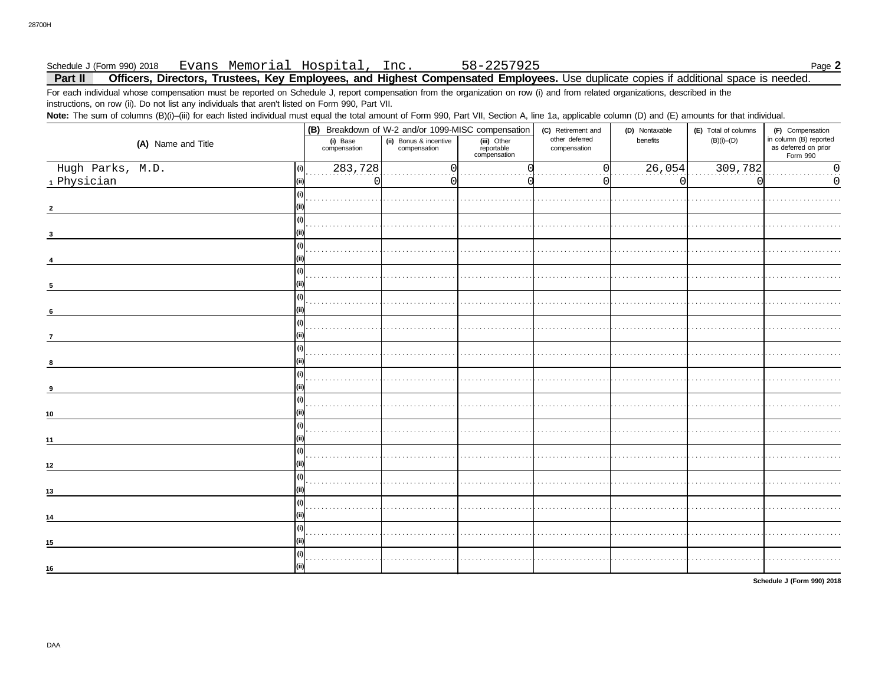Schedule J (Form 990) 2018 Evans Memorial Hospital, Inc. 58-2257925 Page **2**

## Part II Officers, Directors, Trustees, Key Employees, and Highest Compensated Employees. Use duplicate copies if additional space is needed.

For each individual whose compensation must be reported on Schedule J, report compensation from the organization on row (i) and from related organizations, described in the instructions, on row (ii). Do not list any individuals that aren't listed on Form 990, Part VII.

**Note:** The sum of columns (B)(i)–(iii) for each listed individual must equal the total amount of Form 990, Part VII, Section A, line 1a, applicable column (D) and (E) amounts for that individual.

| (A) Name and Title | | (B) Breakdown of W-2 and/or 1099-MISC compensation | | | (C) Retirement and other deferred compensation | (D) Nontaxable benefits | (E) Total of columns (B)(i)–(D) | (F) Compensation in column (B) reported as deferred on prior Form 990 |
|---|---|---|---|---|---|---|---|---|
| | | (i) Base compensation | (ii) Bonus & incentive compensation | (iii) Other reportable compensation | | | | |
| 1 Hugh Parks, M.D. | (i) | 283,728 | 0 | 0 | 0 | 26,054 | 309,782 | 0 |
| Physician | (ii) | 0 | 0 | 0 | 0 | 0 | 0 | 0 |
| 2 | (i) | | | | | | | |
| | (ii) | | | | | | | |
| 3 | (i) | | | | | | | |
| | (ii) | | | | | | | |
| 4 | (i) | | | | | | | |
| | (ii) | | | | | | | |
| 5 | (i) | | | | | | | |
| | (ii) | | | | | | | |
| 6 | (i) | | | | | | | |
| | (ii) | | | | | | | |
| 7 | (i) | | | | | | | |
| | (ii) | | | | | | | |
| 8 | (i) | | | | | | | |
| | (ii) | | | | | | | |
| 9 | (i) | | | | | | | |
| | (ii) | | | | | | | |
| 10 | (i) | | | | | | | |
| | (ii) | | | | | | | |
| 11 | (i) | | | | | | | |
| | (ii) | | | | | | | |
| 12 | (i) | | | | | | | |
| | (ii) | | | | | | | |
| 13 | (i) | | | | | | | |
| | (ii) | | | | | | | |
| 14 | (i) | | | | | | | |
| | (ii) | | | | | | | |
| 15 | (i) | | | | | | | |
| | (ii) | | | | | | | |
| 16 | (i) | | | | | | | |
| | (ii) | | | | | | | |

**Schedule J (Form 990) 2018**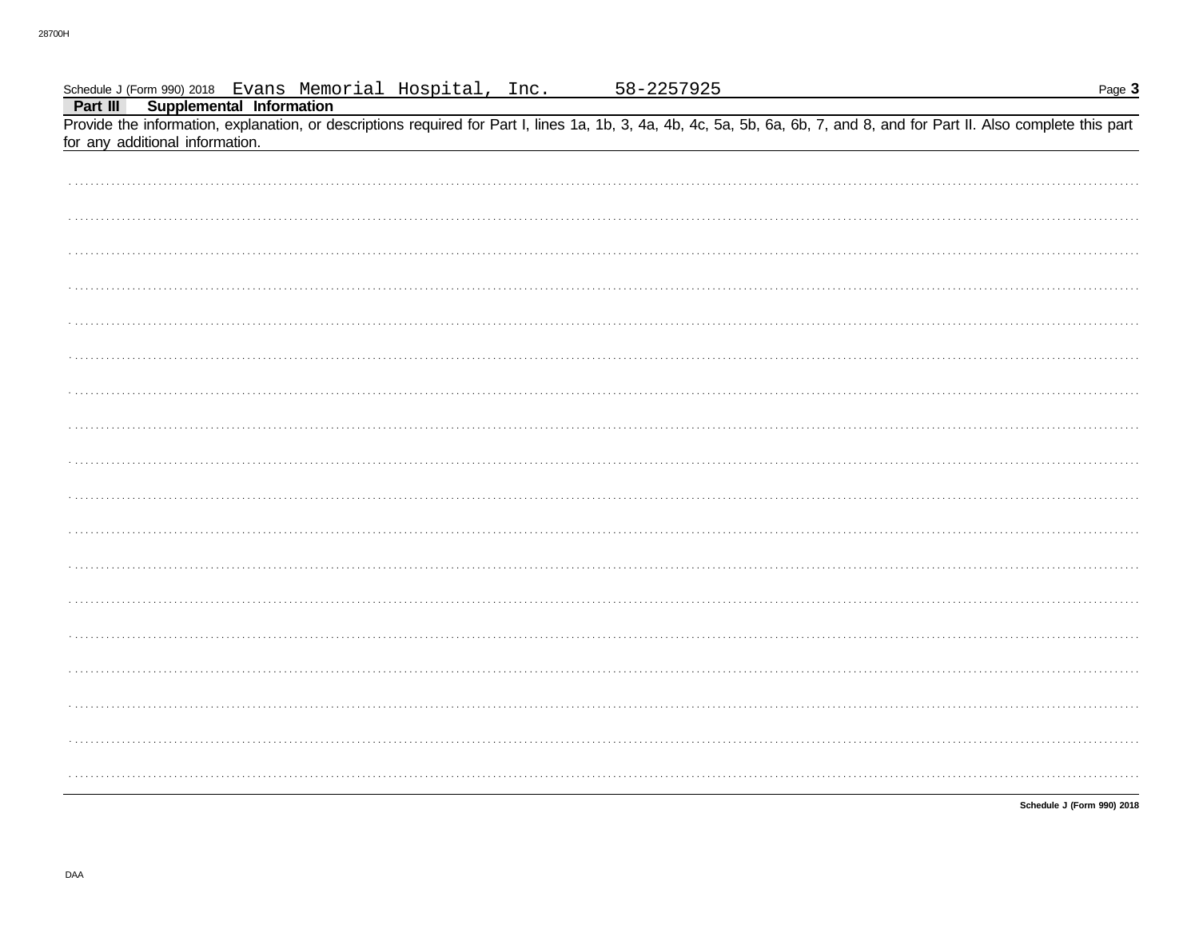Schedule J (Form 990) 2018 Evans Memorial Hospital, Inc. 58-2257925

## Part III Supplemental Information

Provide the information, explanation, or descriptions required for Part I, lines 1a, 1b, 3, 4a, 4b, 4c, 5a, 5b, 6a, 6b, 7, and 8, and for Part II. Also complete this part for any additional information.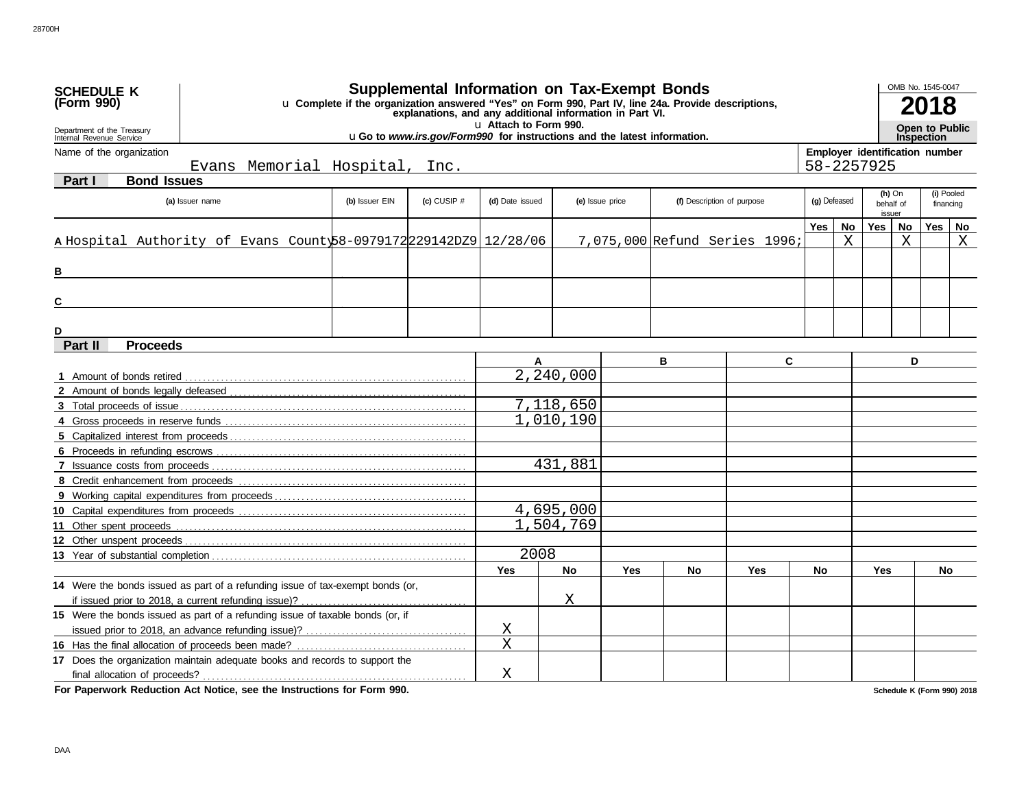**SCHEDULE K (Form 990)**

Department of the Treasury Internal Revenue Service

# Supplemental Information on Tax-Exempt Bonds

u Complete if the organization answered "Yes" on Form 990, Part IV, line 24a. Provide descriptions, explanations, and any additional information in Part VI.

u Attach to Form 990.

u Go to *www.irs.gov/Form990* for instructions and the latest information.

OMB No. 1545-0047

**2018**

**Open to Public Inspection**

Name of the organization: Evans Memorial Hospital, Inc.

Employer identification number: 58-2257925

## Part I Bond Issues

| | (a) Issuer name | (b) Issuer EIN | (c) CUSIP # | (d) Date issued | (e) Issue price | (f) Description of purpose | (g) Defeased Yes | (g) Defeased No | (h) On behalf of issuer Yes | (h) On behalf of issuer No | (i) Pooled financing Yes | (i) Pooled financing No |
|---|---|---|---|---|---|---|---|---|---|---|---|---|
| A | Hospital Authority of Evans County | 58-0979172 | 229142DZ9 | 12/28/06 | 7,075,000 | Refund Series 1996; | | X | | X | | X |
| B | | | | | | | | | | | | |
| C | | | | | | | | | | | | |
| D | | | | | | | | | | | | |

## Part II Proceeds

| | A | B | C | D |
|---|---|---|---|---|
| 1 Amount of bonds retired | 2,240,000 | | | |
| 2 Amount of bonds legally defeased | | | | |
| 3 Total proceeds of issue | 7,118,650 | | | |
| 4 Gross proceeds in reserve funds | 1,010,190 | | | |
| 5 Capitalized interest from proceeds | | | | |
| 6 Proceeds in refunding escrows | | | | |
| 7 Issuance costs from proceeds | 431,881 | | | |
| 8 Credit enhancement from proceeds | | | | |
| 9 Working capital expenditures from proceeds | | | | |
| 10 Capital expenditures from proceeds | 4,695,000 | | | |
| 11 Other spent proceeds | 1,504,769 | | | |
| 12 Other unspent proceeds | | | | |
| 13 Year of substantial completion | 2008 | | | |

| | A Yes | A No | B Yes | B No | C Yes | C No | D Yes | D No |
|---|---|---|---|---|---|---|---|---|
| 14 Were the bonds issued as part of a refunding issue of tax-exempt bonds (or, if issued prior to 2018, a current refunding issue)? | | X | | | | | | |
| 15 Were the bonds issued as part of a refunding issue of taxable bonds (or, if issued prior to 2018, an advance refunding issue)? | X | | | | | | | |
| 16 Has the final allocation of proceeds been made? | X | | | | | | | |
| 17 Does the organization maintain adequate books and records to support the final allocation of proceeds? | X | | | | | | | |

**For Paperwork Reduction Act Notice, see the Instructions for Form 990.**

Schedule K (Form 990) 2018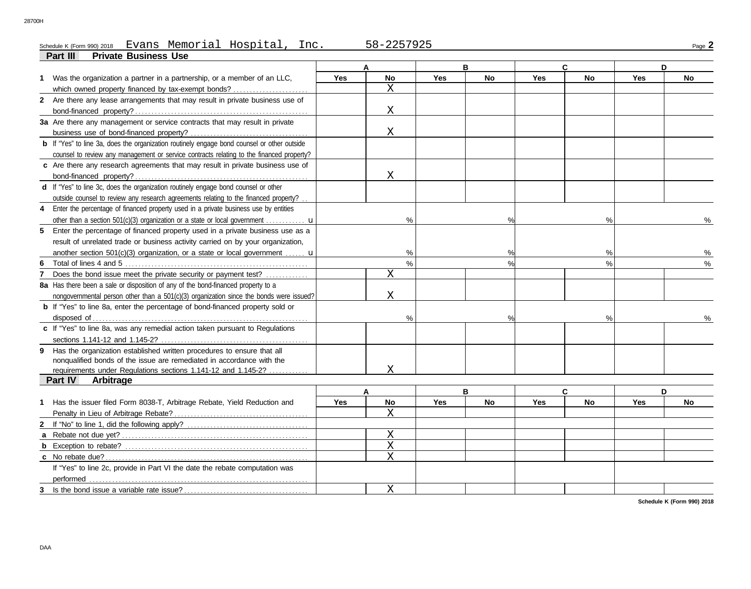Schedule K (Form 990) 2018 Evans Memorial Hospital, Inc. 58-2257925

## Part III Private Business Use

| | A | | B | | C | | D | |
|---|---|---|---|---|---|---|---|---|
| | Yes | No | Yes | No | Yes | No | Yes | No |
| **1** Was the organization a partner in a partnership, or a member of an LLC, which owned property financed by tax-exempt bonds? | | X | | | | | | |
| **2** Are there any lease arrangements that may result in private business use of bond-financed property? | | X | | | | | | |
| **3a** Are there any management or service contracts that may result in private business use of bond-financed property? | | X | | | | | | |
| **b** If "Yes" to line 3a, does the organization routinely engage bond counsel or other outside counsel to review any management or service contracts relating to the financed property? | | | | | | | | |
| **c** Are there any research agreements that may result in private business use of bond-financed property? | | X | | | | | | |
| **d** If "Yes" to line 3c, does the organization routinely engage bond counsel or other outside counsel to review any research agreements relating to the financed property? | | | | | | | | |
| **4** Enter the percentage of financed property used in a private business use by entities other than a section 501(c)(3) organization or a state or local government u | | % | | % | | % | | % |
| **5** Enter the percentage of financed property used in a private business use as a result of unrelated trade or business activity carried on by your organization, another section 501(c)(3) organization, or a state or local government u | | % | | % | | % | | % |
| **6** Total of lines 4 and 5 | | % | | % | | % | | % |
| **7** Does the bond issue meet the private security or payment test? | | X | | | | | | |
| **8a** Has there been a sale or disposition of any of the bond-financed property to a nongovernmental person other than a 501(c)(3) organization since the bonds were issued? | | X | | | | | | |
| **b** If "Yes" to line 8a, enter the percentage of bond-financed property sold or disposed of | | % | | % | | % | | % |
| **c** If "Yes" to line 8a, was any remedial action taken pursuant to Regulations sections 1.141-12 and 1.145-2? | | | | | | | | |
| **9** Has the organization established written procedures to ensure that all nonqualified bonds of the issue are remediated in accordance with the requirements under Regulations sections 1.141-12 and 1.145-2? | | X | | | | | | |

## Part IV Arbitrage

| | A | | B | | C | | D | |
|---|---|---|---|---|---|---|---|---|
| | Yes | No | Yes | No | Yes | No | Yes | No |
| **1** Has the issuer filed Form 8038-T, Arbitrage Rebate, Yield Reduction and Penalty in Lieu of Arbitrage Rebate? | | X | | | | | | |
| **2** If "No" to line 1, did the following apply? | | | | | | | | |
| **a** Rebate not due yet? | | X | | | | | | |
| **b** Exception to rebate? | | X | | | | | | |
| **c** No rebate due? | | X | | | | | | |
| If "Yes" to line 2c, provide in Part VI the date the rebate computation was performed | | | | | | | | |
| **3** Is the bond issue a variable rate issue? | | X | | | | | | |

Schedule K (Form 990) 2018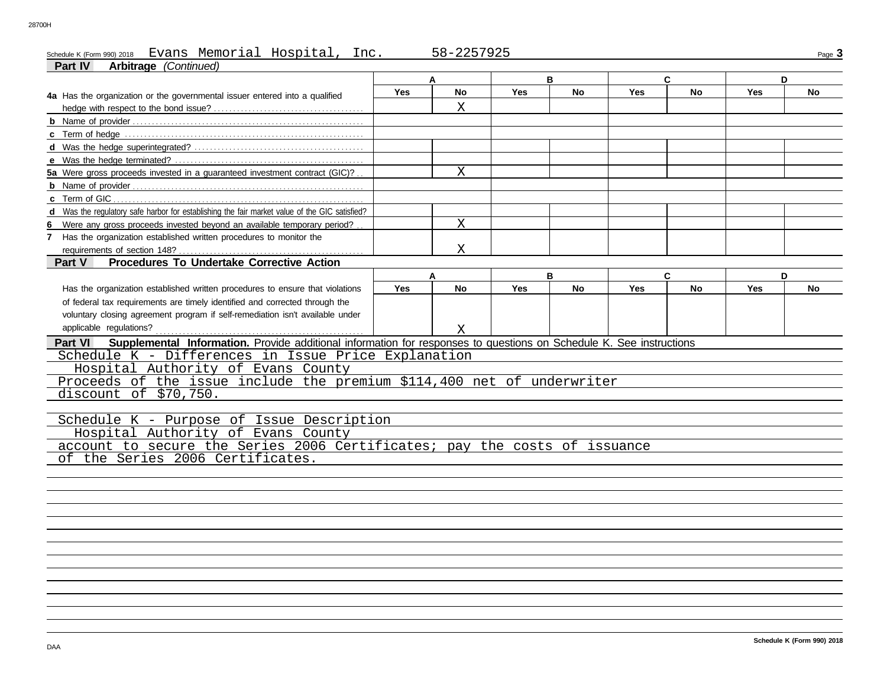Schedule K (Form 990) 2018 Evans Memorial Hospital, Inc. 58-2257925

## Part IV Arbitrage *(Continued)*

| | A | | B | | C | | D | |
|---|---|---|---|---|---|---|---|---|
| | Yes | No | Yes | No | Yes | No | Yes | No |
| **4a** Has the organization or the governmental issuer entered into a qualified hedge with respect to the bond issue? | | X | | | | | | |
| **b** Name of provider | | | | | | | | |
| **c** Term of hedge | | | | | | | | |
| **d** Was the hedge superintegrated? | | | | | | | | |
| **e** Was the hedge terminated? | | | | | | | | |
| **5a** Were gross proceeds invested in a guaranteed investment contract (GIC)? | | X | | | | | | |
| **b** Name of provider | | | | | | | | |
| **c** Term of GIC | | | | | | | | |
| **d** Was the regulatory safe harbor for establishing the fair market value of the GIC satisfied? | | | | | | | | |
| **6** Were any gross proceeds invested beyond an available temporary period? | | X | | | | | | |
| **7** Has the organization established written procedures to monitor the requirements of section 148? | | X | | | | | | |

## Part V Procedures To Undertake Corrective Action

| | A | | B | | C | | D | |
|---|---|---|---|---|---|---|---|---|
| | Yes | No | Yes | No | Yes | No | Yes | No |
| Has the organization established written procedures to ensure that violations of federal tax requirements are timely identified and corrected through the voluntary closing agreement program if self-remediation isn't available under applicable regulations? | | X | | | | | | |

## Part VI Supplemental Information. Provide additional information for responses to questions on Schedule K. See instructions

Schedule K - Differences in Issue Price Explanation

Hospital Authority of Evans County

Proceeds of the issue include the premium $114,400 net of underwriter discount of $70,750.

Schedule K - Purpose of Issue Description

Hospital Authority of Evans County

account to secure the Series 2006 Certificates; pay the costs of issuance of the Series 2006 Certificates.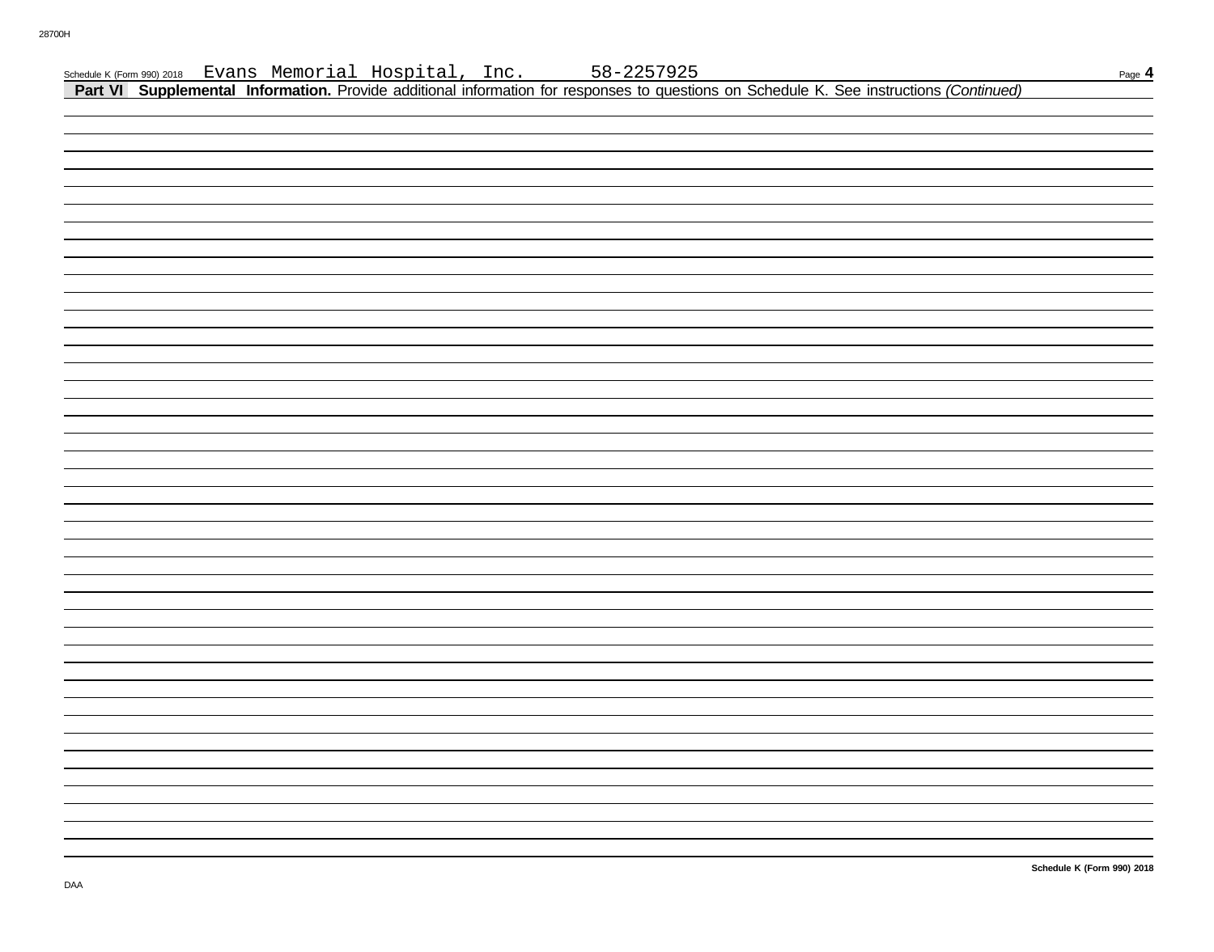Schedule K (Form 990) 2018 Evans Memorial Hospital, Inc. 58-2257925

**Part VI Supplemental Information.** Provide additional information for responses to questions on Schedule K. See instructions *(Continued)*

DAA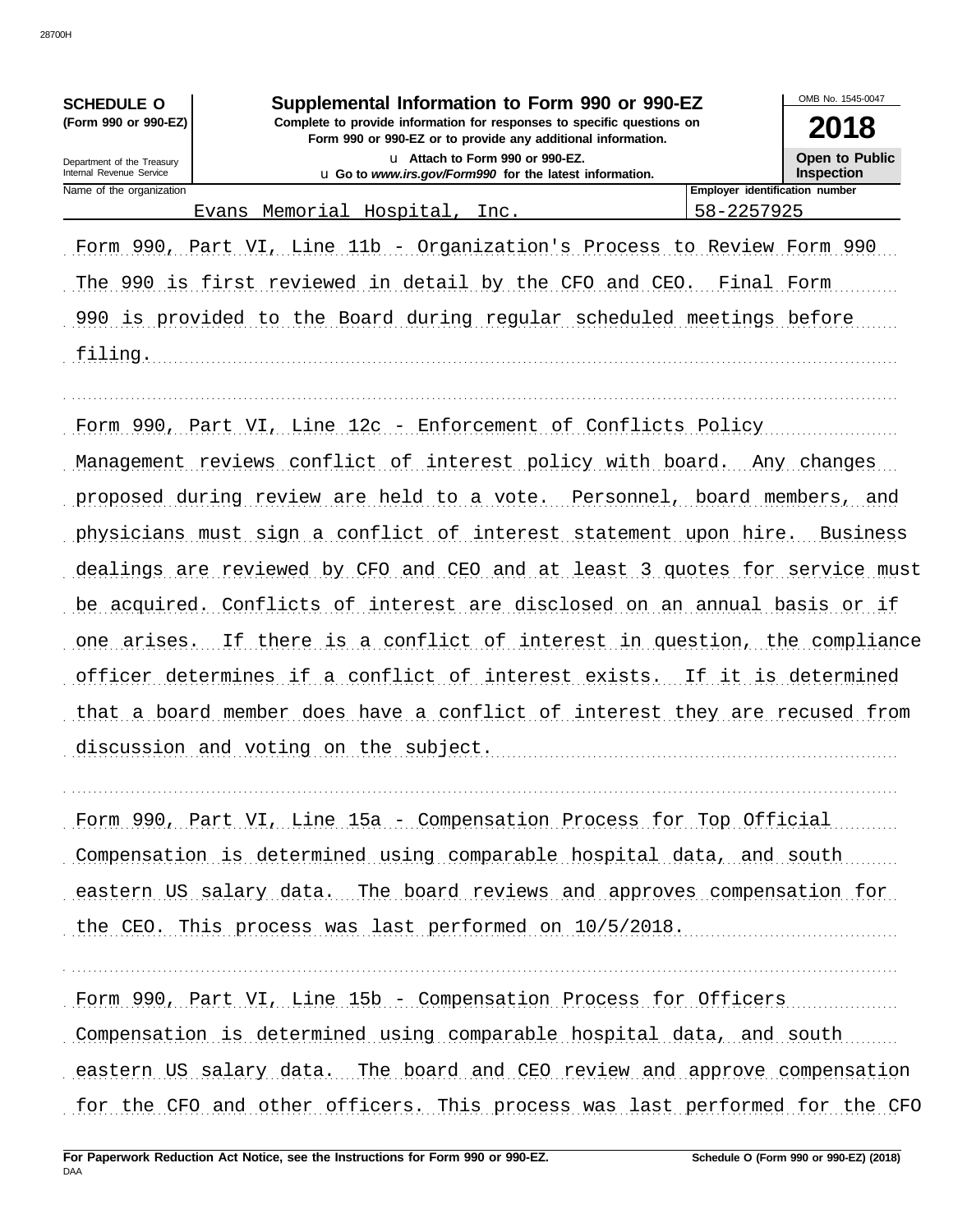**SCHEDULE O**
**(Form 990 or 990-EZ)**

Department of the Treasury
Internal Revenue Service

# Supplemental Information to Form 990 or 990-EZ

**Complete to provide information for responses to specific questions on Form 990 or 990-EZ or to provide any additional information.**

u **Attach to Form 990 or 990-EZ.**
u **Go to *www.irs.gov/Form990* for the latest information.**

OMB No. 1545-0047

**2018**

**Open to Public Inspection**

| Name of the organization | Employer identification number |
| --- | --- |
| Evans Memorial Hospital, Inc. | 58-2257925 |

Form 990, Part VI, Line 11b - Organization's Process to Review Form 990
The 990 is first reviewed in detail by the CFO and CEO. Final Form 990 is provided to the Board during regular scheduled meetings before filing.

Form 990, Part VI, Line 12c - Enforcement of Conflicts Policy
Management reviews conflict of interest policy with board. Any changes proposed during review are held to a vote. Personnel, board members, and physicians must sign a conflict of interest statement upon hire. Business dealings are reviewed by CFO and CEO and at least 3 quotes for service must be acquired. Conflicts of interest are disclosed on an annual basis or if one arises. If there is a conflict of interest in question, the compliance officer determines if a conflict of interest exists. If it is determined that a board member does have a conflict of interest they are recused from discussion and voting on the subject.

Form 990, Part VI, Line 15a - Compensation Process for Top Official
Compensation is determined using comparable hospital data, and south eastern US salary data. The board reviews and approves compensation for the CEO. This process was last performed on 10/5/2018.

Form 990, Part VI, Line 15b - Compensation Process for Officers
Compensation is determined using comparable hospital data, and south eastern US salary data. The board and CEO review and approve compensation for the CFO and other officers. This process was last performed for the CFO

**For Paperwork Reduction Act Notice, see the Instructions for Form 990 or 990-EZ.** **Schedule O (Form 990 or 990-EZ) (2018)**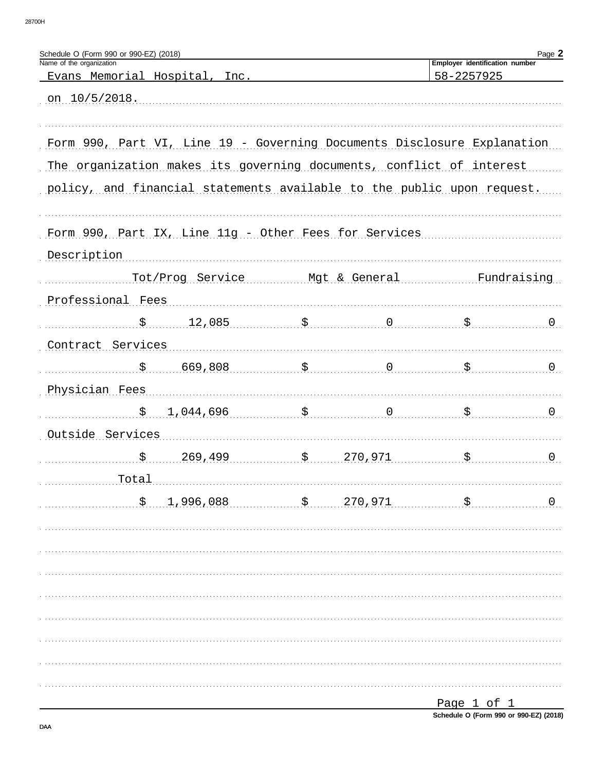Schedule O (Form 990 or 990-EZ) (2018) Page **2**

| Name of the organization | Employer identification number |
|---|---|
| Evans Memorial Hospital, Inc. | 58-2257925 |

on 10/5/2018.

Form 990, Part VI, Line 19 - Governing Documents Disclosure Explanation

The organization makes its governing documents, conflict of interest policy, and financial statements available to the public upon request.

Form 990, Part IX, Line 11g - Other Fees for Services

| Description | Tot/Prog Service | Mgt & General | Fundraising |
|---|---|---|---|
| Professional Fees | $ 12,085 | $ 0 | $ 0 |
| Contract Services | $ 669,808 | $ 0 | $ 0 |
| Physician Fees | $ 1,044,696 | $ 0 | $ 0 |
| Outside Services | $ 269,499 | $ 270,971 | $ 0 |
| Total | $ 1,996,088 | $ 270,971 | $ 0 |

Page 1 of 1

Schedule O (Form 990 or 990-EZ) (2018)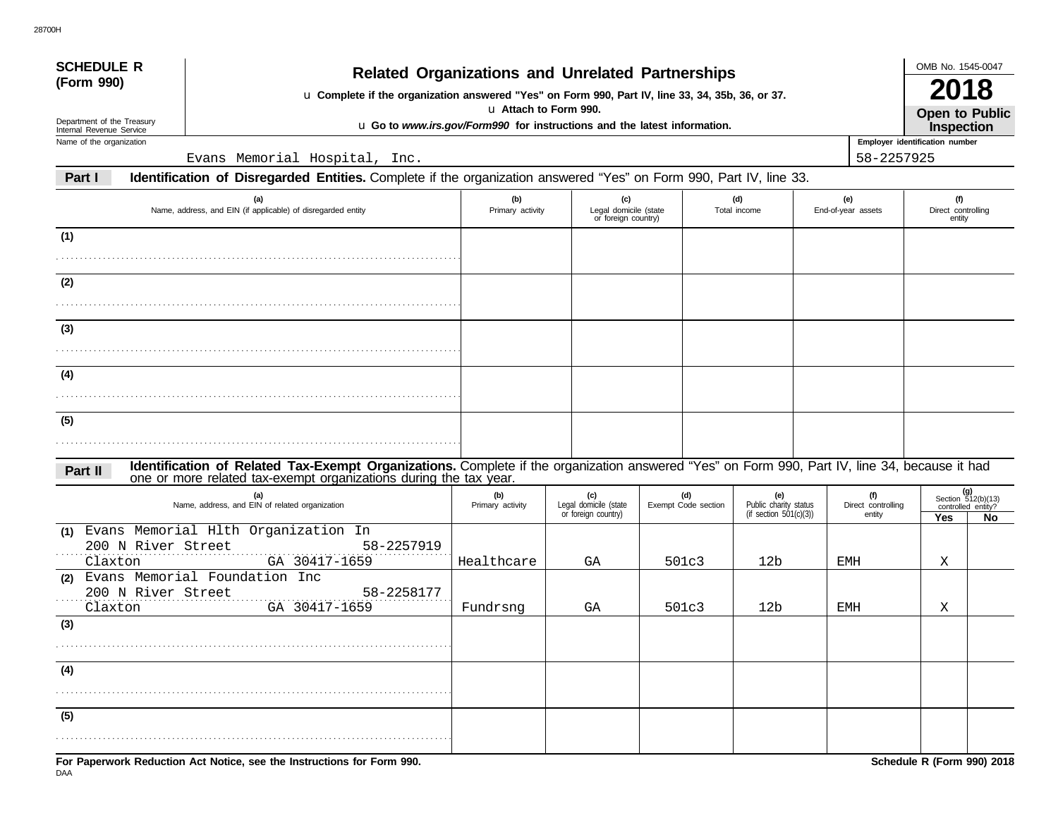28700H

# SCHEDULE R (Form 990)

## Related Organizations and Unrelated Partnerships

u Complete if the organization answered "Yes" on Form 990, Part IV, line 33, 34, 35b, 36, or 37.

u Attach to Form 990.

u Go to *www.irs.gov/Form990* for instructions and the latest information.

OMB No. 1545-0047

**2018**

**Open to Public Inspection**

Department of the Treasury
Internal Revenue Service

Name of the organization: Evans Memorial Hospital, Inc.

Employer identification number: 58-2257925

### Part I — Identification of Disregarded Entities. Complete if the organization answered "Yes" on Form 990, Part IV, line 33.

| (a) Name, address, and EIN (if applicable) of disregarded entity | (b) Primary activity | (c) Legal domicile (state or foreign country) | (d) Total income | (e) End-of-year assets | (f) Direct controlling entity |
|---|---|---|---|---|---|
| (1) | | | | | |
| (2) | | | | | |
| (3) | | | | | |
| (4) | | | | | |
| (5) | | | | | |

### Part II — Identification of Related Tax-Exempt Organizations. Complete if the organization answered "Yes" on Form 990, Part IV, line 34, because it had one or more related tax-exempt organizations during the tax year.

| (a) Name, address, and EIN of related organization | (b) Primary activity | (c) Legal domicile (state or foreign country) | (d) Exempt Code section | (e) Public charity status (if section 501(c)(3)) | (f) Direct controlling entity | (g) Section 512(b)(13) controlled entity? Yes | No |
|---|---|---|---|---|---|---|---|
| (1) Evans Memorial Hlth Organization In, 200 N River Street, Claxton GA 30417-1659, 58-2257919 | Healthcare | GA | 501c3 | 12b | EMH | X | |
| (2) Evans Memorial Foundation Inc, 200 N River Street, Claxton GA 30417-1659, 58-2258177 | Fundrsng | GA | 501c3 | 12b | EMH | X | |
| (3) | | | | | | | |
| (4) | | | | | | | |
| (5) | | | | | | | |

**For Paperwork Reduction Act Notice, see the Instructions for Form 990.**

DAA

**Schedule R (Form 990) 2018**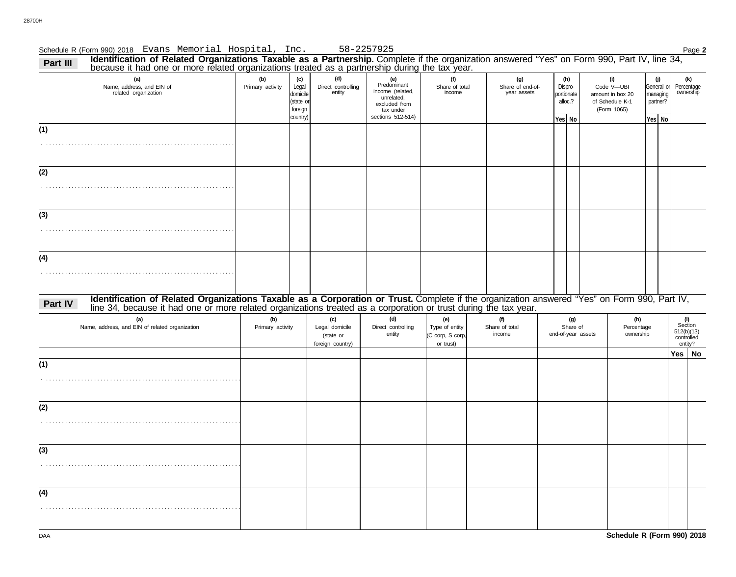Schedule R (Form 990) 2018 Evans Memorial Hospital, Inc. 58-2257925

## Part III Identification of Related Organizations Taxable as a Partnership.

Complete if the organization answered "Yes" on Form 990, Part IV, line 34, because it had one or more related organizations treated as a partnership during the tax year.

| (a) Name, address, and EIN of related organization | (b) Primary activity | (c) Legal domicile (state or foreign country) | (d) Direct controlling entity | (e) Predominant income (related, unrelated, excluded from tax under sections 512-514) | (f) Share of total income | (g) Share of end-of-year assets | (h) Dispro-portionate alloc.? Yes | No | (i) Code V—UBI amount in box 20 of Schedule K-1 (Form 1065) | (j) General or managing partner? Yes | No | (k) Percentage ownership |
|---|---|---|---|---|---|---|---|---|---|---|---|---|
| (1) | | | | | | | | | | | | |
| (2) | | | | | | | | | | | | |
| (3) | | | | | | | | | | | | |
| (4) | | | | | | | | | | | | |

## Part IV Identification of Related Organizations Taxable as a Corporation or Trust.

Complete if the organization answered "Yes" on Form 990, Part IV, line 34, because it had one or more related organizations treated as a corporation or trust during the tax year.

| (a) Name, address, and EIN of related organization | (b) Primary activity | (c) Legal domicile (state or foreign country) | (d) Direct controlling entity | (e) Type of entity (C corp, S corp, or trust) | (f) Share of total income | (g) Share of end-of-year assets | (h) Percentage ownership | (i) Section 512(b)(13) controlled entity? Yes | No |
|---|---|---|---|---|---|---|---|---|---|
| (1) | | | | | | | | | |
| (2) | | | | | | | | | |
| (3) | | | | | | | | | |
| (4) | | | | | | | | | |

Schedule R (Form 990) 2018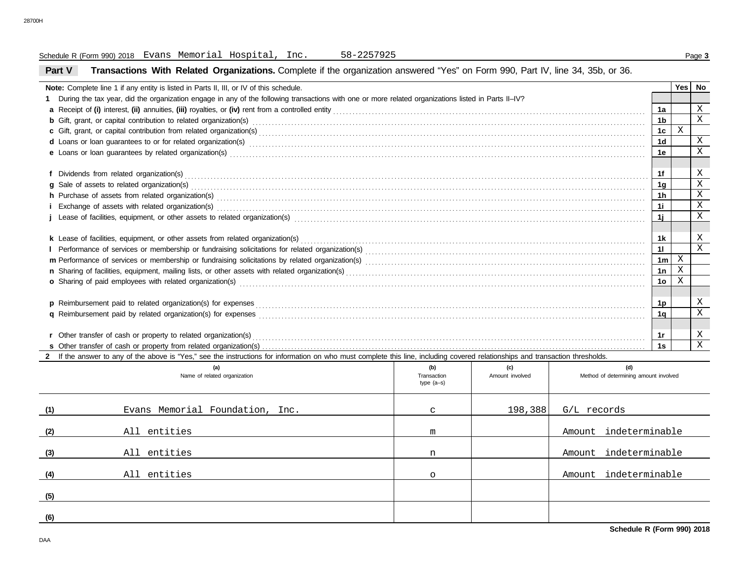Schedule R (Form 990) 2018 Evans Memorial Hospital, Inc. 58-2257925

## Part V Transactions With Related Organizations.

Complete if the organization answered "Yes" on Form 990, Part IV, line 34, 35b, or 36.

**Note:** Complete line 1 if any entity is listed in Parts II, III, or IV of this schedule.

| | | | Yes | No |
|---|---|---|---|---|
| **1** | During the tax year, did the organization engage in any of the following transactions with one or more related organizations listed in Parts II–IV? | | | |
| **a** | Receipt of **(i)** interest, **(ii)** annuities, **(iii)** royalties, or **(iv)** rent from a controlled entity | **1a** | | X |
| **b** | Gift, grant, or capital contribution to related organization(s) | **1b** | | X |
| **c** | Gift, grant, or capital contribution from related organization(s) | **1c** | X | |
| **d** | Loans or loan guarantees to or for related organization(s) | **1d** | | X |
| **e** | Loans or loan guarantees by related organization(s) | **1e** | | X |
| **f** | Dividends from related organization(s) | **1f** | | X |
| **g** | Sale of assets to related organization(s) | **1g** | | X |
| **h** | Purchase of assets from related organization(s) | **1h** | | X |
| **i** | Exchange of assets with related organization(s) | **1i** | | X |
| **j** | Lease of facilities, equipment, or other assets to related organization(s) | **1j** | | X |
| **k** | Lease of facilities, equipment, or other assets from related organization(s) | **1k** | | X |
| **l** | Performance of services or membership or fundraising solicitations for related organization(s) | **1l** | | X |
| **m** | Performance of services or membership or fundraising solicitations by related organization(s) | **1m** | X | |
| **n** | Sharing of facilities, equipment, mailing lists, or other assets with related organization(s) | **1n** | X | |
| **o** | Sharing of paid employees with related organization(s) | **1o** | X | |
| **p** | Reimbursement paid to related organization(s) for expenses | **1p** | | X |
| **q** | Reimbursement paid by related organization(s) for expenses | **1q** | | X |
| **r** | Other transfer of cash or property to related organization(s) | **1r** | | X |
| **s** | Other transfer of cash or property from related organization(s) | **1s** | | X |

**2** If the answer to any of the above is "Yes," see the instructions for information on who must complete this line, including covered relationships and transaction thresholds.

| | (a) Name of related organization | (b) Transaction type (a–s) | (c) Amount involved | (d) Method of determining amount involved |
|---|---|---|---|---|
| **(1)** | Evans Memorial Foundation, Inc. | c | 198,388 | G/L records |
| **(2)** | All entities | m | | Amount indeterminable |
| **(3)** | All entities | n | | Amount indeterminable |
| **(4)** | All entities | o | | Amount indeterminable |
| **(5)** | | | | |
| **(6)** | | | | |

**Schedule R (Form 990) 2018**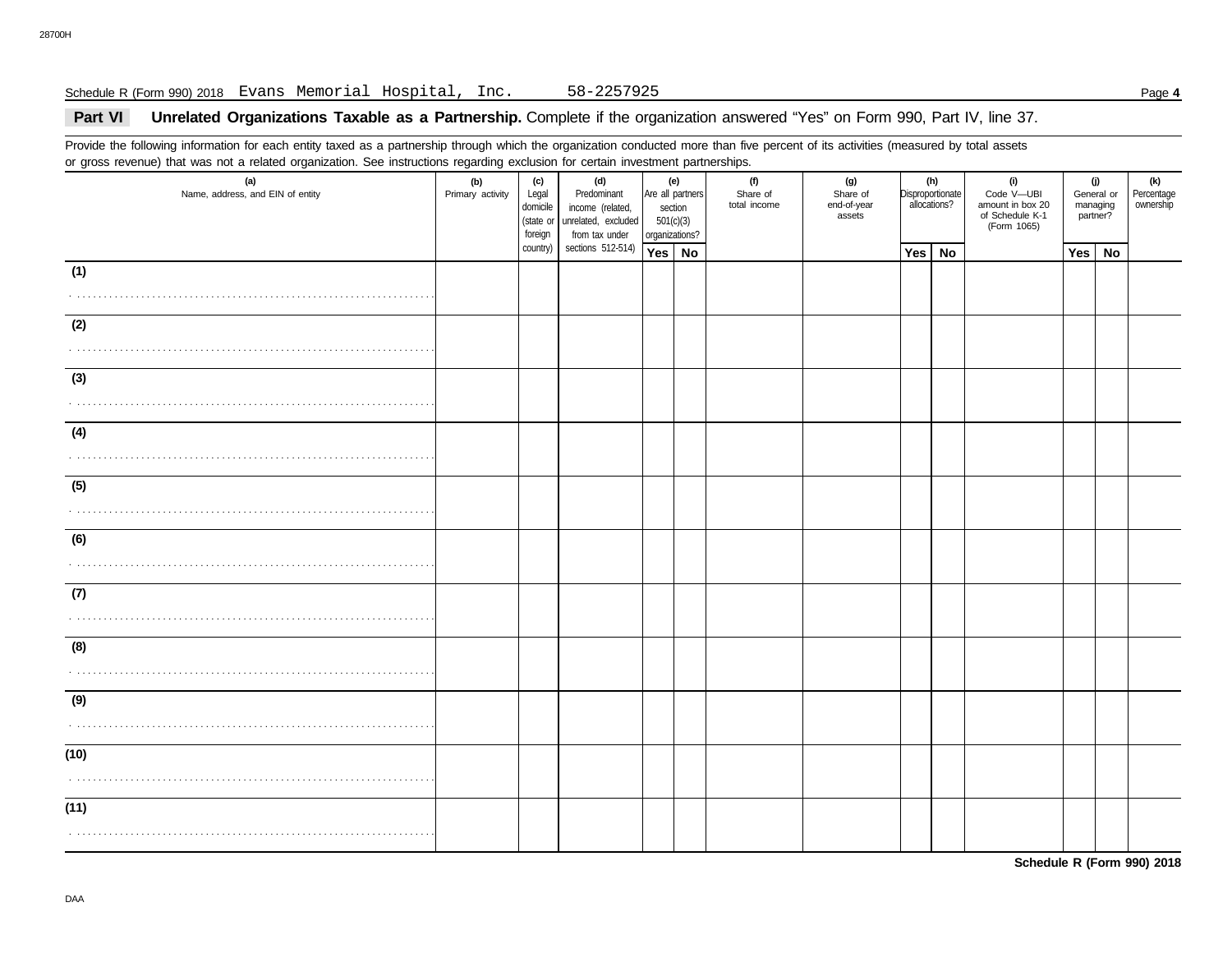Schedule R (Form 990) 2018 Evans Memorial Hospital, Inc. 58-2257925

## Part VI Unrelated Organizations Taxable as a Partnership. Complete if the organization answered "Yes" on Form 990, Part IV, line 37.

Provide the following information for each entity taxed as a partnership through which the organization conducted more than five percent of its activities (measured by total assets or gross revenue) that was not a related organization. See instructions regarding exclusion for certain investment partnerships.

| (a) Name, address, and EIN of entity | (b) Primary activity | (c) Legal domicile (state or foreign country) | (d) Predominant income (related, unrelated, excluded from tax under sections 512-514) | (e) Are all partners section 501(c)(3) organizations? | | (f) Share of total income | (g) Share of end-of-year assets | (h) Disproportionate allocations? | | (i) Code V—UBI amount in box 20 of Schedule K-1 (Form 1065) | (j) General or managing partner? | | (k) Percentage ownership |
|---|---|---|---|---|---|---|---|---|---|---|---|---|---|
| | | | | Yes | No | | | Yes | No | | Yes | No | |
| (1) | | | | | | | | | | | | | |
| (2) | | | | | | | | | | | | | |
| (3) | | | | | | | | | | | | | |
| (4) | | | | | | | | | | | | | |
| (5) | | | | | | | | | | | | | |
| (6) | | | | | | | | | | | | | |
| (7) | | | | | | | | | | | | | |
| (8) | | | | | | | | | | | | | |
| (9) | | | | | | | | | | | | | |
| (10) | | | | | | | | | | | | | |
| (11) | | | | | | | | | | | | | |

**Schedule R (Form 990) 2018**

DAA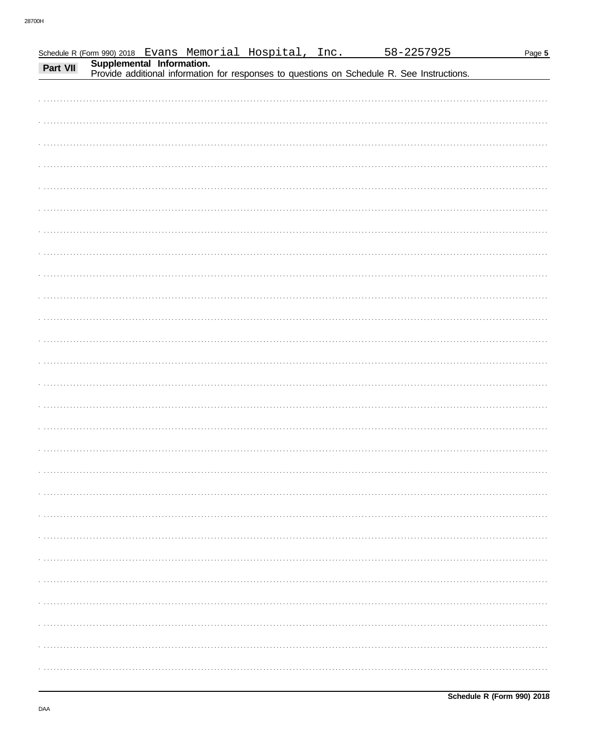Schedule R (Form 990) 2018 Evans Memorial Hospital, Inc. 58-2257925

**Part VII** **Supplemental Information.**
Provide additional information for responses to questions on Schedule R. See Instructions.

**Schedule R (Form 990) 2018**

DAA